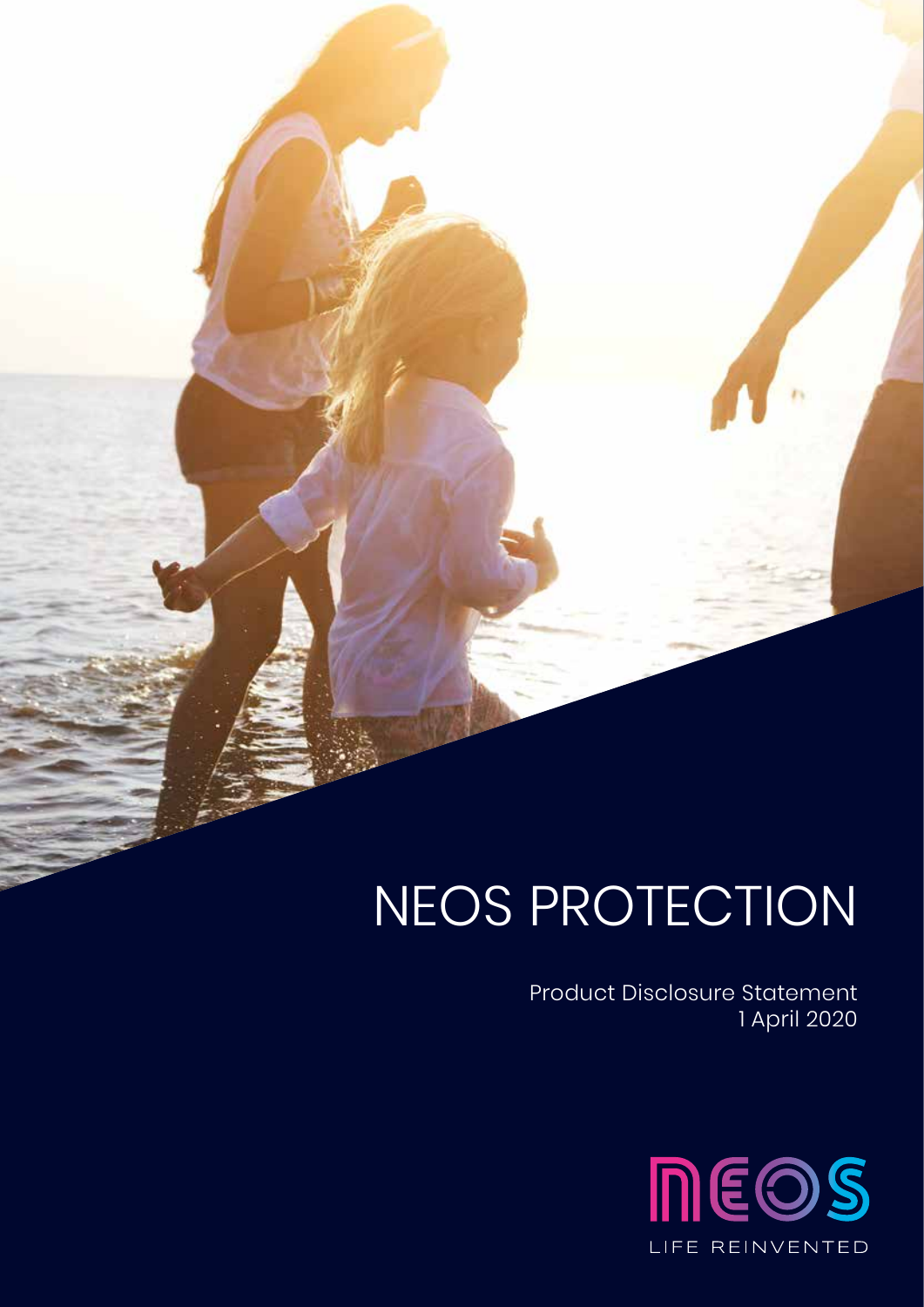# NEOS PROTECTION

Product Disclosure Statement
1 April 2020

NEOS
LIFE REINVENTED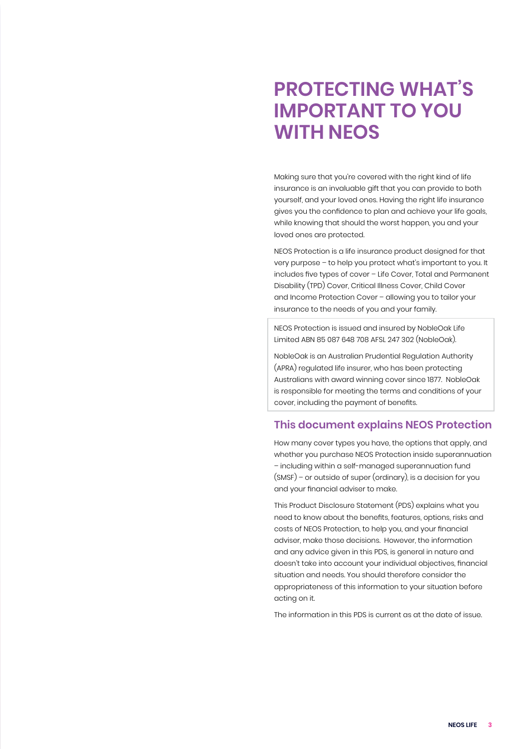# PROTECTING WHAT'S IMPORTANT TO YOU WITH NEOS

Making sure that you're covered with the right kind of life insurance is an invaluable gift that you can provide to both yourself, and your loved ones. Having the right life insurance gives you the confidence to plan and achieve your life goals, while knowing that should the worst happen, you and your loved ones are protected.

NEOS Protection is a life insurance product designed for that very purpose – to help you protect what's important to you. It includes five types of cover – Life Cover, Total and Permanent Disability (TPD) Cover, Critical Illness Cover, Child Cover and Income Protection Cover – allowing you to tailor your insurance to the needs of you and your family.

NEOS Protection is issued and insured by NobleOak Life Limited ABN 85 087 648 708 AFSL 247 302 (NobleOak).

NobleOak is an Australian Prudential Regulation Authority (APRA) regulated life insurer, who has been protecting Australians with award winning cover since 1877. NobleOak is responsible for meeting the terms and conditions of your cover, including the payment of benefits.

## This document explains NEOS Protection

How many cover types you have, the options that apply, and whether you purchase NEOS Protection inside superannuation – including within a self-managed superannuation fund (SMSF) – or outside of super (ordinary), is a decision for you and your financial adviser to make.

This Product Disclosure Statement (PDS) explains what you need to know about the benefits, features, options, risks and costs of NEOS Protection, to help you, and your financial adviser, make those decisions. However, the information and any advice given in this PDS, is general in nature and doesn't take into account your individual objectives, financial situation and needs. You should therefore consider the appropriateness of this information to your situation before acting on it.

The information in this PDS is current as at the date of issue.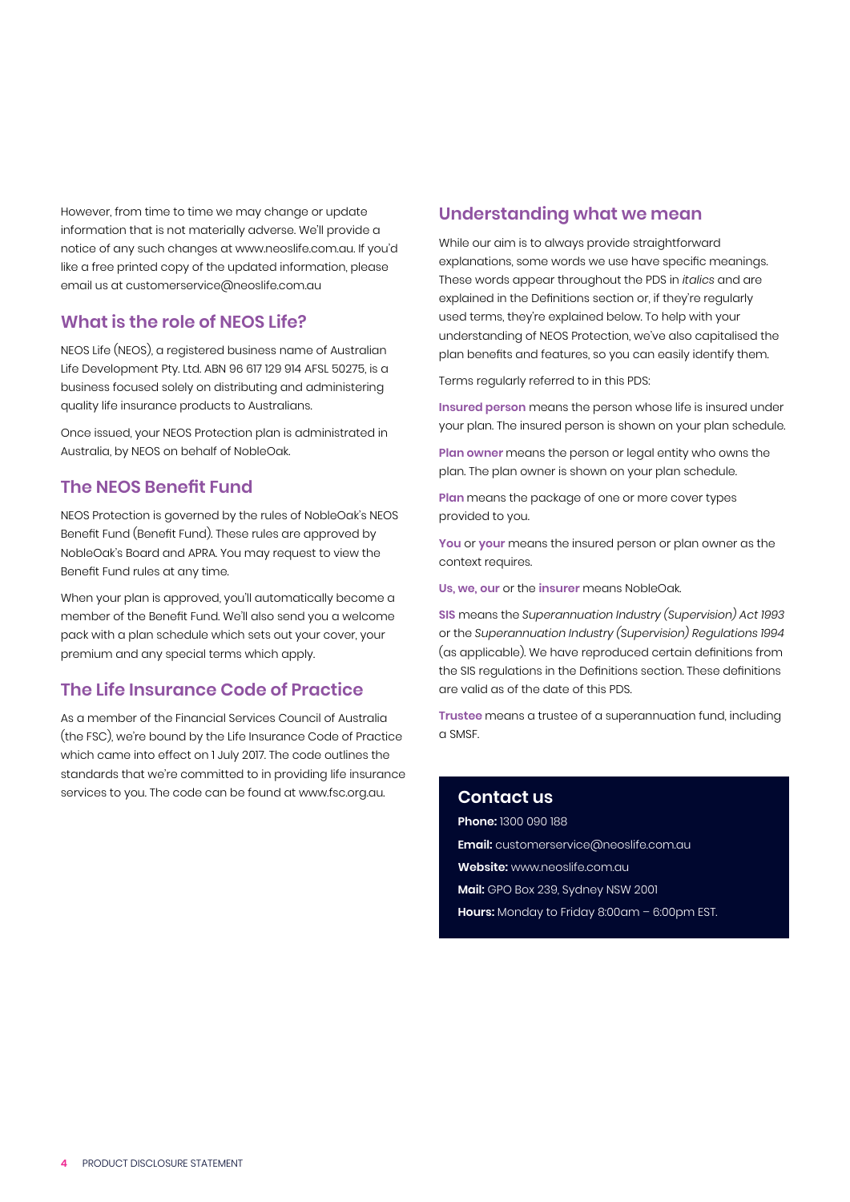However, from time to time we may change or update information that is not materially adverse. We'll provide a notice of any such changes at www.neoslife.com.au. If you'd like a free printed copy of the updated information, please email us at customerservice@neoslife.com.au

## What is the role of NEOS Life?

NEOS Life (NEOS), a registered business name of Australian Life Development Pty. Ltd. ABN 96 617 129 914 AFSL 50275, is a business focused solely on distributing and administering quality life insurance products to Australians.

Once issued, your NEOS Protection plan is administrated in Australia, by NEOS on behalf of NobleOak.

## The NEOS Benefit Fund

NEOS Protection is governed by the rules of NobleOak's NEOS Benefit Fund (Benefit Fund). These rules are approved by NobleOak's Board and APRA. You may request to view the Benefit Fund rules at any time.

When your plan is approved, you'll automatically become a member of the Benefit Fund. We'll also send you a welcome pack with a plan schedule which sets out your cover, your premium and any special terms which apply.

## The Life Insurance Code of Practice

As a member of the Financial Services Council of Australia (the FSC), we're bound by the Life Insurance Code of Practice which came into effect on 1 July 2017. The code outlines the standards that we're committed to in providing life insurance services to you. The code can be found at www.fsc.org.au.

## Understanding what we mean

While our aim is to always provide straightforward explanations, some words we use have specific meanings. These words appear throughout the PDS in *italics* and are explained in the Definitions section or, if they're regularly used terms, they're explained below. To help with your understanding of NEOS Protection, we've also capitalised the plan benefits and features, so you can easily identify them.

Terms regularly referred to in this PDS:

**Insured person** means the person whose life is insured under your plan. The insured person is shown on your plan schedule.

**Plan owner** means the person or legal entity who owns the plan. The plan owner is shown on your plan schedule.

**Plan** means the package of one or more cover types provided to you.

**You** or **your** means the insured person or plan owner as the context requires.

**Us, we, our** or the **insurer** means NobleOak.

**SIS** means the *Superannuation Industry (Supervision) Act 1993* or the *Superannuation Industry (Supervision) Regulations 1994* (as applicable). We have reproduced certain definitions from the SIS regulations in the Definitions section. These definitions are valid as of the date of this PDS.

**Trustee** means a trustee of a superannuation fund, including a SMSF.

### Contact us

**Phone:** 1300 090 188
**Email:** customerservice@neoslife.com.au
**Website:** www.neoslife.com.au
**Mail:** GPO Box 239, Sydney NSW 2001
**Hours:** Monday to Friday 8:00am – 6:00pm EST.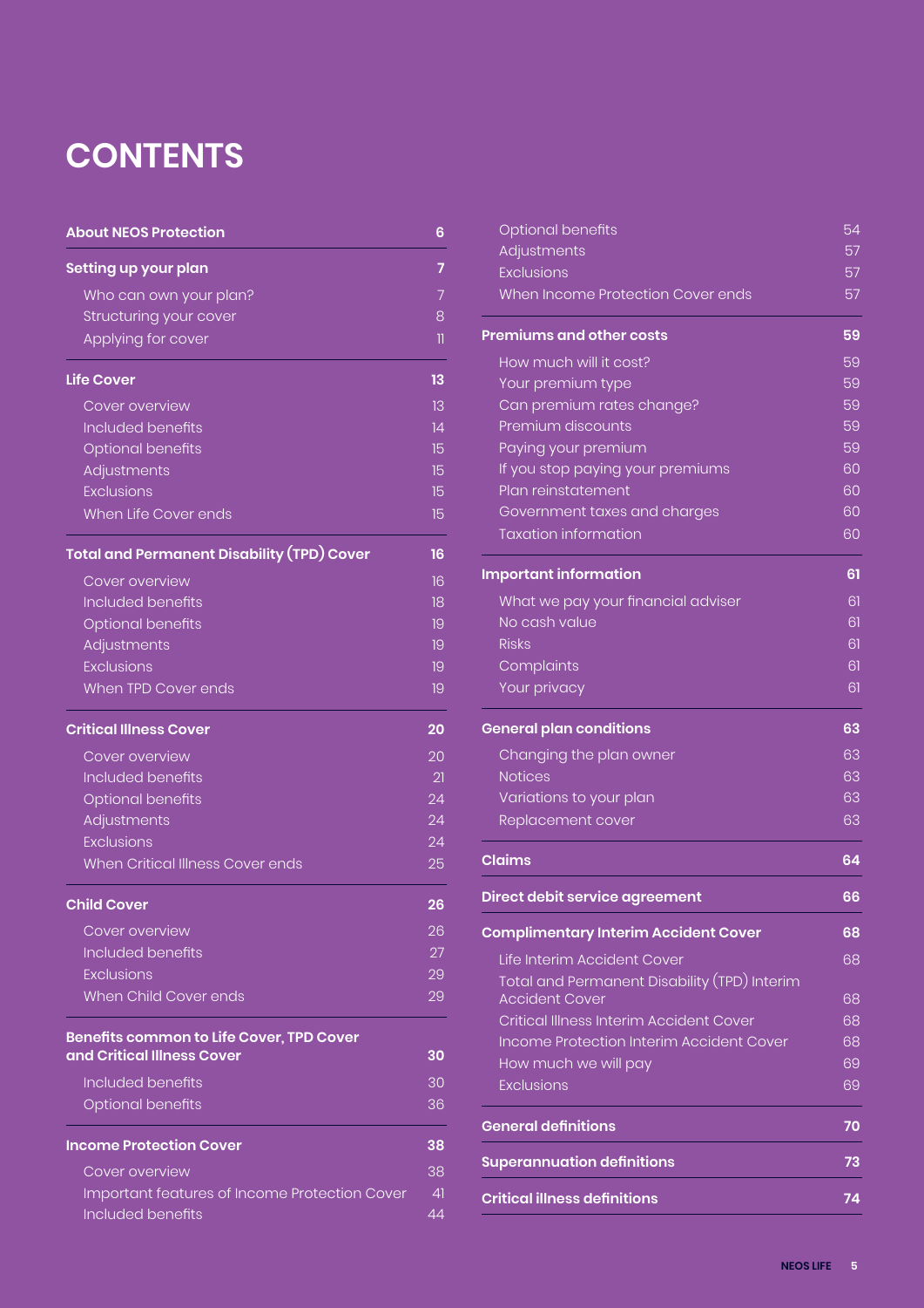# CONTENTS

| | |
|---|---|
| **About NEOS Protection** | **6** |
| **Setting up your plan** | **7** |
| Who can own your plan? | 7 |
| Structuring your cover | 8 |
| Applying for cover | 11 |
| **Life Cover** | **13** |
| Cover overview | 13 |
| Included benefits | 14 |
| Optional benefits | 15 |
| Adjustments | 15 |
| Exclusions | 15 |
| When Life Cover ends | 15 |
| **Total and Permanent Disability (TPD) Cover** | **16** |
| Cover overview | 16 |
| Included benefits | 18 |
| Optional benefits | 19 |
| Adjustments | 19 |
| Exclusions | 19 |
| When TPD Cover ends | 19 |
| **Critical Illness Cover** | **20** |
| Cover overview | 20 |
| Included benefits | 21 |
| Optional benefits | 24 |
| Adjustments | 24 |
| Exclusions | 24 |
| When Critical Illness Cover ends | 25 |
| **Child Cover** | **26** |
| Cover overview | 26 |
| Included benefits | 27 |
| Exclusions | 29 |
| When Child Cover ends | 29 |
| **Benefits common to Life Cover, TPD Cover and Critical Illness Cover** | **30** |
| Included benefits | 30 |
| Optional benefits | 36 |
| **Income Protection Cover** | **38** |
| Cover overview | 38 |
| Important features of Income Protection Cover | 41 |
| Included benefits | 44 |
| Optional benefits | 54 |
| Adjustments | 57 |
| Exclusions | 57 |
| When Income Protection Cover ends | 57 |
| **Premiums and other costs** | **59** |
| How much will it cost? | 59 |
| Your premium type | 59 |
| Can premium rates change? | 59 |
| Premium discounts | 59 |
| Paying your premium | 59 |
| If you stop paying your premiums | 60 |
| Plan reinstatement | 60 |
| Government taxes and charges | 60 |
| Taxation information | 60 |
| **Important information** | **61** |
| What we pay your financial adviser | 61 |
| No cash value | 61 |
| Risks | 61 |
| Complaints | 61 |
| Your privacy | 61 |
| **General plan conditions** | **63** |
| Changing the plan owner | 63 |
| Notices | 63 |
| Variations to your plan | 63 |
| Replacement cover | 63 |
| **Claims** | **64** |
| **Direct debit service agreement** | **66** |
| **Complimentary Interim Accident Cover** | **68** |
| Life Interim Accident Cover | 68 |
| Total and Permanent Disability (TPD) Interim Accident Cover | 68 |
| Critical Illness Interim Accident Cover | 68 |
| Income Protection Interim Accident Cover | 68 |
| How much we will pay | 69 |
| Exclusions | 69 |
| **General definitions** | **70** |
| **Superannuation definitions** | **73** |
| **Critical illness definitions** | **74** |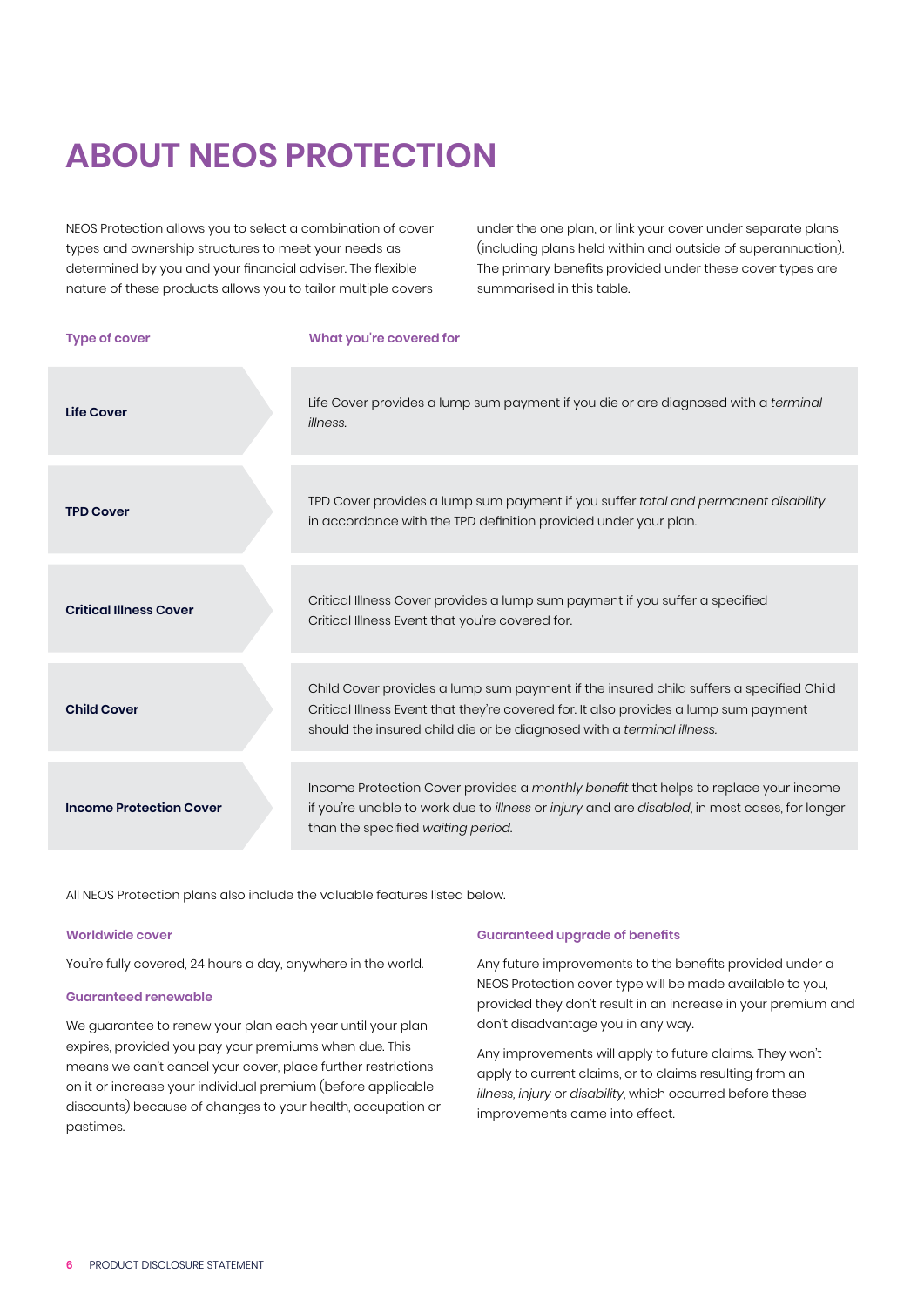# ABOUT NEOS PROTECTION

NEOS Protection allows you to select a combination of cover types and ownership structures to meet your needs as determined by you and your financial adviser. The flexible nature of these products allows you to tailor multiple covers under the one plan, or link your cover under separate plans (including plans held within and outside of superannuation). The primary benefits provided under these cover types are summarised in this table.

| Type of cover | What you're covered for |
| --- | --- |
| **Life Cover** | Life Cover provides a lump sum payment if you die or are diagnosed with a *terminal illness*. |
| **TPD Cover** | TPD Cover provides a lump sum payment if you suffer *total and permanent disability* in accordance with the TPD definition provided under your plan. |
| **Critical Illness Cover** | Critical Illness Cover provides a lump sum payment if you suffer a specified Critical Illness Event that you're covered for. |
| **Child Cover** | Child Cover provides a lump sum payment if the insured child suffers a specified Child Critical Illness Event that they're covered for. It also provides a lump sum payment should the insured child die or be diagnosed with a *terminal illness*. |
| **Income Protection Cover** | Income Protection Cover provides a *monthly benefit* that helps to replace your income if you're unable to work due to *illness* or *injury* and are *disabled*, in most cases, for longer than the specified *waiting period*. |

All NEOS Protection plans also include the valuable features listed below.

### Worldwide cover

You're fully covered, 24 hours a day, anywhere in the world.

### Guaranteed renewable

We guarantee to renew your plan each year until your plan expires, provided you pay your premiums when due. This means we can't cancel your cover, place further restrictions on it or increase your individual premium (before applicable discounts) because of changes to your health, occupation or pastimes.

### Guaranteed upgrade of benefits

Any future improvements to the benefits provided under a NEOS Protection cover type will be made available to you, provided they don't result in an increase in your premium and don't disadvantage you in any way.

Any improvements will apply to future claims. They won't apply to current claims, or to claims resulting from an *illness*, *injury* or *disability*, which occurred before these improvements came into effect.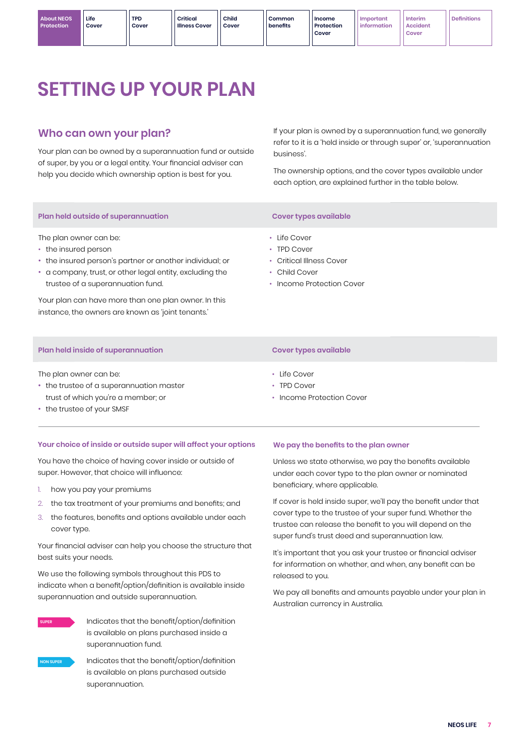# SETTING UP YOUR PLAN

## Who can own your plan?

Your plan can be owned by a superannuation fund or outside of super, by you or a legal entity. Your financial adviser can help you decide which ownership option is best for you.

If your plan is owned by a superannuation fund, we generally refer to it is a 'held inside or through super' or, 'superannuation business'.

The ownership options, and the cover types available under each option, are explained further in the table below.

| Plan held outside of superannuation | Cover types available |
|---|---|
| The plan owner can be:<br>• the insured person<br>• the insured person's partner or another individual; or<br>• a company, trust, or other legal entity, excluding the trustee of a superannuation fund.<br><br>Your plan can have more than one plan owner. In this instance, the owners are known as 'joint tenants.' | • Life Cover<br>• TPD Cover<br>• Critical Illness Cover<br>• Child Cover<br>• Income Protection Cover |

| Plan held inside of superannuation | Cover types available |
|---|---|
| The plan owner can be:<br>• the trustee of a superannuation master trust of which you're a member; or<br>• the trustee of your SMSF | • Life Cover<br>• TPD Cover<br>• Income Protection Cover |

### Your choice of inside or outside super will affect your options

You have the choice of having cover inside or outside of super. However, that choice will influence:

1. how you pay your premiums
2. the tax treatment of your premiums and benefits; and
3. the features, benefits and options available under each cover type.

Your financial adviser can help you choose the structure that best suits your needs.

We use the following symbols throughout this PDS to indicate when a benefit/option/definition is available inside superannuation and outside superannuation.

SUPER — Indicates that the benefit/option/definition is available on plans purchased inside a superannuation fund.

NON SUPER — Indicates that the benefit/option/definition is available on plans purchased outside superannuation.

### We pay the benefits to the plan owner

Unless we state otherwise, we pay the benefits available under each cover type to the plan owner or nominated beneficiary, where applicable.

If cover is held inside super, we'll pay the benefit under that cover type to the trustee of your super fund. Whether the trustee can release the benefit to you will depend on the super fund's trust deed and superannuation law.

It's important that you ask your trustee or financial adviser for information on whether, and when, any benefit can be released to you.

We pay all benefits and amounts payable under your plan in Australian currency in Australia.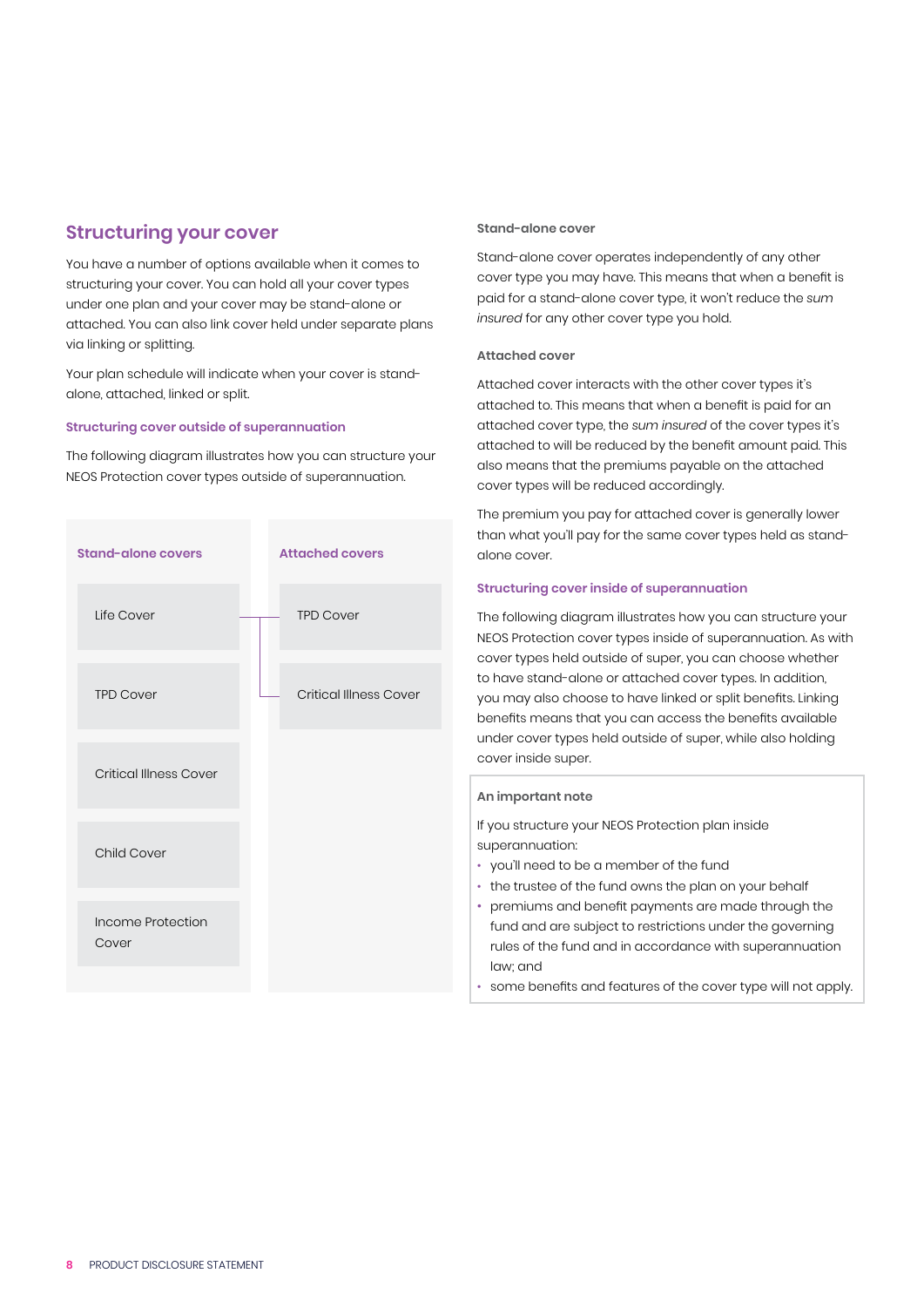## Structuring your cover

You have a number of options available when it comes to structuring your cover. You can hold all your cover types under one plan and your cover may be stand-alone or attached. You can also link cover held under separate plans via linking or splitting.

Your plan schedule will indicate when your cover is stand-alone, attached, linked or split.

### Structuring cover outside of superannuation

The following diagram illustrates how you can structure your NEOS Protection cover types outside of superannuation.

| Stand-alone covers | Attached covers |
|---|---|
| Life Cover | TPD Cover |
| TPD Cover | Critical Illness Cover |
| Critical Illness Cover | |
| Child Cover | |
| Income Protection Cover | |

#### Stand-alone cover

Stand-alone cover operates independently of any other cover type you may have. This means that when a benefit is paid for a stand-alone cover type, it won't reduce the *sum insured* for any other cover type you hold.

#### Attached cover

Attached cover interacts with the other cover types it's attached to. This means that when a benefit is paid for an attached cover type, the *sum insured* of the cover types it's attached to will be reduced by the benefit amount paid. This also means that the premiums payable on the attached cover types will be reduced accordingly.

The premium you pay for attached cover is generally lower than what you'll pay for the same cover types held as stand-alone cover.

### Structuring cover inside of superannuation

The following diagram illustrates how you can structure your NEOS Protection cover types inside of superannuation. As with cover types held outside of super, you can choose whether to have stand-alone or attached cover types. In addition, you may also choose to have linked or split benefits. Linking benefits means that you can access the benefits available under cover types held outside of super, while also holding cover inside super.

**An important note**

If you structure your NEOS Protection plan inside superannuation:

- you'll need to be a member of the fund
- the trustee of the fund owns the plan on your behalf
- premiums and benefit payments are made through the fund and are subject to restrictions under the governing rules of the fund and in accordance with superannuation law; and
- some benefits and features of the cover type will not apply.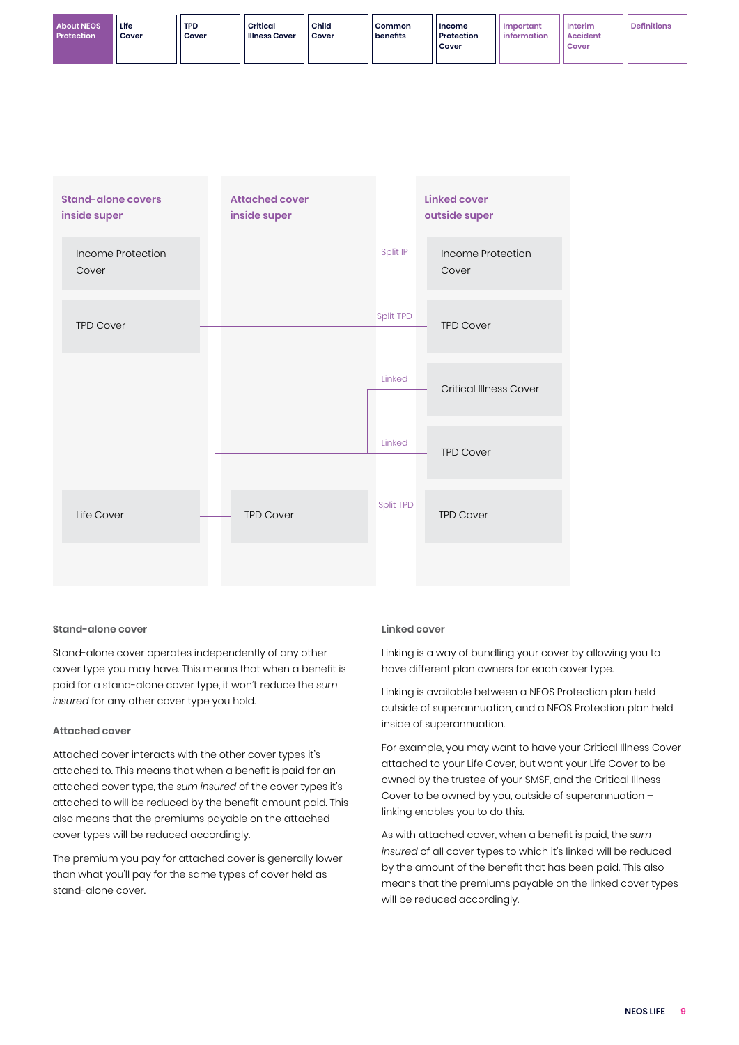| Stand-alone covers inside super | | Attached cover inside super | | Linked cover outside super |
|---|---|---|---|---|
| Income Protection Cover | | | Split IP | Income Protection Cover |
| TPD Cover | | | Split TPD | TPD Cover |
| | | | Linked | Critical Illness Cover |
| | | | Linked | TPD Cover |
| Life Cover | | TPD Cover | Split TPD | TPD Cover |

### Stand-alone cover

Stand-alone cover operates independently of any other cover type you may have. This means that when a benefit is paid for a stand-alone cover type, it won't reduce the *sum insured* for any other cover type you hold.

### Attached cover

Attached cover interacts with the other cover types it's attached to. This means that when a benefit is paid for an attached cover type, the *sum insured* of the cover types it's attached to will be reduced by the benefit amount paid. This also means that the premiums payable on the attached cover types will be reduced accordingly.

The premium you pay for attached cover is generally lower than what you'll pay for the same types of cover held as stand-alone cover.

### Linked cover

Linking is a way of bundling your cover by allowing you to have different plan owners for each cover type.

Linking is available between a NEOS Protection plan held outside of superannuation, and a NEOS Protection plan held inside of superannuation.

For example, you may want to have your Critical Illness Cover attached to your Life Cover, but want your Life Cover to be owned by the trustee of your SMSF, and the Critical Illness Cover to be owned by you, outside of superannuation – linking enables you to do this.

As with attached cover, when a benefit is paid, the *sum insured* of all cover types to which it's linked will be reduced by the amount of the benefit that has been paid. This also means that the premiums payable on the linked cover types will be reduced accordingly.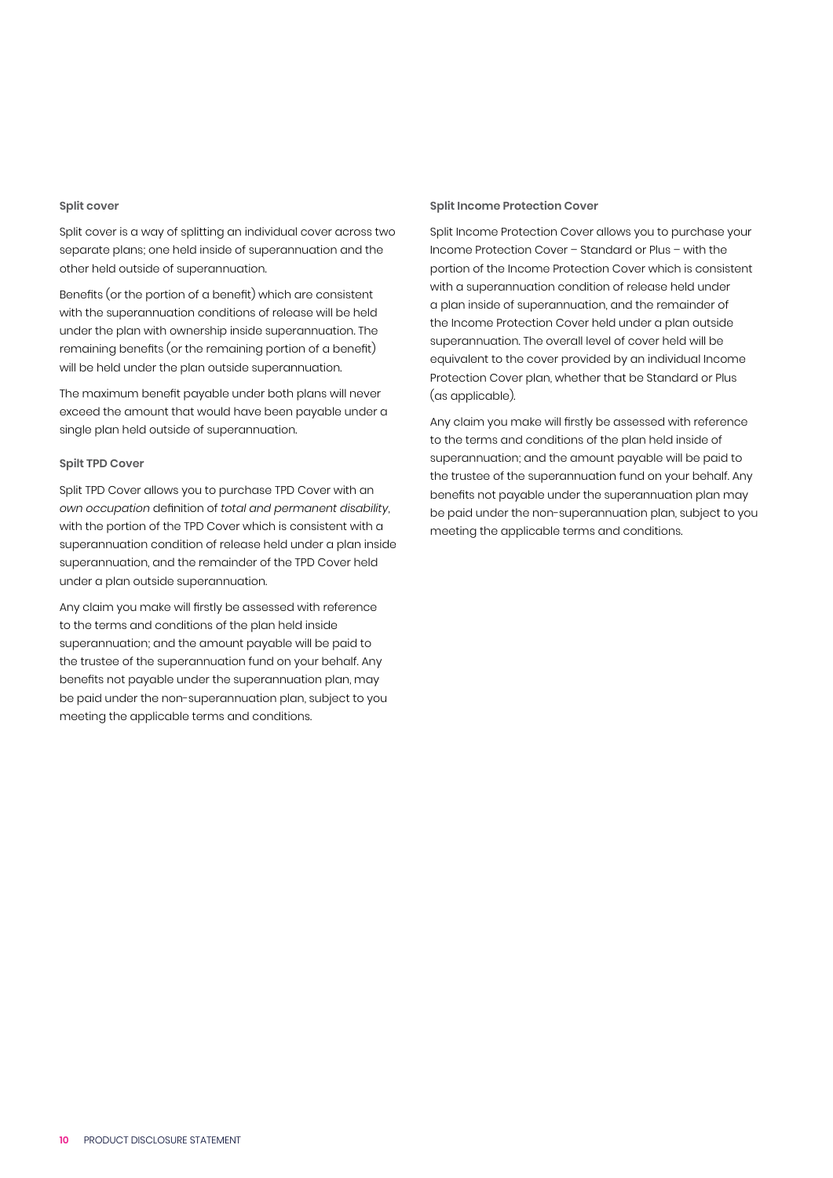### Split cover

Split cover is a way of splitting an individual cover across two separate plans; one held inside of superannuation and the other held outside of superannuation.

Benefits (or the portion of a benefit) which are consistent with the superannuation conditions of release will be held under the plan with ownership inside superannuation. The remaining benefits (or the remaining portion of a benefit) will be held under the plan outside superannuation.

The maximum benefit payable under both plans will never exceed the amount that would have been payable under a single plan held outside of superannuation.

### Spilt TPD Cover

Split TPD Cover allows you to purchase TPD Cover with an *own occupation* definition of *total and permanent disability*, with the portion of the TPD Cover which is consistent with a superannuation condition of release held under a plan inside superannuation, and the remainder of the TPD Cover held under a plan outside superannuation.

Any claim you make will firstly be assessed with reference to the terms and conditions of the plan held inside superannuation; and the amount payable will be paid to the trustee of the superannuation fund on your behalf. Any benefits not payable under the superannuation plan, may be paid under the non-superannuation plan, subject to you meeting the applicable terms and conditions.

### Split Income Protection Cover

Split Income Protection Cover allows you to purchase your Income Protection Cover – Standard or Plus – with the portion of the Income Protection Cover which is consistent with a superannuation condition of release held under a plan inside of superannuation, and the remainder of the Income Protection Cover held under a plan outside superannuation. The overall level of cover held will be equivalent to the cover provided by an individual Income Protection Cover plan, whether that be Standard or Plus (as applicable).

Any claim you make will firstly be assessed with reference to the terms and conditions of the plan held inside of superannuation; and the amount payable will be paid to the trustee of the superannuation fund on your behalf. Any benefits not payable under the superannuation plan may be paid under the non-superannuation plan, subject to you meeting the applicable terms and conditions.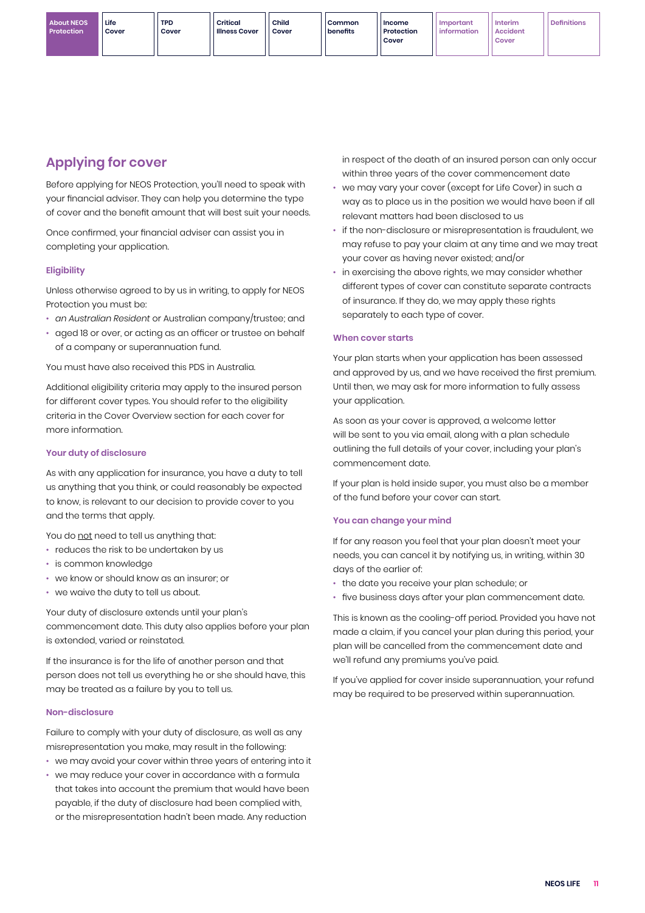## Applying for cover

Before applying for NEOS Protection, you'll need to speak with your financial adviser. They can help you determine the type of cover and the benefit amount that will best suit your needs.

Once confirmed, your financial adviser can assist you in completing your application.

### Eligibility

Unless otherwise agreed to by us in writing, to apply for NEOS Protection you must be:

- *an Australian Resident* or Australian company/trustee; and
- aged 18 or over, or acting as an officer or trustee on behalf of a company or superannuation fund.

You must have also received this PDS in Australia.

Additional eligibility criteria may apply to the insured person for different cover types. You should refer to the eligibility criteria in the Cover Overview section for each cover for more information.

### Your duty of disclosure

As with any application for insurance, you have a duty to tell us anything that you think, or could reasonably be expected to know, is relevant to our decision to provide cover to you and the terms that apply.

You do <u>not</u> need to tell us anything that:

- reduces the risk to be undertaken by us
- is common knowledge
- we know or should know as an insurer; or
- we waive the duty to tell us about.

Your duty of disclosure extends until your plan's commencement date. This duty also applies before your plan is extended, varied or reinstated.

If the insurance is for the life of another person and that person does not tell us everything he or she should have, this may be treated as a failure by you to tell us.

### Non-disclosure

Failure to comply with your duty of disclosure, as well as any misrepresentation you make, may result in the following:

- we may avoid your cover within three years of entering into it
- we may reduce your cover in accordance with a formula that takes into account the premium that would have been payable, if the duty of disclosure had been complied with, or the misrepresentation hadn't been made. Any reduction in respect of the death of an insured person can only occur within three years of the cover commencement date
- we may vary your cover (except for Life Cover) in such a way as to place us in the position we would have been if all relevant matters had been disclosed to us
- if the non-disclosure or misrepresentation is fraudulent, we may refuse to pay your claim at any time and we may treat your cover as having never existed; and/or
- in exercising the above rights, we may consider whether different types of cover can constitute separate contracts of insurance. If they do, we may apply these rights separately to each type of cover.

### When cover starts

Your plan starts when your application has been assessed and approved by us, and we have received the first premium. Until then, we may ask for more information to fully assess your application.

As soon as your cover is approved, a welcome letter will be sent to you via email, along with a plan schedule outlining the full details of your cover, including your plan's commencement date.

If your plan is held inside super, you must also be a member of the fund before your cover can start.

### You can change your mind

If for any reason you feel that your plan doesn't meet your needs, you can cancel it by notifying us, in writing, within 30 days of the earlier of:

- the date you receive your plan schedule; or
- five business days after your plan commencement date.

This is known as the cooling-off period. Provided you have not made a claim, if you cancel your plan during this period, your plan will be cancelled from the commencement date and we'll refund any premiums you've paid.

If you've applied for cover inside superannuation, your refund may be required to be preserved within superannuation.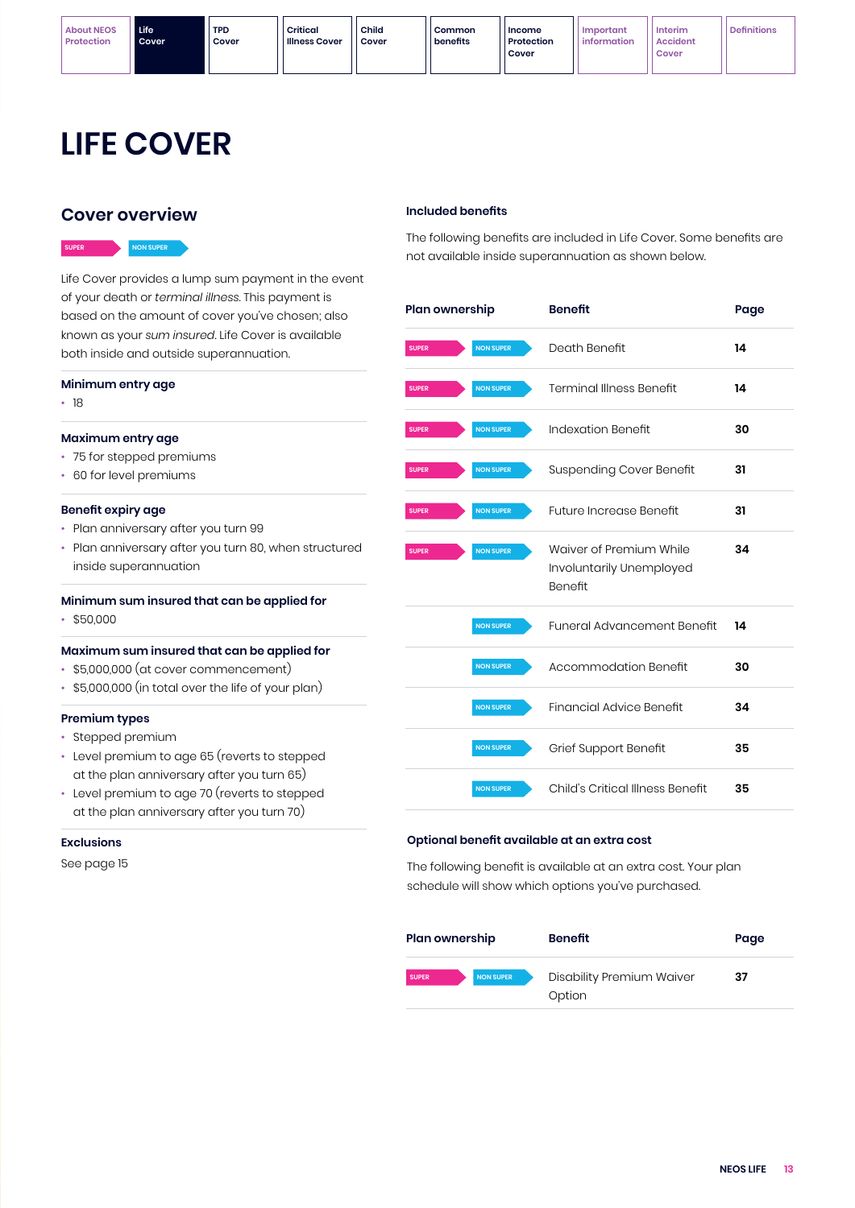# LIFE COVER

## Cover overview

SUPER | NON SUPER

Life Cover provides a lump sum payment in the event of your death or *terminal illness*. This payment is based on the amount of cover you've chosen; also known as your *sum insured*. Life Cover is available both inside and outside superannuation.

**Minimum entry age**

- 18

**Maximum entry age**

- 75 for stepped premiums
- 60 for level premiums

**Benefit expiry age**

- Plan anniversary after you turn 99
- Plan anniversary after you turn 80, when structured inside superannuation

**Minimum sum insured that can be applied for**

- $50,000

**Maximum sum insured that can be applied for**

- $5,000,000 (at cover commencement)
- $5,000,000 (in total over the life of your plan)

**Premium types**

- Stepped premium
- Level premium to age 65 (reverts to stepped at the plan anniversary after you turn 65)
- Level premium to age 70 (reverts to stepped at the plan anniversary after you turn 70)

**Exclusions**

See page 15

### Included benefits

The following benefits are included in Life Cover. Some benefits are not available inside superannuation as shown below.

| Plan ownership | Benefit | Page |
|---|---|---|
| SUPER, NON SUPER | Death Benefit | 14 |
| SUPER, NON SUPER | Terminal Illness Benefit | 14 |
| SUPER, NON SUPER | Indexation Benefit | 30 |
| SUPER, NON SUPER | Suspending Cover Benefit | 31 |
| SUPER, NON SUPER | Future Increase Benefit | 31 |
| SUPER, NON SUPER | Waiver of Premium While Involuntarily Unemployed Benefit | 34 |
| NON SUPER | Funeral Advancement Benefit | 14 |
| NON SUPER | Accommodation Benefit | 30 |
| NON SUPER | Financial Advice Benefit | 34 |
| NON SUPER | Grief Support Benefit | 35 |
| NON SUPER | Child's Critical Illness Benefit | 35 |

### Optional benefit available at an extra cost

The following benefit is available at an extra cost. Your plan schedule will show which options you've purchased.

| Plan ownership | Benefit | Page |
|---|---|---|
| SUPER, NON SUPER | Disability Premium Waiver Option | 37 |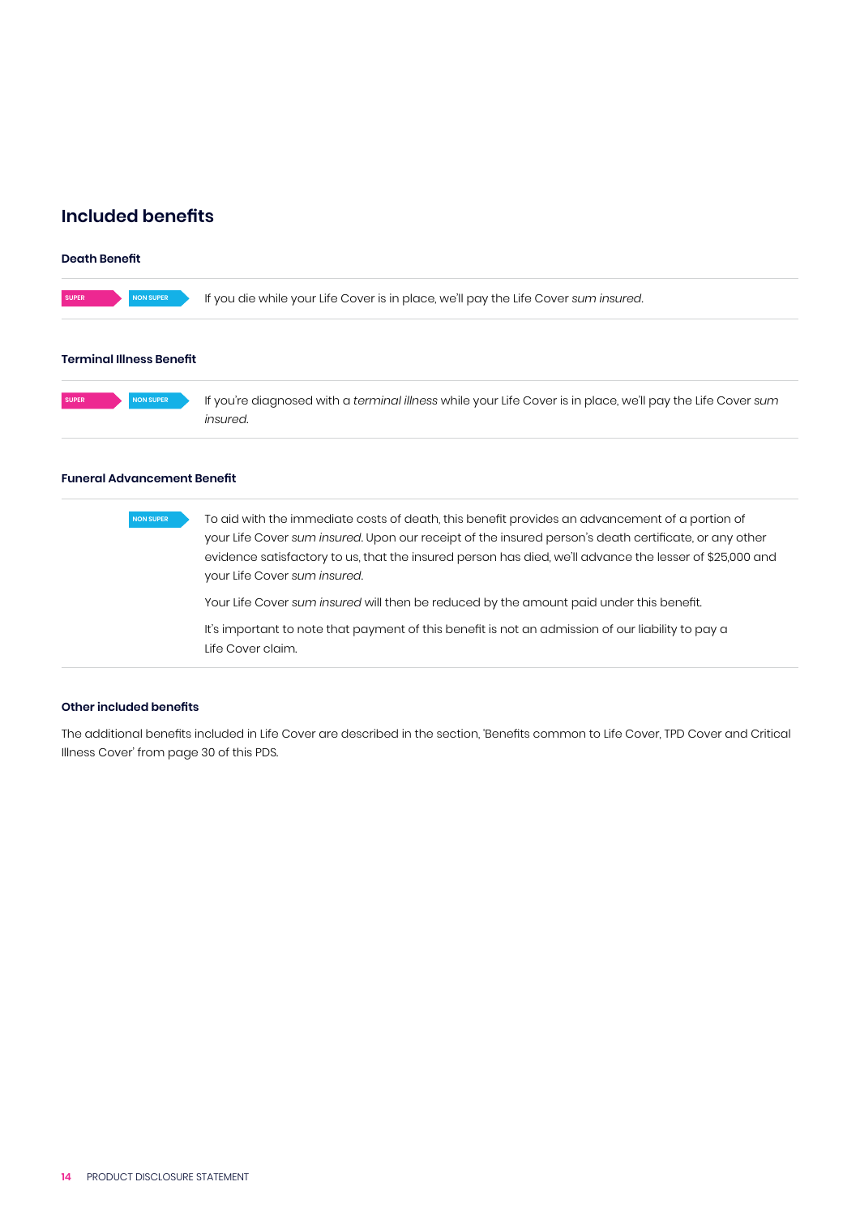## Included benefits

### Death Benefit

SUPER NON SUPER If you die while your Life Cover is in place, we'll pay the Life Cover *sum insured*.

### Terminal Illness Benefit

SUPER NON SUPER If you're diagnosed with a *terminal illness* while your Life Cover is in place, we'll pay the Life Cover *sum insured*.

### Funeral Advancement Benefit

NON SUPER To aid with the immediate costs of death, this benefit provides an advancement of a portion of your Life Cover *sum insured*. Upon our receipt of the insured person's death certificate, or any other evidence satisfactory to us, that the insured person has died, we'll advance the lesser of $25,000 and your Life Cover *sum insured*.

Your Life Cover *sum insured* will then be reduced by the amount paid under this benefit.

It's important to note that payment of this benefit is not an admission of our liability to pay a Life Cover claim.

### Other included benefits

The additional benefits included in Life Cover are described in the section, 'Benefits common to Life Cover, TPD Cover and Critical Illness Cover' from page 30 of this PDS.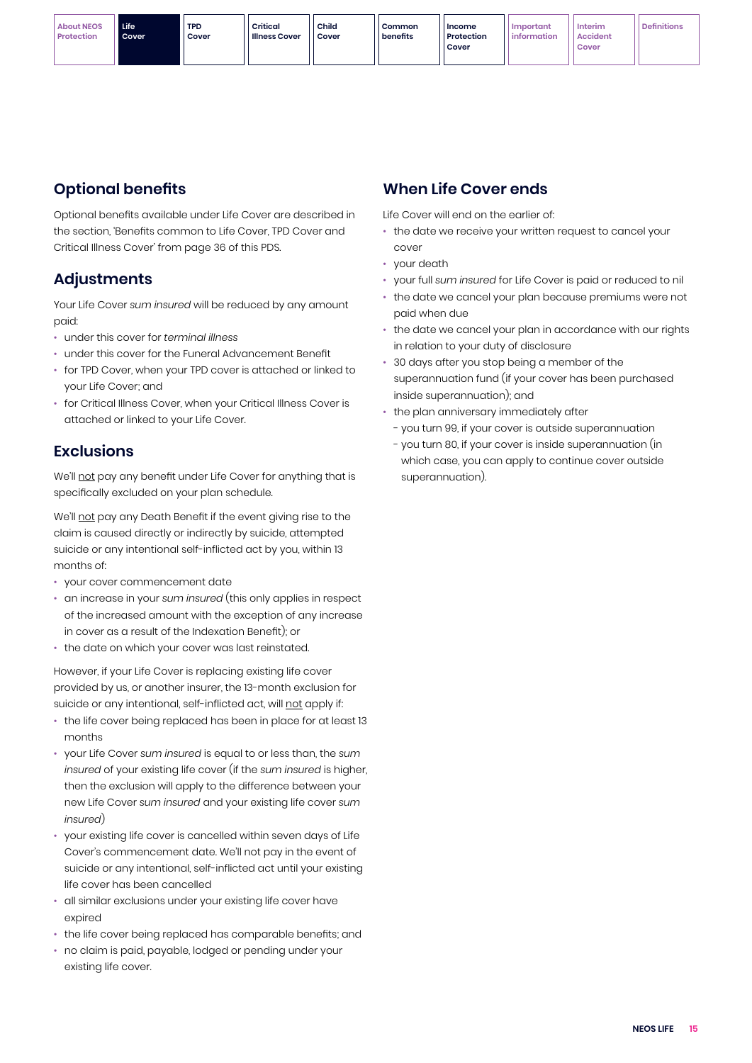## Optional benefits

Optional benefits available under Life Cover are described in the section, 'Benefits common to Life Cover, TPD Cover and Critical Illness Cover' from page 36 of this PDS.

## Adjustments

Your Life Cover *sum insured* will be reduced by any amount paid:

- under this cover for *terminal illness*
- under this cover for the Funeral Advancement Benefit
- for TPD Cover, when your TPD cover is attached or linked to your Life Cover; and
- for Critical Illness Cover, when your Critical Illness Cover is attached or linked to your Life Cover.

## Exclusions

We'll not pay any benefit under Life Cover for anything that is specifically excluded on your plan schedule.

We'll not pay any Death Benefit if the event giving rise to the claim is caused directly or indirectly by suicide, attempted suicide or any intentional self-inflicted act by you, within 13 months of:

- your cover commencement date
- an increase in your *sum insured* (this only applies in respect of the increased amount with the exception of any increase in cover as a result of the Indexation Benefit); or
- the date on which your cover was last reinstated.

However, if your Life Cover is replacing existing life cover provided by us, or another insurer, the 13-month exclusion for suicide or any intentional, self-inflicted act, will not apply if:

- the life cover being replaced has been in place for at least 13 months
- your Life Cover *sum insured* is equal to or less than, the *sum insured* of your existing life cover (if the *sum insured* is higher, then the exclusion will apply to the difference between your new Life Cover *sum insured* and your existing life cover *sum insured*)
- your existing life cover is cancelled within seven days of Life Cover's commencement date. We'll not pay in the event of suicide or any intentional, self-inflicted act until your existing life cover has been cancelled
- all similar exclusions under your existing life cover have expired
- the life cover being replaced has comparable benefits; and
- no claim is paid, payable, lodged or pending under your existing life cover.

## When Life Cover ends

Life Cover will end on the earlier of:

- the date we receive your written request to cancel your cover
- your death
- your full *sum insured* for Life Cover is paid or reduced to nil
- the date we cancel your plan because premiums were not paid when due
- the date we cancel your plan in accordance with our rights in relation to your duty of disclosure
- 30 days after you stop being a member of the superannuation fund (if your cover has been purchased inside superannuation); and
- the plan anniversary immediately after
  - you turn 99, if your cover is outside superannuation
  - you turn 80, if your cover is inside superannuation (in which case, you can apply to continue cover outside superannuation).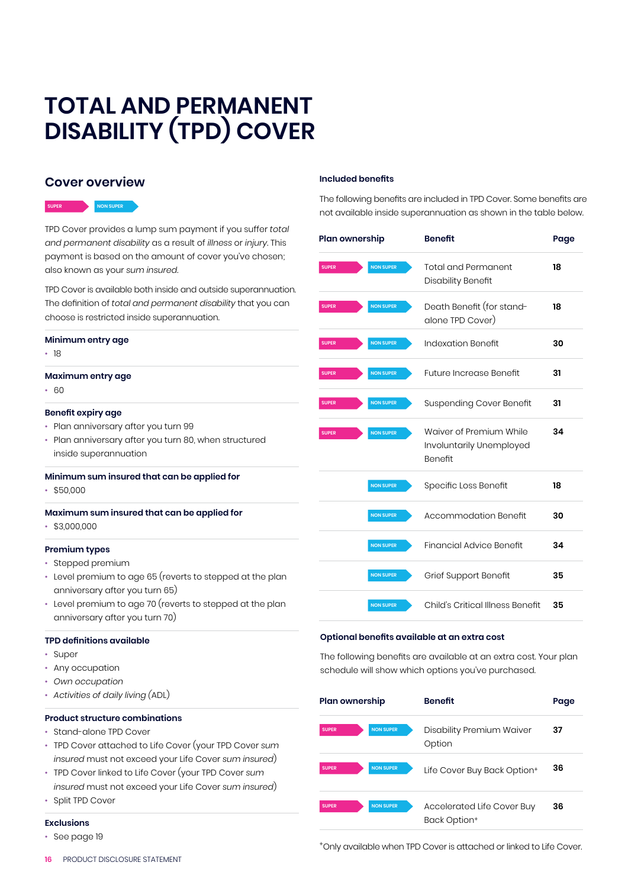# TOTAL AND PERMANENT DISABILITY (TPD) COVER

## Cover overview

SUPER NON SUPER

TPD Cover provides a lump sum payment if you suffer *total and permanent disability* as a result of *illness* or *injury*. This payment is based on the amount of cover you've chosen; also known as your *sum insured*.

TPD Cover is available both inside and outside superannuation. The definition of *total and permanent disability* that you can choose is restricted inside superannuation.

**Minimum entry age**

- 18

**Maximum entry age**

- 60

**Benefit expiry age**

- Plan anniversary after you turn 99
- Plan anniversary after you turn 80, when structured inside superannuation

**Minimum sum insured that can be applied for**

- $50,000

**Maximum sum insured that can be applied for**

- $3,000,000

**Premium types**

- Stepped premium
- Level premium to age 65 (reverts to stepped at the plan anniversary after you turn 65)
- Level premium to age 70 (reverts to stepped at the plan anniversary after you turn 70)

**TPD definitions available**

- Super
- Any occupation
- *Own occupation*
- *Activities of daily living* (ADL)

**Product structure combinations**

- Stand-alone TPD Cover
- TPD Cover attached to Life Cover (your TPD Cover *sum insured* must not exceed your Life Cover *sum insured*)
- TPD Cover linked to Life Cover (your TPD Cover *sum insured* must not exceed your Life Cover *sum insured*)
- Split TPD Cover

**Exclusions**

- See page 19

### Included benefits

The following benefits are included in TPD Cover. Some benefits are not available inside superannuation as shown in the table below.

| Plan ownership | Benefit | Page |
|---|---|---|
| SUPER NON SUPER | Total and Permanent Disability Benefit | 18 |
| SUPER NON SUPER | Death Benefit (for stand-alone TPD Cover) | 18 |
| SUPER NON SUPER | Indexation Benefit | 30 |
| SUPER NON SUPER | Future Increase Benefit | 31 |
| SUPER NON SUPER | Suspending Cover Benefit | 31 |
| SUPER NON SUPER | Waiver of Premium While Involuntarily Unemployed Benefit | 34 |
| NON SUPER | Specific Loss Benefit | 18 |
| NON SUPER | Accommodation Benefit | 30 |
| NON SUPER | Financial Advice Benefit | 34 |
| NON SUPER | Grief Support Benefit | 35 |
| NON SUPER | Child's Critical Illness Benefit | 35 |

### Optional benefits available at an extra cost

The following benefits are available at an extra cost. Your plan schedule will show which options you've purchased.

| Plan ownership | Benefit | Page |
|---|---|---|
| SUPER NON SUPER | Disability Premium Waiver Option | 37 |
| SUPER NON SUPER | Life Cover Buy Back Option+ | 36 |
| SUPER NON SUPER | Accelerated Life Cover Buy Back Option+ | 36 |

+Only available when TPD Cover is attached or linked to Life Cover.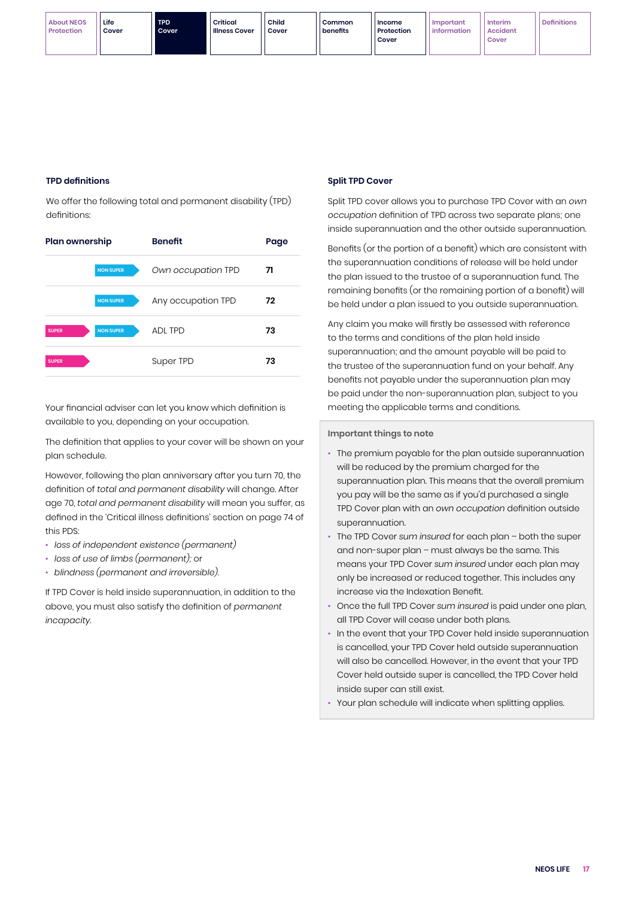## TPD definitions

We offer the following total and permanent disability (TPD) definitions:

| Plan ownership | Benefit | Page |
| --- | --- | --- |
| NON SUPER | *Own occupation* TPD | 71 |
| NON SUPER | Any occupation TPD | 72 |
| SUPER, NON SUPER | ADL TPD | 73 |
| SUPER | Super TPD | 73 |

Your financial adviser can let you know which definition is available to you, depending on your occupation.

The definition that applies to your cover will be shown on your plan schedule.

However, following the plan anniversary after you turn 70, the definition of *total and permanent disability* will change. After age 70, *total and permanent disability* will mean you suffer, as defined in the 'Critical illness definitions' section on page 74 of this PDS:

- *loss of independent existence (permanent)*
- *loss of use of limbs (permanent)*; or
- *blindness (permanent and irreversible)*.

If TPD Cover is held inside superannuation, in addition to the above, you must also satisfy the definition of *permanent incapacity*.

## Split TPD Cover

Split TPD cover allows you to purchase TPD Cover with an *own occupation* definition of TPD across two separate plans; one inside superannuation and the other outside superannuation.

Benefits (or the portion of a benefit) which are consistent with the superannuation conditions of release will be held under the plan issued to the trustee of a superannuation fund. The remaining benefits (or the remaining portion of a benefit) will be held under a plan issued to you outside superannuation.

Any claim you make will firstly be assessed with reference to the terms and conditions of the plan held inside superannuation; and the amount payable will be paid to the trustee of the superannuation fund on your behalf. Any benefits not payable under the superannuation plan may be paid under the non-superannuation plan, subject to you meeting the applicable terms and conditions.

### Important things to note

- The premium payable for the plan outside superannuation will be reduced by the premium charged for the superannuation plan. This means that the overall premium you pay will be the same as if you'd purchased a single TPD Cover plan with an *own occupation* definition outside superannuation.
- The TPD Cover *sum insured* for each plan – both the super and non-super plan – must always be the same. This means your TPD Cover *sum insured* under each plan may only be increased or reduced together. This includes any increase via the Indexation Benefit.
- Once the full TPD Cover *sum insured* is paid under one plan, all TPD Cover will cease under both plans.
- In the event that your TPD Cover held inside superannuation is cancelled, your TPD Cover held outside superannuation will also be cancelled. However, in the event that your TPD Cover held outside super is cancelled, the TPD Cover held inside super can still exist.
- Your plan schedule will indicate when splitting applies.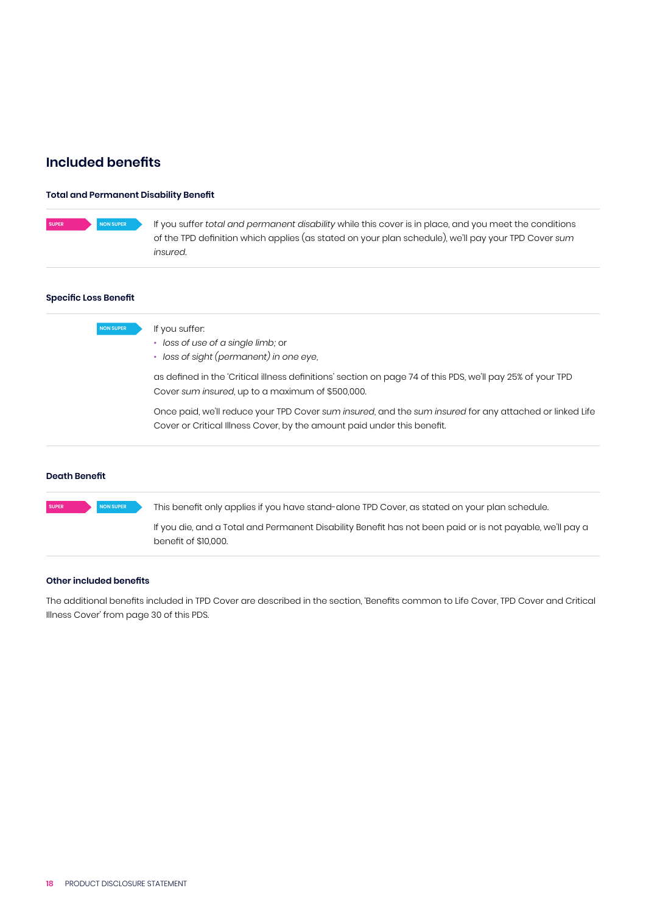## Included benefits

### Total and Permanent Disability Benefit

SUPER NON SUPER

If you suffer *total and permanent disability* while this cover is in place, and you meet the conditions of the TPD definition which applies (as stated on your plan schedule), we'll pay your TPD Cover *sum insured*.

### Specific Loss Benefit

NON SUPER

If you suffer:

- *loss of use of a single limb;* or
- *loss of sight (permanent) in one eye*,

as defined in the 'Critical illness definitions' section on page 74 of this PDS, we'll pay 25% of your TPD Cover *sum insured*, up to a maximum of $500,000.

Once paid, we'll reduce your TPD Cover *sum insured*, and the *sum insured* for any attached or linked Life Cover or Critical Illness Cover, by the amount paid under this benefit.

### Death Benefit

SUPER NON SUPER

This benefit only applies if you have stand-alone TPD Cover, as stated on your plan schedule.

If you die, and a Total and Permanent Disability Benefit has not been paid or is not payable, we'll pay a benefit of $10,000.

### Other included benefits

The additional benefits included in TPD Cover are described in the section, 'Benefits common to Life Cover, TPD Cover and Critical Illness Cover' from page 30 of this PDS.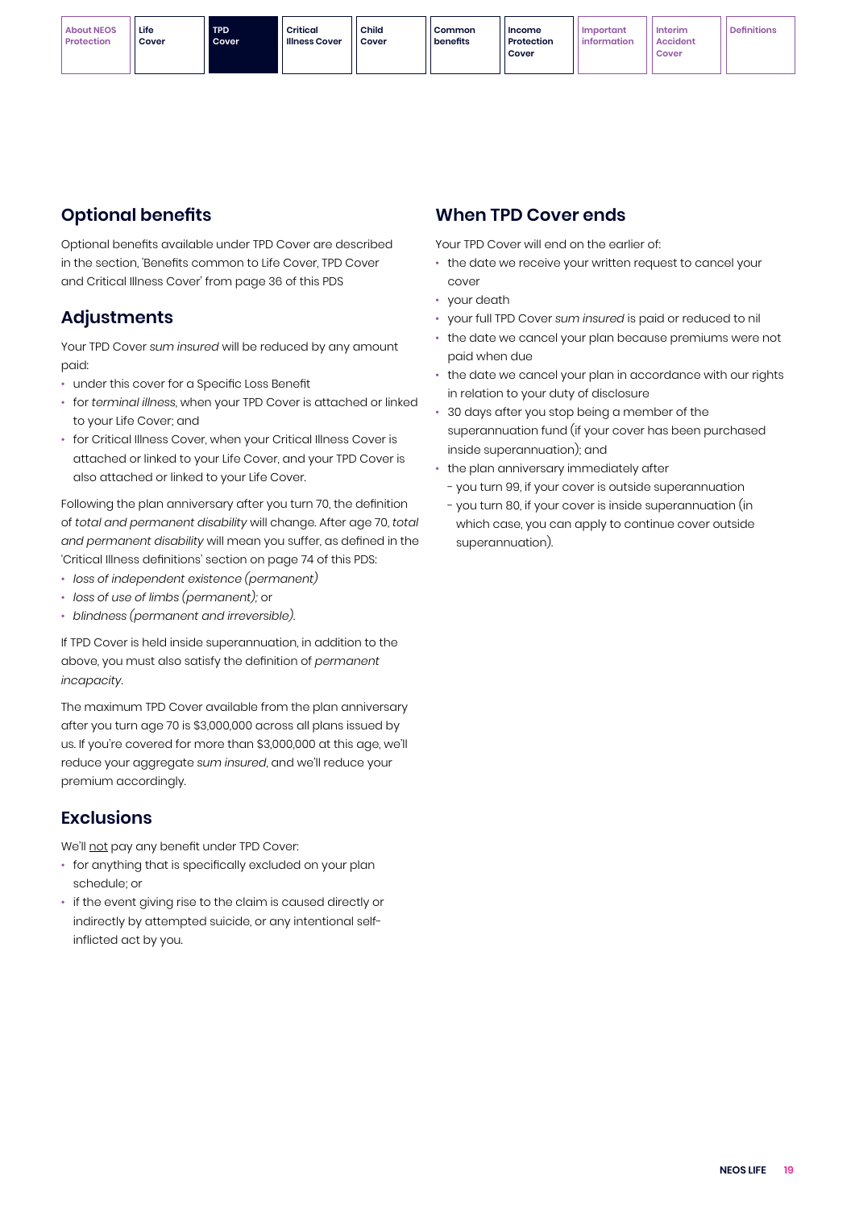## Optional benefits

Optional benefits available under TPD Cover are described in the section, 'Benefits common to Life Cover, TPD Cover and Critical Illness Cover' from page 36 of this PDS

## Adjustments

Your TPD Cover *sum insured* will be reduced by any amount paid:

- under this cover for a Specific Loss Benefit
- for *terminal illness*, when your TPD Cover is attached or linked to your Life Cover; and
- for Critical Illness Cover, when your Critical Illness Cover is attached or linked to your Life Cover, and your TPD Cover is also attached or linked to your Life Cover.

Following the plan anniversary after you turn 70, the definition of *total and permanent disability* will change. After age 70, *total and permanent disability* will mean you suffer, as defined in the 'Critical Illness definitions' section on page 74 of this PDS:

- *loss of independent existence (permanent)*
- *loss of use of limbs (permanent);* or
- *blindness (permanent and irreversible).*

If TPD Cover is held inside superannuation, in addition to the above, you must also satisfy the definition of *permanent incapacity*.

The maximum TPD Cover available from the plan anniversary after you turn age 70 is $3,000,000 across all plans issued by us. If you're covered for more than $3,000,000 at this age, we'll reduce your aggregate *sum insured*, and we'll reduce your premium accordingly.

## Exclusions

We'll not pay any benefit under TPD Cover:

- for anything that is specifically excluded on your plan schedule; or
- if the event giving rise to the claim is caused directly or indirectly by attempted suicide, or any intentional self-inflicted act by you.

## When TPD Cover ends

Your TPD Cover will end on the earlier of:

- the date we receive your written request to cancel your cover
- your death
- your full TPD Cover *sum insured* is paid or reduced to nil
- the date we cancel your plan because premiums were not paid when due
- the date we cancel your plan in accordance with our rights in relation to your duty of disclosure
- 30 days after you stop being a member of the superannuation fund (if your cover has been purchased inside superannuation); and
- the plan anniversary immediately after
  - you turn 99, if your cover is outside superannuation
  - you turn 80, if your cover is inside superannuation (in which case, you can apply to continue cover outside superannuation).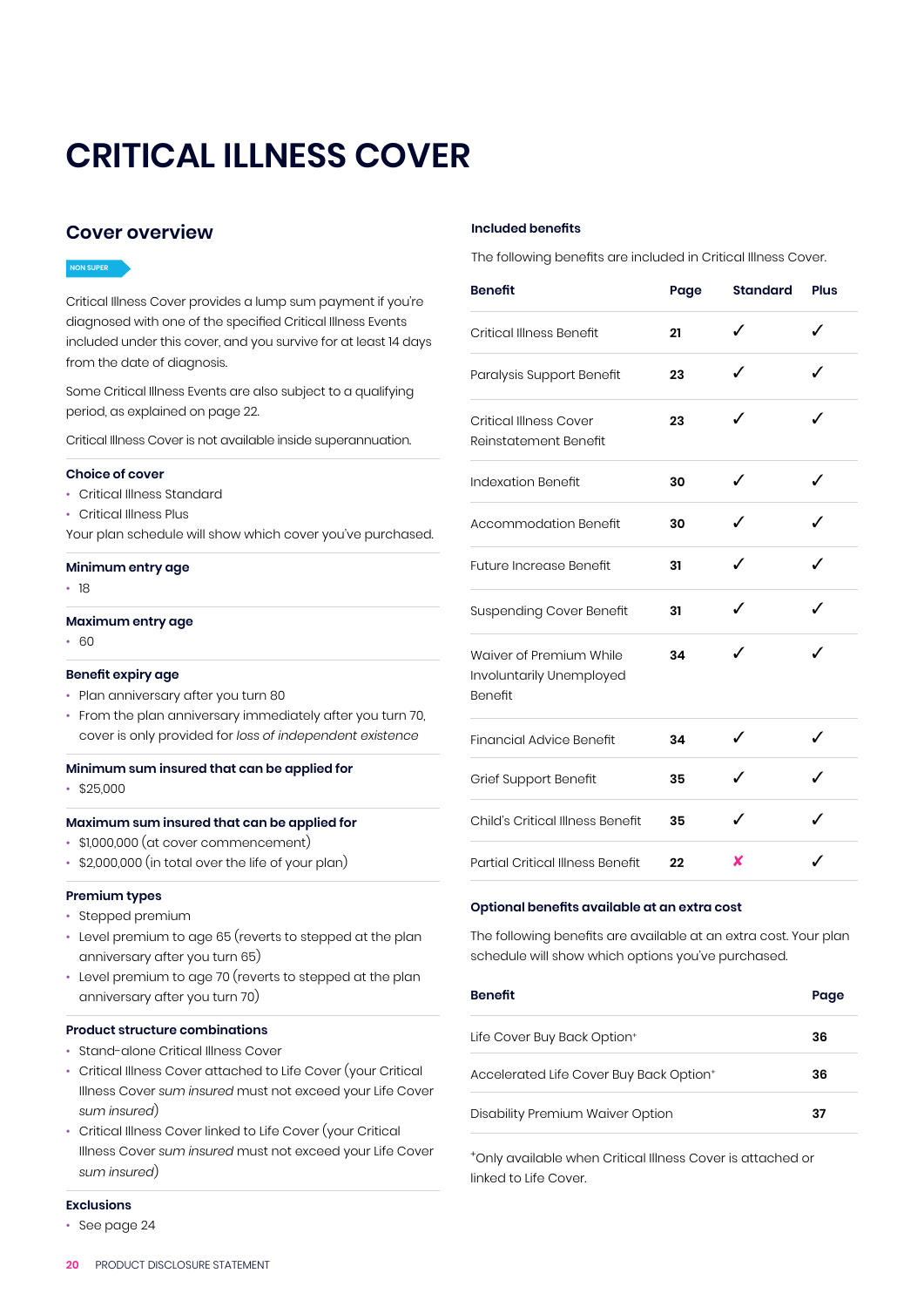# CRITICAL ILLNESS COVER

## Cover overview

NON SUPER

Critical Illness Cover provides a lump sum payment if you're diagnosed with one of the specified Critical Illness Events included under this cover, and you survive for at least 14 days from the date of diagnosis.

Some Critical Illness Events are also subject to a qualifying period, as explained on page 22.

Critical Illness Cover is not available inside superannuation.

### Choice of cover

- Critical Illness Standard
- Critical Illness Plus

Your plan schedule will show which cover you've purchased.

### Minimum entry age

- 18

### Maximum entry age

- 60

### Benefit expiry age

- Plan anniversary after you turn 80
- From the plan anniversary immediately after you turn 70, cover is only provided for *loss of independent existence*

### Minimum sum insured that can be applied for

- $25,000

### Maximum sum insured that can be applied for

- $1,000,000 (at cover commencement)
- $2,000,000 (in total over the life of your plan)

### Premium types

- Stepped premium
- Level premium to age 65 (reverts to stepped at the plan anniversary after you turn 65)
- Level premium to age 70 (reverts to stepped at the plan anniversary after you turn 70)

### Product structure combinations

- Stand-alone Critical Illness Cover
- Critical Illness Cover attached to Life Cover (your Critical Illness Cover *sum insured* must not exceed your Life Cover *sum insured*)
- Critical Illness Cover linked to Life Cover (your Critical Illness Cover *sum insured* must not exceed your Life Cover *sum insured*)

### Exclusions

- See page 24

### Included benefits

The following benefits are included in Critical Illness Cover.

| Benefit | Page | Standard | Plus |
|---|---|---|---|
| Critical Illness Benefit | 21 | ✓ | ✓ |
| Paralysis Support Benefit | 23 | ✓ | ✓ |
| Critical Illness Cover Reinstatement Benefit | 23 | ✓ | ✓ |
| Indexation Benefit | 30 | ✓ | ✓ |
| Accommodation Benefit | 30 | ✓ | ✓ |
| Future Increase Benefit | 31 | ✓ | ✓ |
| Suspending Cover Benefit | 31 | ✓ | ✓ |
| Waiver of Premium While Involuntarily Unemployed Benefit | 34 | ✓ | ✓ |
| Financial Advice Benefit | 34 | ✓ | ✓ |
| Grief Support Benefit | 35 | ✓ | ✓ |
| Child's Critical Illness Benefit | 35 | ✓ | ✓ |
| Partial Critical Illness Benefit | 22 | ✗ | ✓ |

### Optional benefits available at an extra cost

The following benefits are available at an extra cost. Your plan schedule will show which options you've purchased.

| Benefit | Page |
|---|---|
| Life Cover Buy Back Option+ | 36 |
| Accelerated Life Cover Buy Back Option+ | 36 |
| Disability Premium Waiver Option | 37 |

+Only available when Critical Illness Cover is attached or linked to Life Cover.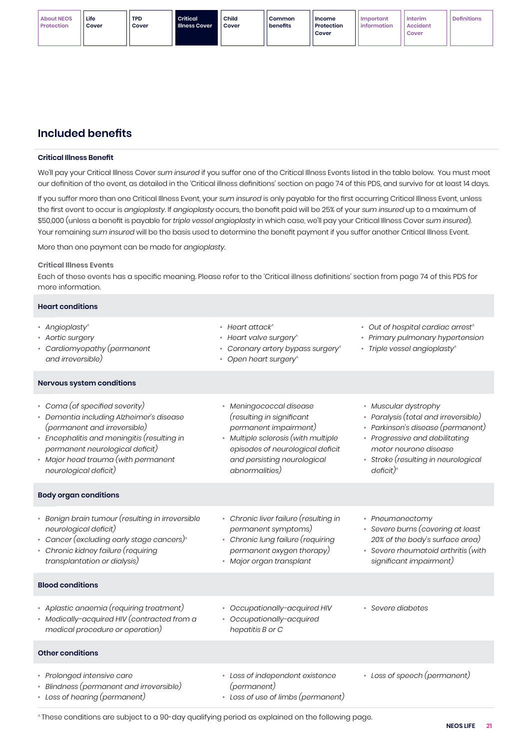## Included benefits

### Critical Illness Benefit

We'll pay your Critical Illness Cover *sum insured* if you suffer one of the Critical Illness Events listed in the table below. You must meet our definition of the event, as detailed in the 'Critical illness definitions' section on page 74 of this PDS, and survive for at least 14 days.

If you suffer more than one Critical Illness Event, your *sum insured* is only payable for the first occurring Critical Illness Event, unless the first event to occur is *angioplasty*. If *angioplasty* occurs, the benefit paid will be 25% of your *sum insured* up to a maximum of $50,000 (unless a benefit is payable for *triple vessel angioplasty* in which case, we'll pay your Critical Illness Cover *sum insured*). Your remaining *sum insured* will be the basis used to determine the benefit payment if you suffer another Critical Illness Event.

More than one payment can be made for *angioplasty*.

#### Critical Illness Events

Each of these events has a specific meaning. Please refer to the 'Critical illness definitions' section from page 74 of this PDS for more information.

**Heart conditions**

- *Angioplasty^*
- *Aortic surgery*
- *Cardiomyopathy (permanent and irreversible)*
- *Heart attack^*
- *Heart valve surgery^*
- *Coronary artery bypass surgery^*
- *Open heart surgery^*
- *Out of hospital cardiac arrest^*
- *Primary pulmonary hypertension*
- *Triple vessel angioplasty^*

**Nervous system conditions**

- *Coma (of specified severity)*
- *Dementia including Alzheimer's disease (permanent and irreversible)*
- *Encephalitis and meningitis (resulting in permanent neurological deficit)*
- *Major head trauma (with permanent neurological deficit)*
- *Meningococcal disease (resulting in significant permanent impairment)*
- *Multiple sclerosis (with multiple episodes of neurological deficit and persisting neurological abnormalities)*
- *Muscular dystrophy*
- *Paralysis (total and irreversible)*
- *Parkinson's disease (permanent)*
- *Progressive and debilitating motor neurone disease*
- *Stroke (resulting in neurological deficit)^*

**Body organ conditions**

- *Benign brain tumour (resulting in irreversible neurological deficit)*
- *Cancer (excluding early stage cancers)^*
- *Chronic kidney failure (requiring transplantation or dialysis)*
- *Chronic liver failure (resulting in permanent symptoms)*
- *Chronic lung failure (requiring permanent oxygen therapy)*
- *Major organ transplant*
- *Pneumonectomy*
- *Severe burns (covering at least 20% of the body's surface area)*
- *Severe rheumatoid arthritis (with significant impairment)*

**Blood conditions**

- *Aplastic anaemia (requiring treatment)*
- *Medically-acquired HIV (contracted from a medical procedure or operation)*
- *Occupationally-acquired HIV*
- *Occupationally-acquired hepatitis B or C*
- *Severe diabetes*

**Other conditions**

- *Prolonged intensive care*
- *Blindness (permanent and irreversible)*
- *Loss of hearing (permanent)*
- *Loss of independent existence (permanent)*
- *Loss of use of limbs (permanent)*
- *Loss of speech (permanent)*

^These conditions are subject to a 90-day qualifying period as explained on the following page.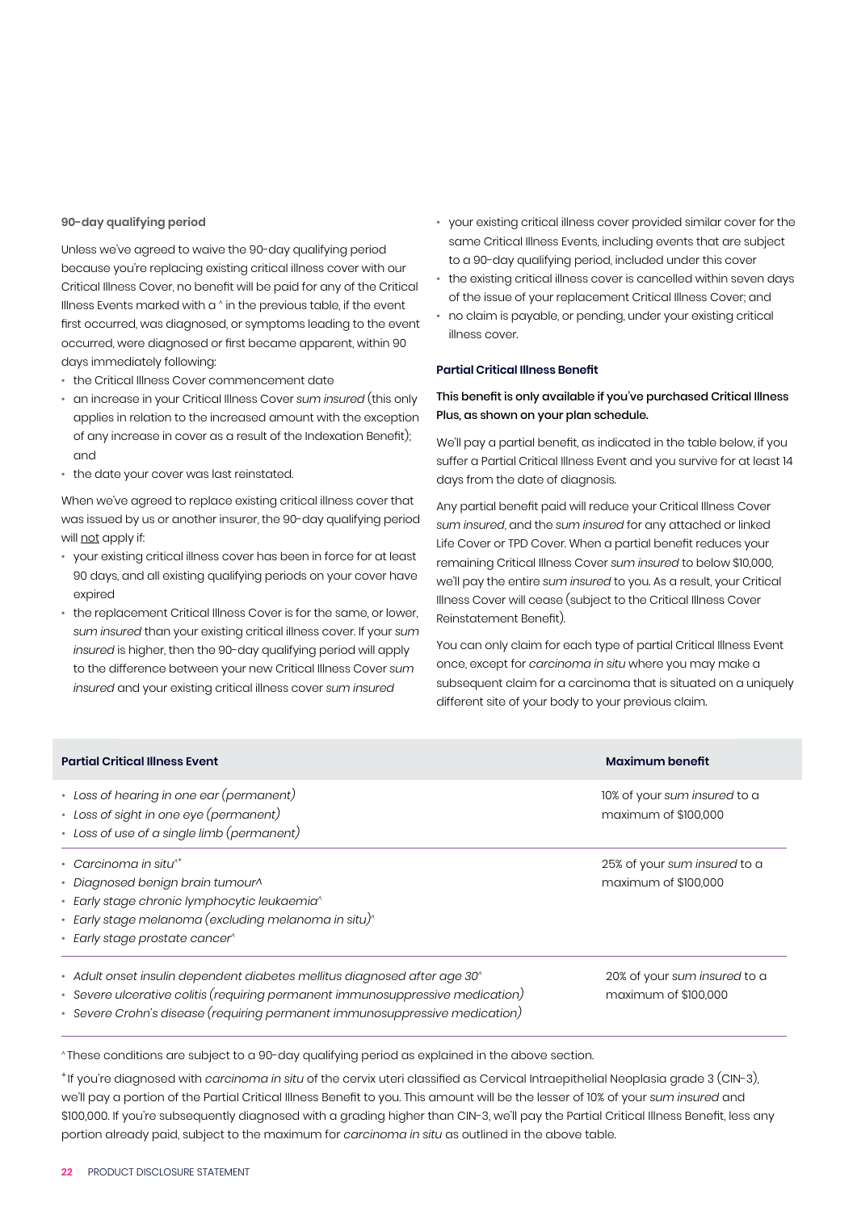### 90-day qualifying period

Unless we've agreed to waive the 90-day qualifying period because you're replacing existing critical illness cover with our Critical Illness Cover, no benefit will be paid for any of the Critical Illness Events marked with a ^ in the previous table, if the event first occurred, was diagnosed, or symptoms leading to the event occurred, were diagnosed or first became apparent, within 90 days immediately following:

- the Critical Illness Cover commencement date
- an increase in your Critical Illness Cover *sum insured* (this only applies in relation to the increased amount with the exception of any increase in cover as a result of the Indexation Benefit); and
- the date your cover was last reinstated.

When we've agreed to replace existing critical illness cover that was issued by us or another insurer, the 90-day qualifying period will not apply if:

- your existing critical illness cover has been in force for at least 90 days, and all existing qualifying periods on your cover have expired
- the replacement Critical Illness Cover is for the same, or lower, *sum insured* than your existing critical illness cover. If your *sum insured* is higher, then the 90-day qualifying period will apply to the difference between your new Critical Illness Cover *sum insured* and your existing critical illness cover *sum insured*
- your existing critical illness cover provided similar cover for the same Critical Illness Events, including events that are subject to a 90-day qualifying period, included under this cover
- the existing critical illness cover is cancelled within seven days of the issue of your replacement Critical Illness Cover; and
- no claim is payable, or pending, under your existing critical illness cover.

### Partial Critical Illness Benefit

**This benefit is only available if you've purchased Critical Illness Plus, as shown on your plan schedule.**

We'll pay a partial benefit, as indicated in the table below, if you suffer a Partial Critical Illness Event and you survive for at least 14 days from the date of diagnosis.

Any partial benefit paid will reduce your Critical Illness Cover *sum insured*, and the *sum insured* for any attached or linked Life Cover or TPD Cover. When a partial benefit reduces your remaining Critical Illness Cover *sum insured* to below $10,000, we'll pay the entire *sum insured* to you. As a result, your Critical Illness Cover will cease (subject to the Critical Illness Cover Reinstatement Benefit).

You can only claim for each type of partial Critical Illness Event once, except for *carcinoma in situ* where you may make a subsequent claim for a carcinoma that is situated on a uniquely different site of your body to your previous claim.

| Partial Critical Illness Event | Maximum benefit |
|---|---|
| • *Loss of hearing in one ear (permanent)*<br>• *Loss of sight in one eye (permanent)*<br>• *Loss of use of a single limb (permanent)* | 10% of your *sum insured* to a maximum of $100,000 |
| • *Carcinoma in situ*^+<br>• *Diagnosed benign brain tumour*^<br>• *Early stage chronic lymphocytic leukaemia*^<br>• *Early stage melanoma (excluding melanoma in situ)*^<br>• *Early stage prostate cancer*^ | 25% of your *sum insured* to a maximum of $100,000 |
| • *Adult onset insulin dependent diabetes mellitus diagnosed after age 30*^<br>• *Severe ulcerative colitis (requiring permanent immunosuppressive medication)*<br>• *Severe Crohn's disease (requiring permanent immunosuppressive medication)* | 20% of your *sum insured* to a maximum of $100,000 |

^ These conditions are subject to a 90-day qualifying period as explained in the above section.

+ If you're diagnosed with *carcinoma in situ* of the cervix uteri classified as Cervical Intraepithelial Neoplasia grade 3 (CIN-3), we'll pay a portion of the Partial Critical Illness Benefit to you. This amount will be the lesser of 10% of your *sum insured* and $100,000. If you're subsequently diagnosed with a grading higher than CIN-3, we'll pay the Partial Critical Illness Benefit, less any portion already paid, subject to the maximum for *carcinoma in situ* as outlined in the above table.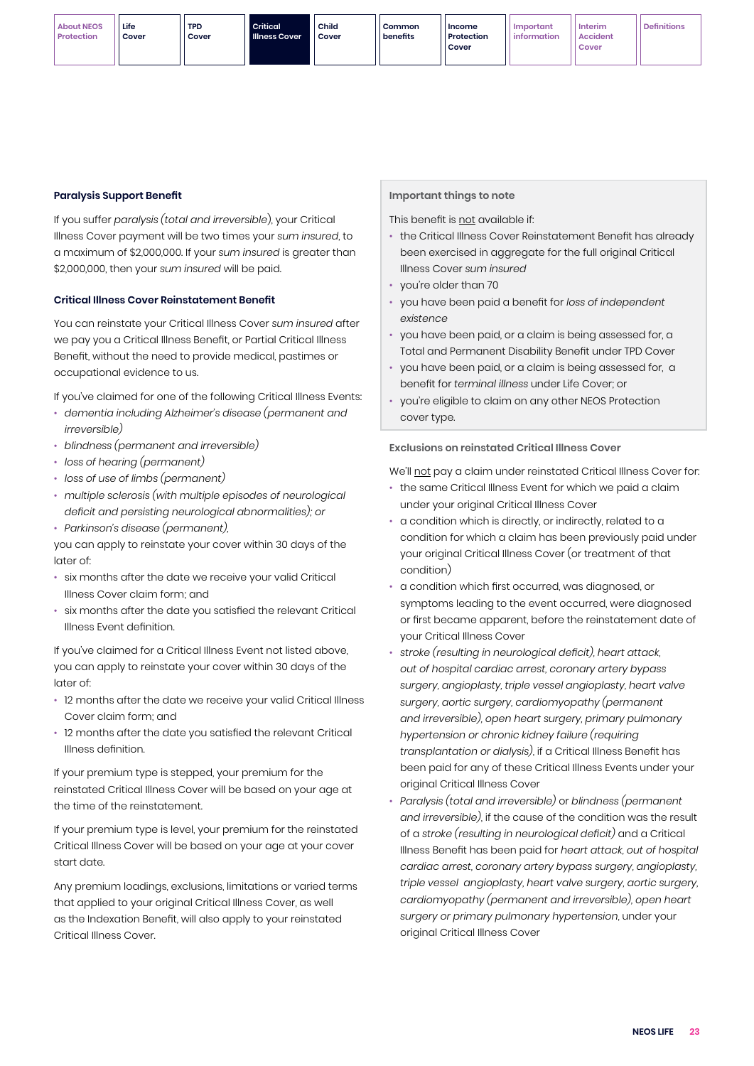### Paralysis Support Benefit

If you suffer *paralysis (total and irreversible)*, your Critical Illness Cover payment will be two times your *sum insured*, to a maximum of $2,000,000. If your *sum insured* is greater than $2,000,000, then your *sum insured* will be paid.

### Critical Illness Cover Reinstatement Benefit

You can reinstate your Critical Illness Cover *sum insured* after we pay you a Critical Illness Benefit, or Partial Critical Illness Benefit, without the need to provide medical, pastimes or occupational evidence to us.

If you've claimed for one of the following Critical Illness Events:

- *dementia including Alzheimer's disease (permanent and irreversible)*
- *blindness (permanent and irreversible)*
- *loss of hearing (permanent)*
- *loss of use of limbs (permanent)*
- *multiple sclerosis (with multiple episodes of neurological deficit and persisting neurological abnormalities)*; or
- *Parkinson's disease (permanent)*,

you can apply to reinstate your cover within 30 days of the later of:

- six months after the date we receive your valid Critical Illness Cover claim form; and
- six months after the date you satisfied the relevant Critical Illness Event definition.

If you've claimed for a Critical Illness Event not listed above, you can apply to reinstate your cover within 30 days of the later of:

- 12 months after the date we receive your valid Critical Illness Cover claim form; and
- 12 months after the date you satisfied the relevant Critical Illness definition.

If your premium type is stepped, your premium for the reinstated Critical Illness Cover will be based on your age at the time of the reinstatement.

If your premium type is level, your premium for the reinstated Critical Illness Cover will be based on your age at your cover start date.

Any premium loadings, exclusions, limitations or varied terms that applied to your original Critical Illness Cover, as well as the Indexation Benefit, will also apply to your reinstated Critical Illness Cover.

#### Important things to note

This benefit is not available if:

- the Critical Illness Cover Reinstatement Benefit has already been exercised in aggregate for the full original Critical Illness Cover *sum insured*
- you're older than 70
- you have been paid a benefit for *loss of independent existence*
- you have been paid, or a claim is being assessed for, a Total and Permanent Disability Benefit under TPD Cover
- you have been paid, or a claim is being assessed for, a benefit for *terminal illness* under Life Cover; or
- you're eligible to claim on any other NEOS Protection cover type.

#### Exclusions on reinstated Critical Illness Cover

We'll not pay a claim under reinstated Critical Illness Cover for:

- the same Critical Illness Event for which we paid a claim under your original Critical Illness Cover
- a condition which is directly, or indirectly, related to a condition for which a claim has been previously paid under your original Critical Illness Cover (or treatment of that condition)
- a condition which first occurred, was diagnosed, or symptoms leading to the event occurred, were diagnosed or first became apparent, before the reinstatement date of your Critical Illness Cover
- *stroke (resulting in neurological deficit)*, *heart attack*, *out of hospital cardiac arrest*, *coronary artery bypass surgery*, *angioplasty*, *triple vessel angioplasty*, *heart valve surgery*, *aortic surgery*, *cardiomyopathy (permanent and irreversible)*, *open heart surgery*, *primary pulmonary hypertension or chronic kidney failure (requiring transplantation or dialysis)*, if a Critical Illness Benefit has been paid for any of these Critical Illness Events under your original Critical Illness Cover
- *Paralysis (total and irreversible)* or *blindness (permanent and irreversible)*, if the cause of the condition was the result of a *stroke (resulting in neurological deficit)* and a Critical Illness Benefit has been paid for *heart attack*, *out of hospital cardiac arrest*, *coronary artery bypass surgery*, *angioplasty*, *triple vessel angioplasty*, *heart valve surgery*, *aortic surgery*, *cardiomyopathy (permanent and irreversible)*, *open heart surgery or primary pulmonary hypertension*, under your original Critical Illness Cover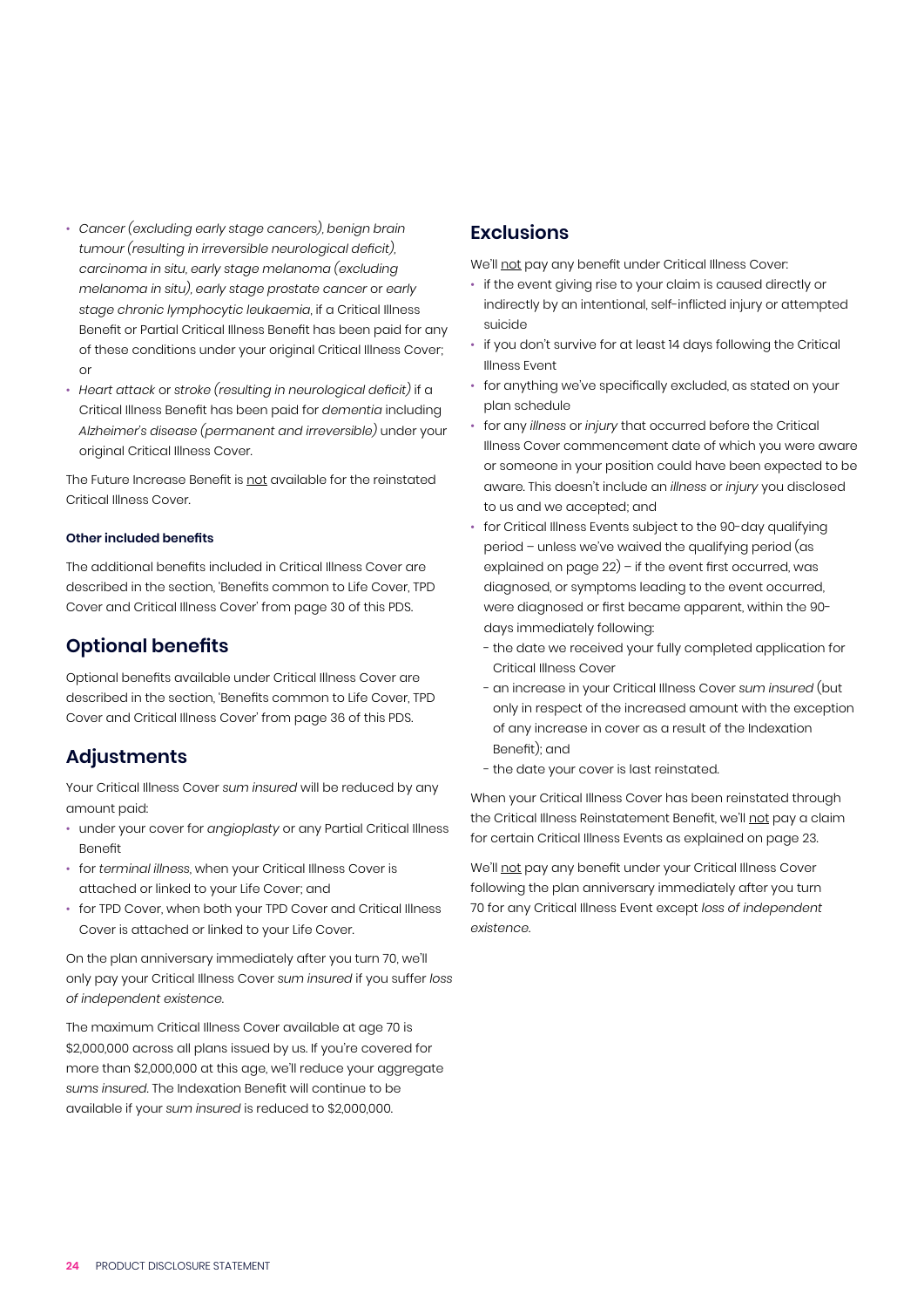- *Cancer (excluding early stage cancers)*, *benign brain tumour (resulting in irreversible neurological deficit)*, *carcinoma in situ*, *early stage melanoma (excluding melanoma in situ)*, *early stage prostate cancer* or *early stage chronic lymphocytic leukaemia*, if a Critical Illness Benefit or Partial Critical Illness Benefit has been paid for any of these conditions under your original Critical Illness Cover; or
- *Heart attack* or *stroke (resulting in neurological deficit)* if a Critical Illness Benefit has been paid for *dementia* including *Alzheimer's disease (permanent and irreversible)* under your original Critical Illness Cover.

The Future Increase Benefit is not available for the reinstated Critical Illness Cover.

#### Other included benefits

The additional benefits included in Critical Illness Cover are described in the section, 'Benefits common to Life Cover, TPD Cover and Critical Illness Cover' from page 30 of this PDS.

## Optional benefits

Optional benefits available under Critical Illness Cover are described in the section, 'Benefits common to Life Cover, TPD Cover and Critical Illness Cover' from page 36 of this PDS.

## Adjustments

Your Critical Illness Cover *sum insured* will be reduced by any amount paid:

- under your cover for *angioplasty* or any Partial Critical Illness Benefit
- for *terminal illness*, when your Critical Illness Cover is attached or linked to your Life Cover; and
- for TPD Cover, when both your TPD Cover and Critical Illness Cover is attached or linked to your Life Cover.

On the plan anniversary immediately after you turn 70, we'll only pay your Critical Illness Cover *sum insured* if you suffer *loss of independent existence*.

The maximum Critical Illness Cover available at age 70 is $2,000,000 across all plans issued by us. If you're covered for more than $2,000,000 at this age, we'll reduce your aggregate *sums insured*. The Indexation Benefit will continue to be available if your *sum insured* is reduced to $2,000,000.

## Exclusions

We'll not pay any benefit under Critical Illness Cover:

- if the event giving rise to your claim is caused directly or indirectly by an intentional, self-inflicted injury or attempted suicide
- if you don't survive for at least 14 days following the Critical Illness Event
- for anything we've specifically excluded, as stated on your plan schedule
- for any *illness* or *injury* that occurred before the Critical Illness Cover commencement date of which you were aware or someone in your position could have been expected to be aware. This doesn't include an *illness* or *injury* you disclosed to us and we accepted; and
- for Critical Illness Events subject to the 90-day qualifying period – unless we've waived the qualifying period (as explained on page 22) – if the event first occurred, was diagnosed, or symptoms leading to the event occurred, were diagnosed or first became apparent, within the 90-days immediately following:
  - the date we received your fully completed application for Critical Illness Cover
  - an increase in your Critical Illness Cover *sum insured* (but only in respect of the increased amount with the exception of any increase in cover as a result of the Indexation Benefit); and
  - the date your cover is last reinstated.

When your Critical Illness Cover has been reinstated through the Critical Illness Reinstatement Benefit, we'll not pay a claim for certain Critical Illness Events as explained on page 23.

We'll not pay any benefit under your Critical Illness Cover following the plan anniversary immediately after you turn 70 for any Critical Illness Event except *loss of independent existence*.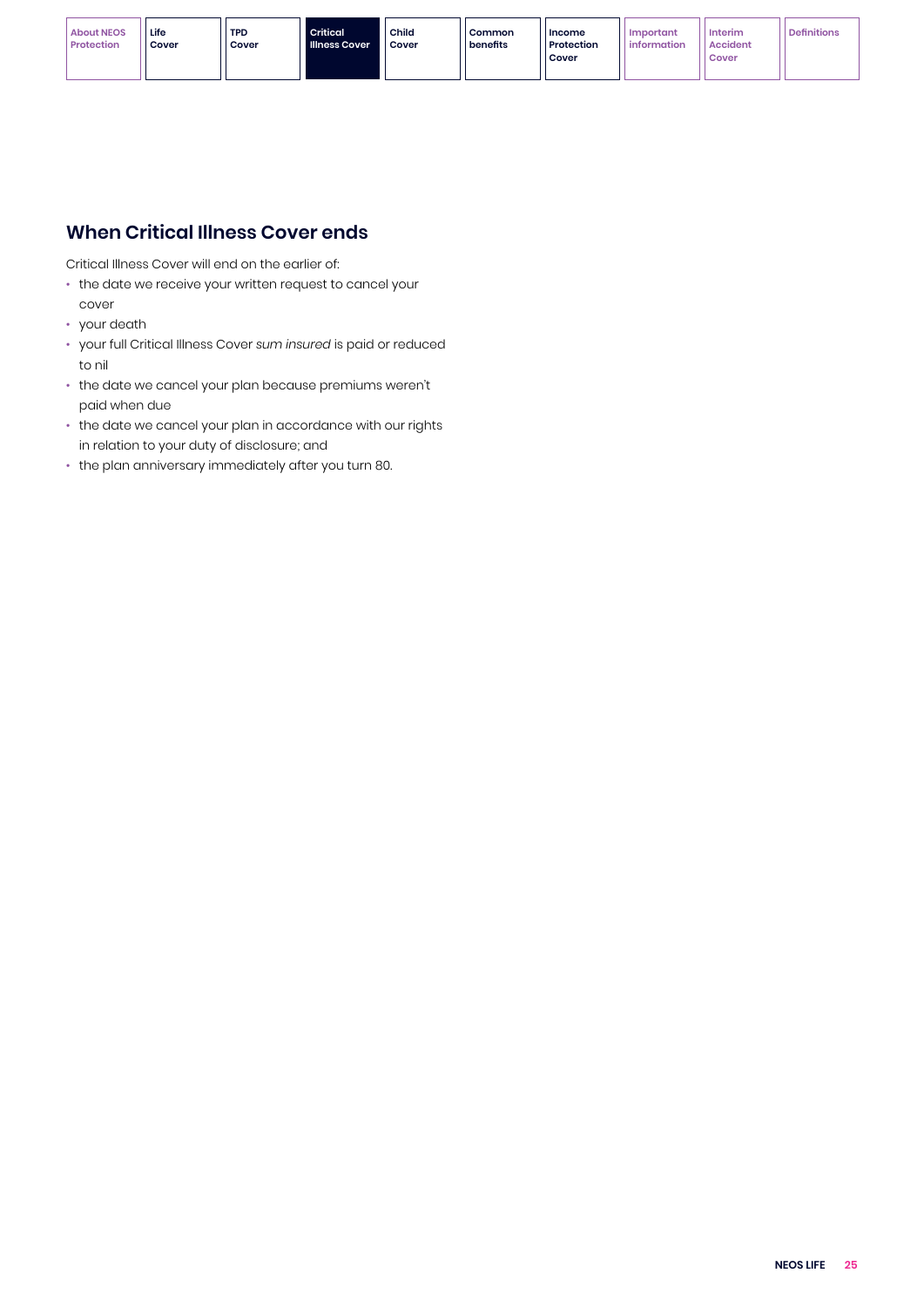## When Critical Illness Cover ends

Critical Illness Cover will end on the earlier of:

- the date we receive your written request to cancel your cover
- your death
- your full Critical Illness Cover *sum insured* is paid or reduced to nil
- the date we cancel your plan because premiums weren't paid when due
- the date we cancel your plan in accordance with our rights in relation to your duty of disclosure; and
- the plan anniversary immediately after you turn 80.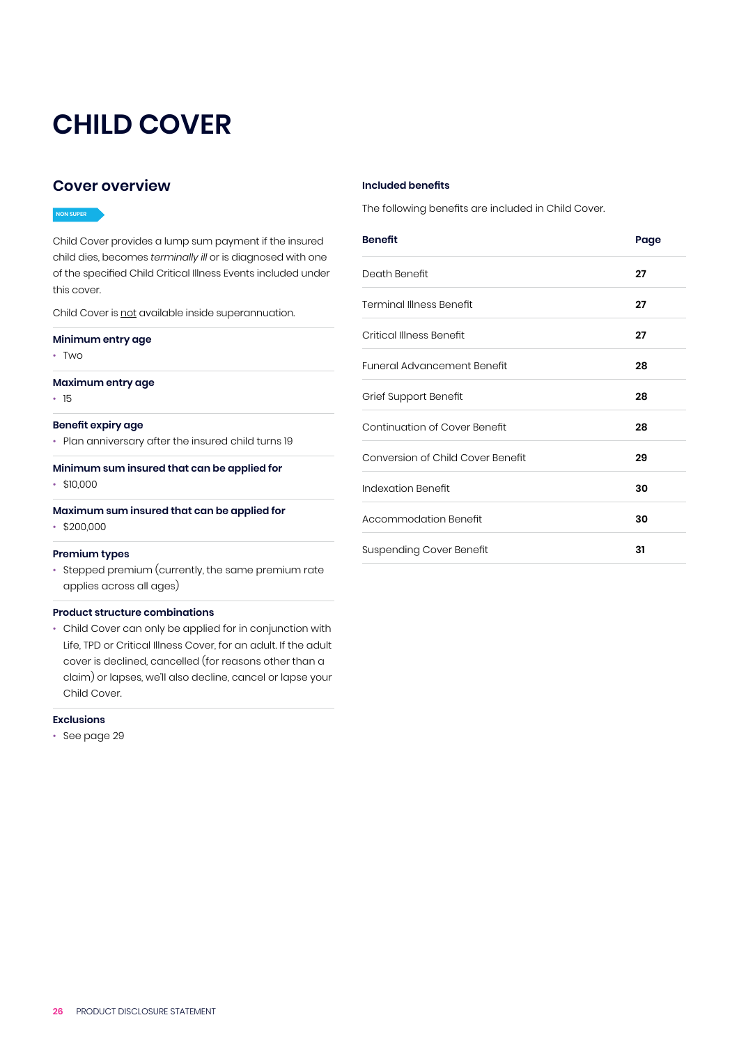# CHILD COVER

## Cover overview

NON SUPER

Child Cover provides a lump sum payment if the insured child dies, becomes *terminally ill* or is diagnosed with one of the specified Child Critical Illness Events included under this cover.

Child Cover is not available inside superannuation.

**Minimum entry age**

- Two

**Maximum entry age**

- 15

**Benefit expiry age**

- Plan anniversary after the insured child turns 19

**Minimum sum insured that can be applied for**

- $10,000

**Maximum sum insured that can be applied for**

- $200,000

**Premium types**

- Stepped premium (currently, the same premium rate applies across all ages)

**Product structure combinations**

- Child Cover can only be applied for in conjunction with Life, TPD or Critical Illness Cover, for an adult. If the adult cover is declined, cancelled (for reasons other than a claim) or lapses, we'll also decline, cancel or lapse your Child Cover.

**Exclusions**

- See page 29

### Included benefits

The following benefits are included in Child Cover.

| Benefit | Page |
|---|---|
| Death Benefit | **27** |
| Terminal Illness Benefit | **27** |
| Critical Illness Benefit | **27** |
| Funeral Advancement Benefit | **28** |
| Grief Support Benefit | **28** |
| Continuation of Cover Benefit | **28** |
| Conversion of Child Cover Benefit | **29** |
| Indexation Benefit | **30** |
| Accommodation Benefit | **30** |
| Suspending Cover Benefit | **31** |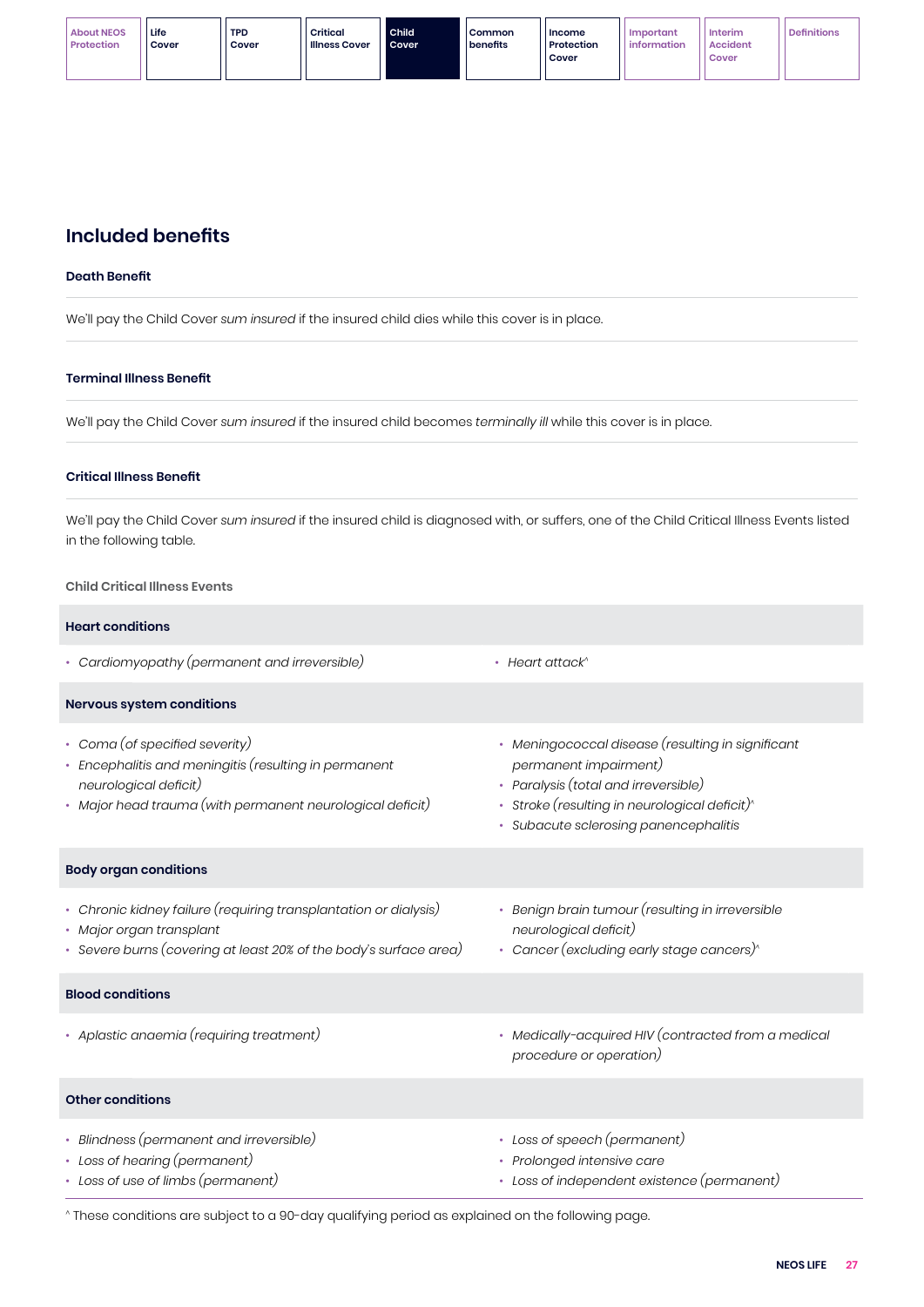## Included benefits

### Death Benefit

We'll pay the Child Cover *sum insured* if the insured child dies while this cover is in place.

### Terminal Illness Benefit

We'll pay the Child Cover *sum insured* if the insured child becomes *terminally ill* while this cover is in place.

### Critical Illness Benefit

We'll pay the Child Cover *sum insured* if the insured child is diagnosed with, or suffers, one of the Child Critical Illness Events listed in the following table.

#### Child Critical Illness Events

**Heart conditions**

- *Cardiomyopathy (permanent and irreversible)*
- *Heart attack*^

**Nervous system conditions**

- *Coma (of specified severity)*
- *Encephalitis and meningitis (resulting in permanent neurological deficit)*
- *Major head trauma (with permanent neurological deficit)*
- *Meningococcal disease (resulting in significant permanent impairment)*
- *Paralysis (total and irreversible)*
- *Stroke (resulting in neurological deficit)*^
- *Subacute sclerosing panencephalitis*

**Body organ conditions**

- *Chronic kidney failure (requiring transplantation or dialysis)*
- *Major organ transplant*
- *Severe burns (covering at least 20% of the body's surface area)*
- *Benign brain tumour (resulting in irreversible neurological deficit)*
- *Cancer (excluding early stage cancers)*^

**Blood conditions**

- *Aplastic anaemia (requiring treatment)*
- *Medically-acquired HIV (contracted from a medical procedure or operation)*

**Other conditions**

- *Blindness (permanent and irreversible)*
- *Loss of hearing (permanent)*
- *Loss of use of limbs (permanent)*
- *Loss of speech (permanent)*
- *Prolonged intensive care*
- *Loss of independent existence (permanent)*

^ These conditions are subject to a 90-day qualifying period as explained on the following page.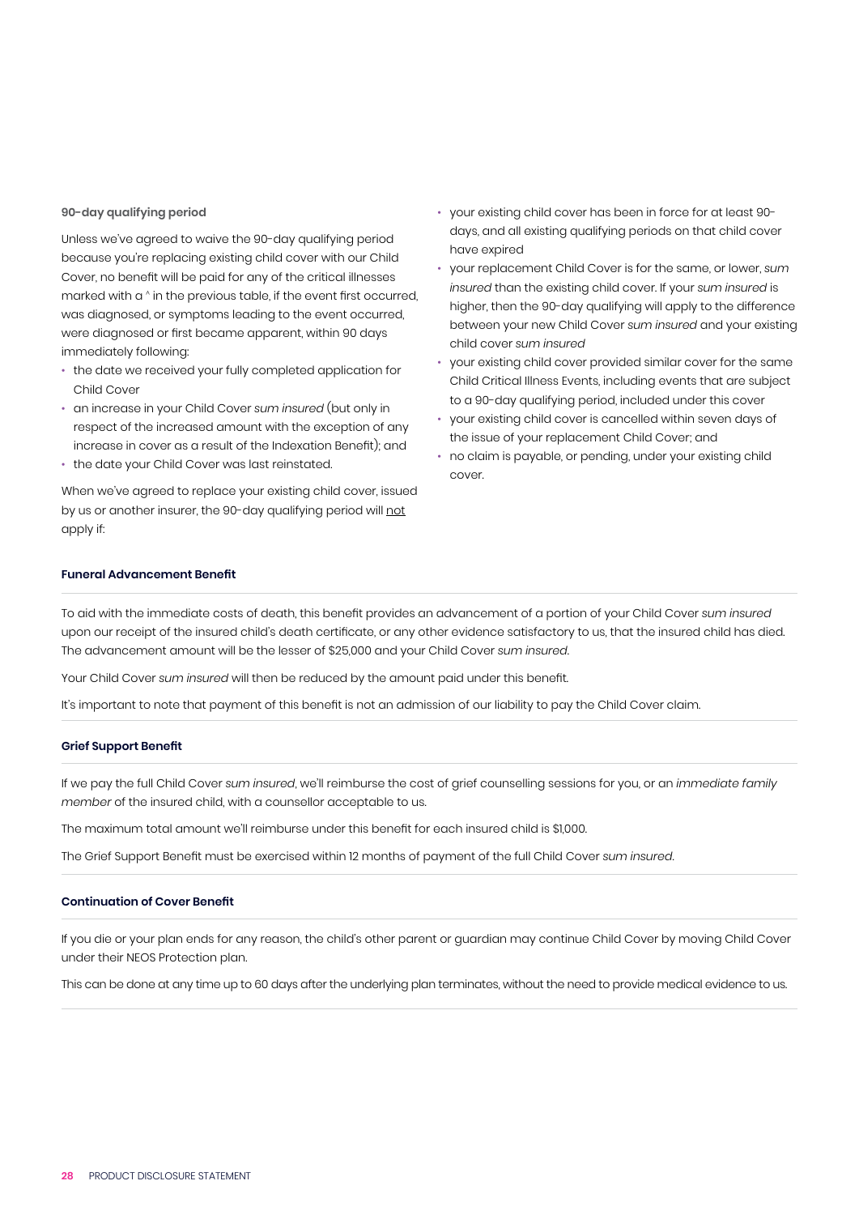### 90-day qualifying period

Unless we've agreed to waive the 90-day qualifying period because you're replacing existing child cover with our Child Cover, no benefit will be paid for any of the critical illnesses marked with a ^ in the previous table, if the event first occurred, was diagnosed, or symptoms leading to the event occurred, were diagnosed or first became apparent, within 90 days immediately following:

- the date we received your fully completed application for Child Cover
- an increase in your Child Cover *sum insured* (but only in respect of the increased amount with the exception of any increase in cover as a result of the Indexation Benefit); and
- the date your Child Cover was last reinstated.

When we've agreed to replace your existing child cover, issued by us or another insurer, the 90-day qualifying period will not apply if:

- your existing child cover has been in force for at least 90-days, and all existing qualifying periods on that child cover have expired
- your replacement Child Cover is for the same, or lower, *sum insured* than the existing child cover. If your *sum insured* is higher, then the 90-day qualifying will apply to the difference between your new Child Cover *sum insured* and your existing child cover *sum insured*
- your existing child cover provided similar cover for the same Child Critical Illness Events, including events that are subject to a 90-day qualifying period, included under this cover
- your existing child cover is cancelled within seven days of the issue of your replacement Child Cover; and
- no claim is payable, or pending, under your existing child cover.

### Funeral Advancement Benefit

To aid with the immediate costs of death, this benefit provides an advancement of a portion of your Child Cover *sum insured* upon our receipt of the insured child's death certificate, or any other evidence satisfactory to us, that the insured child has died. The advancement amount will be the lesser of $25,000 and your Child Cover *sum insured*.

Your Child Cover *sum insured* will then be reduced by the amount paid under this benefit.

It's important to note that payment of this benefit is not an admission of our liability to pay the Child Cover claim.

### Grief Support Benefit

If we pay the full Child Cover *sum insured*, we'll reimburse the cost of grief counselling sessions for you, or an *immediate family member* of the insured child, with a counsellor acceptable to us.

The maximum total amount we'll reimburse under this benefit for each insured child is $1,000.

The Grief Support Benefit must be exercised within 12 months of payment of the full Child Cover *sum insured*.

### Continuation of Cover Benefit

If you die or your plan ends for any reason, the child's other parent or guardian may continue Child Cover by moving Child Cover under their NEOS Protection plan.

This can be done at any time up to 60 days after the underlying plan terminates, without the need to provide medical evidence to us.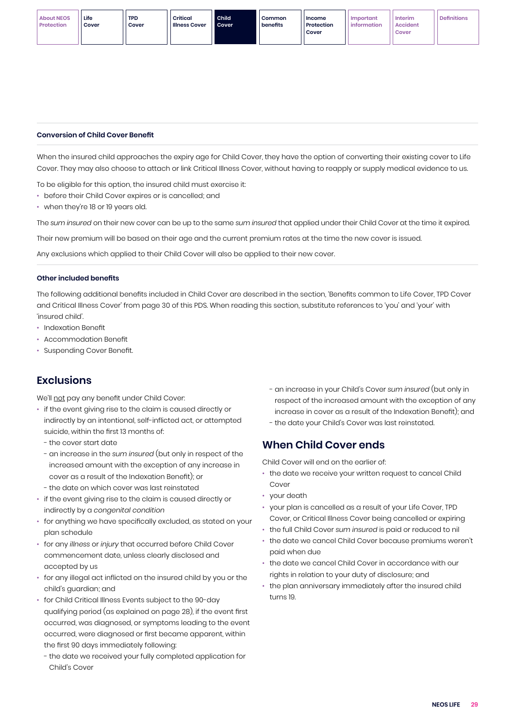### Conversion of Child Cover Benefit

When the insured child approaches the expiry age for Child Cover, they have the option of converting their existing cover to Life Cover. They may also choose to attach or link Critical Illness Cover, without having to reapply or supply medical evidence to us.

To be eligible for this option, the insured child must exercise it:

- before their Child Cover expires or is cancelled; and
- when they're 18 or 19 years old.

The *sum insured* on their new cover can be up to the same *sum insured* that applied under their Child Cover at the time it expired.

Their new premium will be based on their age and the current premium rates at the time the new cover is issued.

Any exclusions which applied to their Child Cover will also be applied to their new cover.

### Other included benefits

The following additional benefits included in Child Cover are described in the section, 'Benefits common to Life Cover, TPD Cover and Critical Illness Cover' from page 30 of this PDS. When reading this section, substitute references to 'you' and 'your' with 'insured child'.

- Indexation Benefit
- Accommodation Benefit
- Suspending Cover Benefit.

## Exclusions

We'll not pay any benefit under Child Cover:

- if the event giving rise to the claim is caused directly or indirectly by an intentional, self-inflicted act, or attempted suicide, within the first 13 months of:
  - the cover start date
  - an increase in the *sum insured* (but only in respect of the increased amount with the exception of any increase in cover as a result of the Indexation Benefit); or
  - the date on which cover was last reinstated
- if the event giving rise to the claim is caused directly or indirectly by a *congenital condition*
- for anything we have specifically excluded, as stated on your plan schedule
- for any *illness* or *injury* that occurred before Child Cover commencement date, unless clearly disclosed and accepted by us
- for any illegal act inflicted on the insured child by you or the child's guardian; and
- for Child Critical Illness Events subject to the 90-day qualifying period (as explained on page 28), if the event first occurred, was diagnosed, or symptoms leading to the event occurred, were diagnosed or first became apparent, within the first 90 days immediately following:
  - the date we received your fully completed application for Child's Cover
  - an increase in your Child's Cover *sum insured* (but only in respect of the increased amount with the exception of any increase in cover as a result of the Indexation Benefit); and
  - the date your Child's Cover was last reinstated.

## When Child Cover ends

Child Cover will end on the earlier of:

- the date we receive your written request to cancel Child Cover
- your death
- your plan is cancelled as a result of your Life Cover, TPD Cover, or Critical Illness Cover being cancelled or expiring
- the full Child Cover *sum insured* is paid or reduced to nil
- the date we cancel Child Cover because premiums weren't paid when due
- the date we cancel Child Cover in accordance with our rights in relation to your duty of disclosure; and
- the plan anniversary immediately after the insured child turns 19.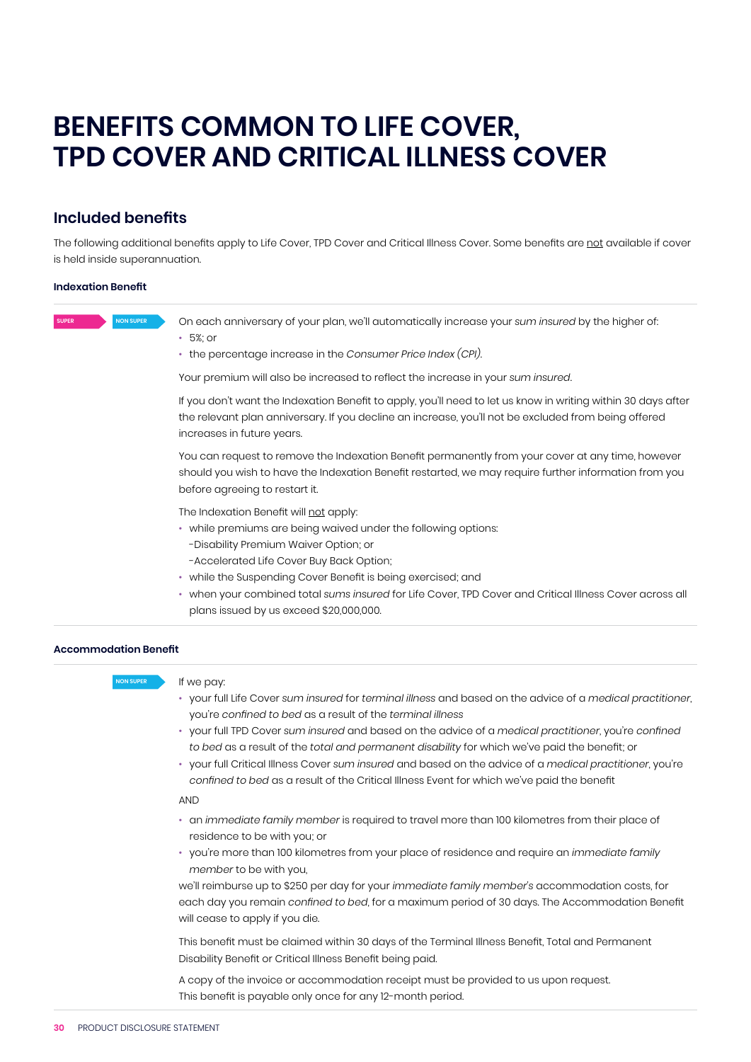# BENEFITS COMMON TO LIFE COVER, TPD COVER AND CRITICAL ILLNESS COVER

## Included benefits

The following additional benefits apply to Life Cover, TPD Cover and Critical Illness Cover. Some benefits are not available if cover is held inside superannuation.

### Indexation Benefit

SUPER | NON SUPER

On each anniversary of your plan, we'll automatically increase your *sum insured* by the higher of:

- 5%; or
- the percentage increase in the *Consumer Price Index (CPI)*.

Your premium will also be increased to reflect the increase in your *sum insured*.

If you don't want the Indexation Benefit to apply, you'll need to let us know in writing within 30 days after the relevant plan anniversary. If you decline an increase, you'll not be excluded from being offered increases in future years.

You can request to remove the Indexation Benefit permanently from your cover at any time, however should you wish to have the Indexation Benefit restarted, we may require further information from you before agreeing to restart it.

The Indexation Benefit will not apply:

- while premiums are being waived under the following options:
  - -Disability Premium Waiver Option; or
  - -Accelerated Life Cover Buy Back Option;
- while the Suspending Cover Benefit is being exercised; and
- when your combined total *sums insured* for Life Cover, TPD Cover and Critical Illness Cover across all plans issued by us exceed $20,000,000.

### Accommodation Benefit

NON SUPER

If we pay:

- your full Life Cover *sum insured* for *terminal illness* and based on the advice of a *medical practitioner*, you're *confined to bed* as a result of the *terminal illness*
- your full TPD Cover *sum insured* and based on the advice of a *medical practitioner*, you're *confined to bed* as a result of the *total and permanent disability* for which we've paid the benefit; or
- your full Critical Illness Cover *sum insured* and based on the advice of a *medical practitioner*, you're *confined to bed* as a result of the Critical Illness Event for which we've paid the benefit

AND

- an *immediate family member* is required to travel more than 100 kilometres from their place of residence to be with you; or
- you're more than 100 kilometres from your place of residence and require an *immediate family member* to be with you,

we'll reimburse up to $250 per day for your *immediate family member's* accommodation costs, for each day you remain *confined to bed*, for a maximum period of 30 days. The Accommodation Benefit will cease to apply if you die.

This benefit must be claimed within 30 days of the Terminal Illness Benefit, Total and Permanent Disability Benefit or Critical Illness Benefit being paid.

A copy of the invoice or accommodation receipt must be provided to us upon request.
This benefit is payable only once for any 12-month period.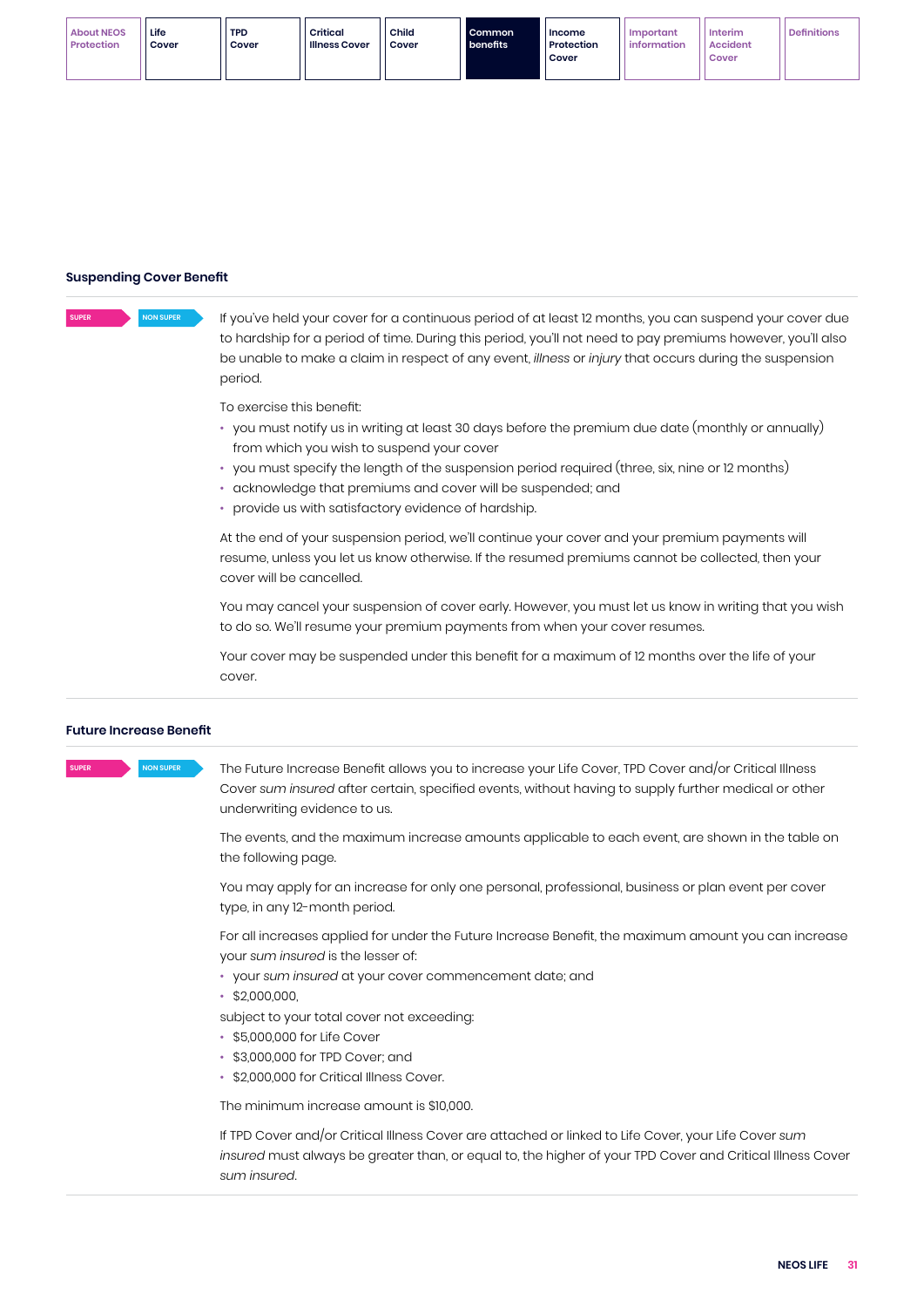## Suspending Cover Benefit

SUPER NON SUPER

If you've held your cover for a continuous period of at least 12 months, you can suspend your cover due to hardship for a period of time. During this period, you'll not need to pay premiums however, you'll also be unable to make a claim in respect of any event, *illness* or *injury* that occurs during the suspension period.

To exercise this benefit:

- you must notify us in writing at least 30 days before the premium due date (monthly or annually) from which you wish to suspend your cover
- you must specify the length of the suspension period required (three, six, nine or 12 months)
- acknowledge that premiums and cover will be suspended; and
- provide us with satisfactory evidence of hardship.

At the end of your suspension period, we'll continue your cover and your premium payments will resume, unless you let us know otherwise. If the resumed premiums cannot be collected, then your cover will be cancelled.

You may cancel your suspension of cover early. However, you must let us know in writing that you wish to do so. We'll resume your premium payments from when your cover resumes.

Your cover may be suspended under this benefit for a maximum of 12 months over the life of your cover.

## Future Increase Benefit

SUPER NON SUPER

The Future Increase Benefit allows you to increase your Life Cover, TPD Cover and/or Critical Illness Cover *sum insured* after certain, specified events, without having to supply further medical or other underwriting evidence to us.

The events, and the maximum increase amounts applicable to each event, are shown in the table on the following page.

You may apply for an increase for only one personal, professional, business or plan event per cover type, in any 12-month period.

For all increases applied for under the Future Increase Benefit, the maximum amount you can increase your *sum insured* is the lesser of:

- your *sum insured* at your cover commencement date; and
- $2,000,000,

subject to your total cover not exceeding:

- $5,000,000 for Life Cover
- $3,000,000 for TPD Cover; and
- $2,000,000 for Critical Illness Cover.

The minimum increase amount is $10,000.

If TPD Cover and/or Critical Illness Cover are attached or linked to Life Cover, your Life Cover *sum insured* must always be greater than, or equal to, the higher of your TPD Cover and Critical Illness Cover *sum insured*.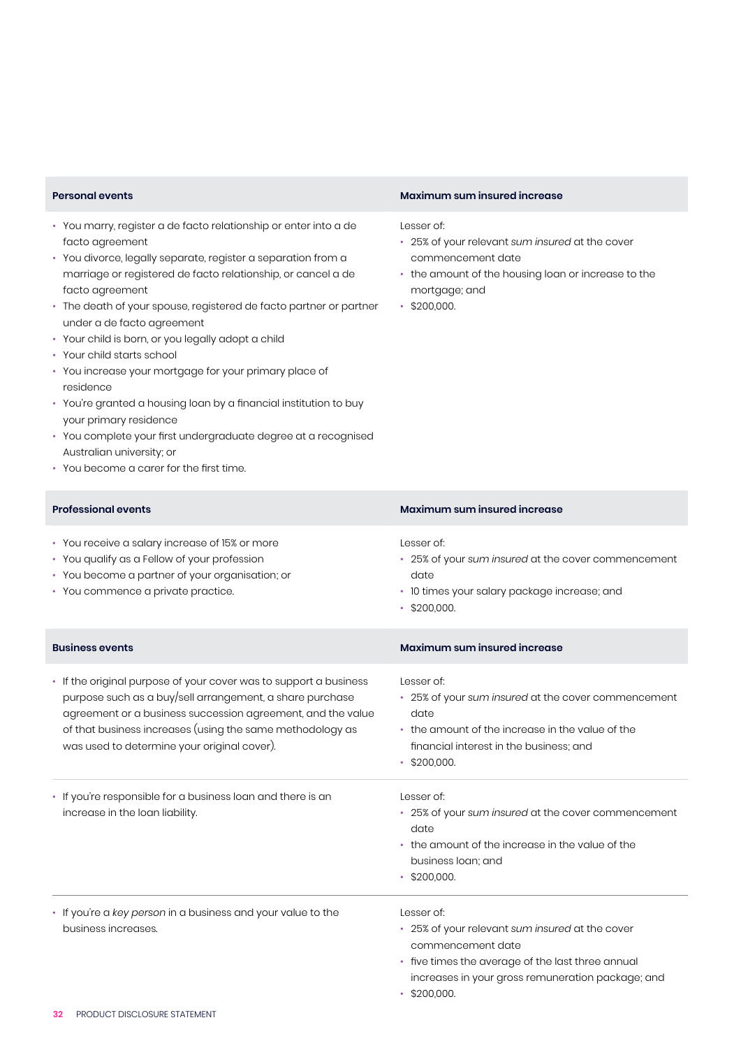| Personal events | Maximum sum insured increase |
| --- | --- |
| • You marry, register a de facto relationship or enter into a de facto agreement<br>• You divorce, legally separate, register a separation from a marriage or registered de facto relationship, or cancel a de facto agreement<br>• The death of your spouse, registered de facto partner or partner under a de facto agreement<br>• Your child is born, or you legally adopt a child<br>• Your child starts school<br>• You increase your mortgage for your primary place of residence<br>• You're granted a housing loan by a financial institution to buy your primary residence<br>• You complete your first undergraduate degree at a recognised Australian university; or<br>• You become a carer for the first time. | Lesser of:<br>• 25% of your relevant *sum insured* at the cover commencement date<br>• the amount of the housing loan or increase to the mortgage; and<br>• $200,000. |

| Professional events | Maximum sum insured increase |
| --- | --- |
| • You receive a salary increase of 15% or more<br>• You qualify as a Fellow of your profession<br>• You become a partner of your organisation; or<br>• You commence a private practice. | Lesser of:<br>• 25% of your *sum insured* at the cover commencement date<br>• 10 times your salary package increase; and<br>• $200,000. |

| Business events | Maximum sum insured increase |
| --- | --- |
| • If the original purpose of your cover was to support a business purpose such as a buy/sell arrangement, a share purchase agreement or a business succession agreement, and the value of that business increases (using the same methodology as was used to determine your original cover). | Lesser of:<br>• 25% of your *sum insured* at the cover commencement date<br>• the amount of the increase in the value of the financial interest in the business; and<br>• $200,000. |
| • If you're responsible for a business loan and there is an increase in the loan liability. | Lesser of:<br>• 25% of your *sum insured* at the cover commencement date<br>• the amount of the increase in the value of the business loan; and<br>• $200,000. |
| • If you're a *key person* in a business and your value to the business increases. | Lesser of:<br>• 25% of your relevant *sum insured* at the cover commencement date<br>• five times the average of the last three annual increases in your gross remuneration package; and<br>• $200,000. |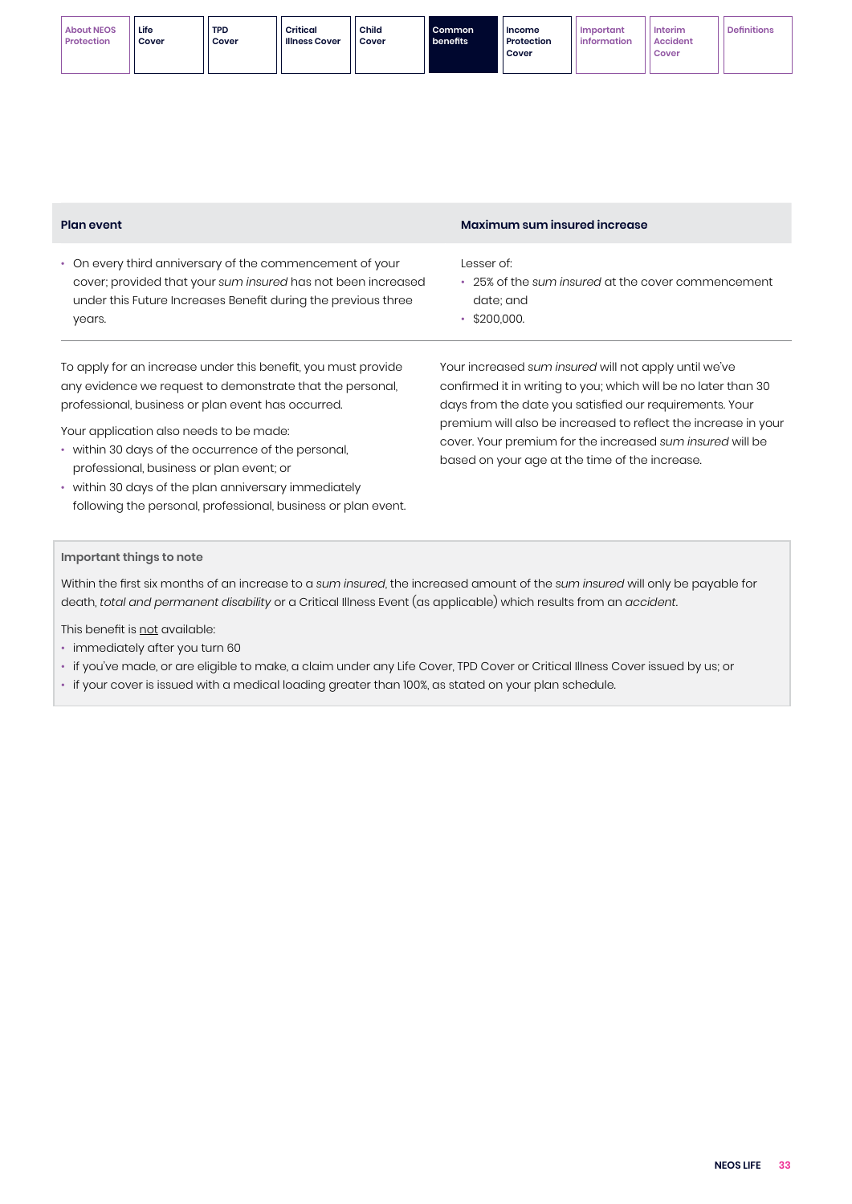| Plan event | Maximum sum insured increase |
| --- | --- |
| • On every third anniversary of the commencement of your cover; provided that your *sum insured* has not been increased under this Future Increases Benefit during the previous three years. | Lesser of: • 25% of the *sum insured* at the cover commencement date; and • $200,000. |

To apply for an increase under this benefit, you must provide any evidence we request to demonstrate that the personal, professional, business or plan event has occurred.

Your application also needs to be made:

- within 30 days of the occurrence of the personal, professional, business or plan event; or
- within 30 days of the plan anniversary immediately following the personal, professional, business or plan event.

Your increased *sum insured* will not apply until we've confirmed it in writing to you; which will be no later than 30 days from the date you satisfied our requirements. Your premium will also be increased to reflect the increase in your cover. Your premium for the increased *sum insured* will be based on your age at the time of the increase.

**Important things to note**

Within the first six months of an increase to a *sum insured*, the increased amount of the *sum insured* will only be payable for death, *total and permanent disability* or a Critical Illness Event (as applicable) which results from an *accident*.

This benefit is not available:

- immediately after you turn 60
- if you've made, or are eligible to make, a claim under any Life Cover, TPD Cover or Critical Illness Cover issued by us; or
- if your cover is issued with a medical loading greater than 100%, as stated on your plan schedule.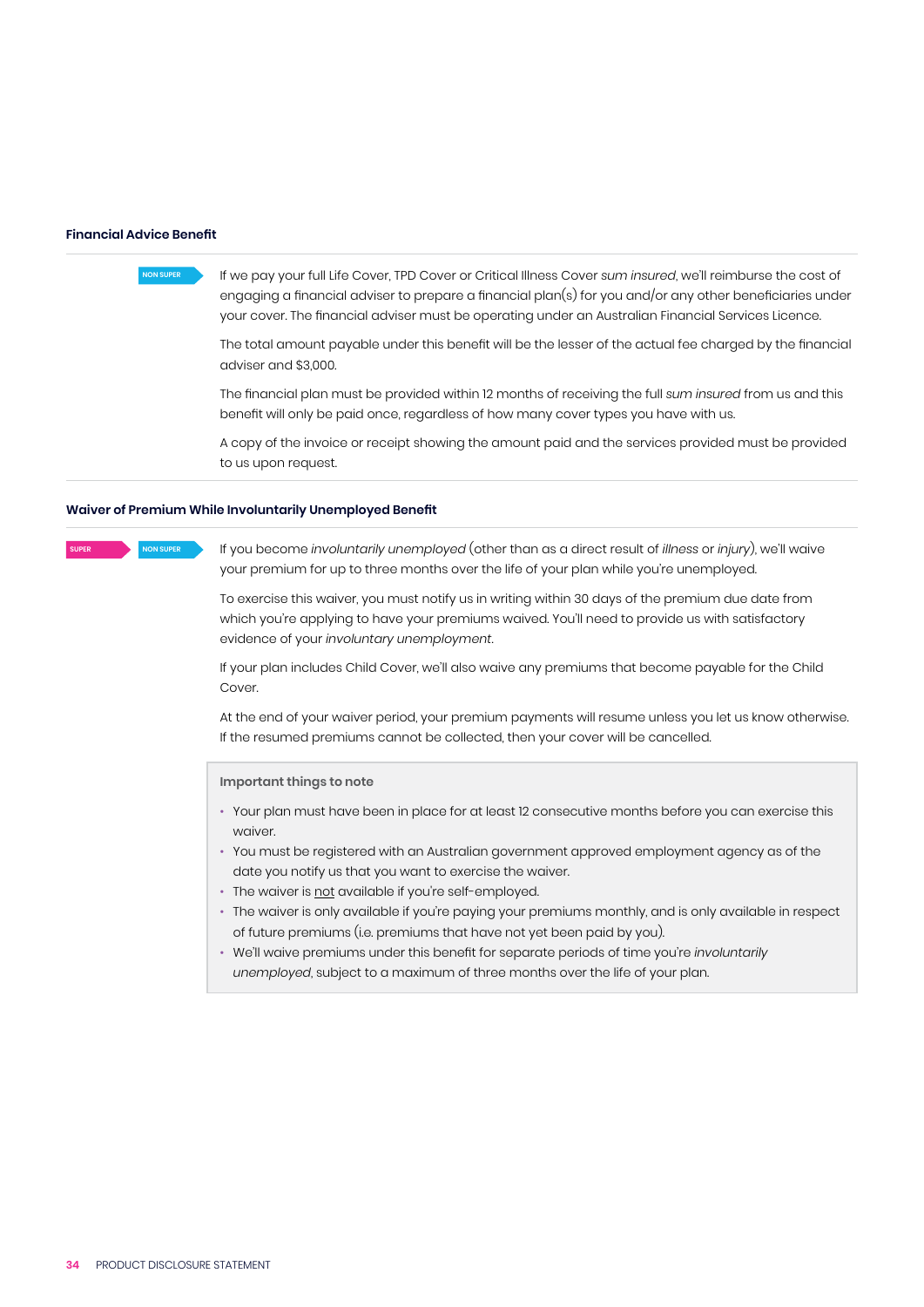### Financial Advice Benefit

NON SUPER

If we pay your full Life Cover, TPD Cover or Critical Illness Cover *sum insured*, we'll reimburse the cost of engaging a financial adviser to prepare a financial plan(s) for you and/or any other beneficiaries under your cover. The financial adviser must be operating under an Australian Financial Services Licence.

The total amount payable under this benefit will be the lesser of the actual fee charged by the financial adviser and $3,000.

The financial plan must be provided within 12 months of receiving the full *sum insured* from us and this benefit will only be paid once, regardless of how many cover types you have with us.

A copy of the invoice or receipt showing the amount paid and the services provided must be provided to us upon request.

### Waiver of Premium While Involuntarily Unemployed Benefit

SUPER NON SUPER

If you become *involuntarily unemployed* (other than as a direct result of *illness* or *injury*), we'll waive your premium for up to three months over the life of your plan while you're unemployed.

To exercise this waiver, you must notify us in writing within 30 days of the premium due date from which you're applying to have your premiums waived. You'll need to provide us with satisfactory evidence of your *involuntary unemployment*.

If your plan includes Child Cover, we'll also waive any premiums that become payable for the Child Cover.

At the end of your waiver period, your premium payments will resume unless you let us know otherwise. If the resumed premiums cannot be collected, then your cover will be cancelled.

**Important things to note**

- Your plan must have been in place for at least 12 consecutive months before you can exercise this waiver.
- You must be registered with an Australian government approved employment agency as of the date you notify us that you want to exercise the waiver.
- The waiver is not available if you're self-employed.
- The waiver is only available if you're paying your premiums monthly, and is only available in respect of future premiums (i.e. premiums that have not yet been paid by you).
- We'll waive premiums under this benefit for separate periods of time you're *involuntarily unemployed*, subject to a maximum of three months over the life of your plan.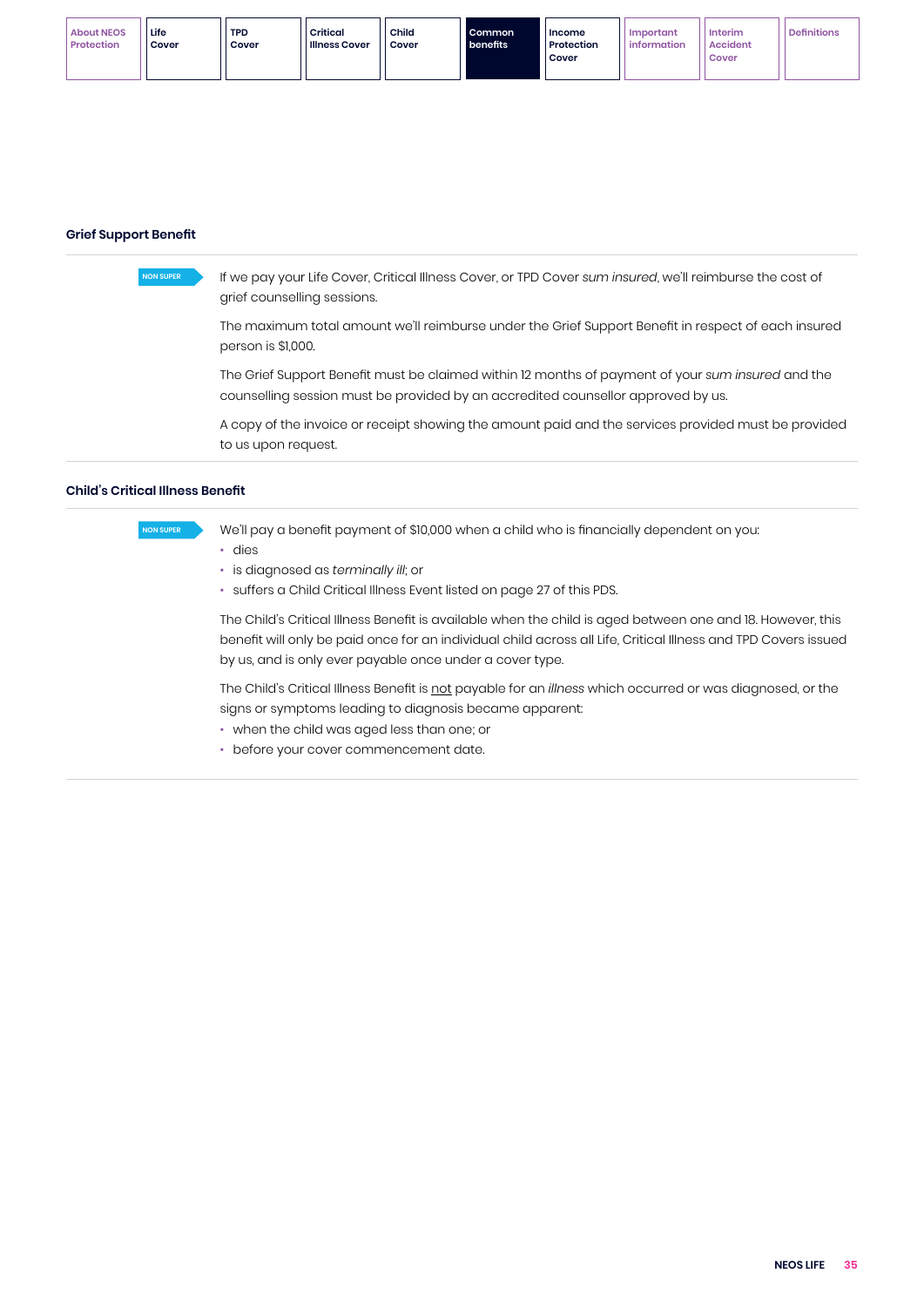## Grief Support Benefit

NON SUPER

If we pay your Life Cover, Critical Illness Cover, or TPD Cover *sum insured*, we'll reimburse the cost of grief counselling sessions.

The maximum total amount we'll reimburse under the Grief Support Benefit in respect of each insured person is $1,000.

The Grief Support Benefit must be claimed within 12 months of payment of your *sum insured* and the counselling session must be provided by an accredited counsellor approved by us.

A copy of the invoice or receipt showing the amount paid and the services provided must be provided to us upon request.

## Child's Critical Illness Benefit

NON SUPER

We'll pay a benefit payment of $10,000 when a child who is financially dependent on you:

- dies
- is diagnosed as *terminally ill*; or
- suffers a Child Critical Illness Event listed on page 27 of this PDS.

The Child's Critical Illness Benefit is available when the child is aged between one and 18. However, this benefit will only be paid once for an individual child across all Life, Critical Illness and TPD Covers issued by us, and is only ever payable once under a cover type.

The Child's Critical Illness Benefit is not payable for an *illness* which occurred or was diagnosed, or the signs or symptoms leading to diagnosis became apparent:

- when the child was aged less than one; or
- before your cover commencement date.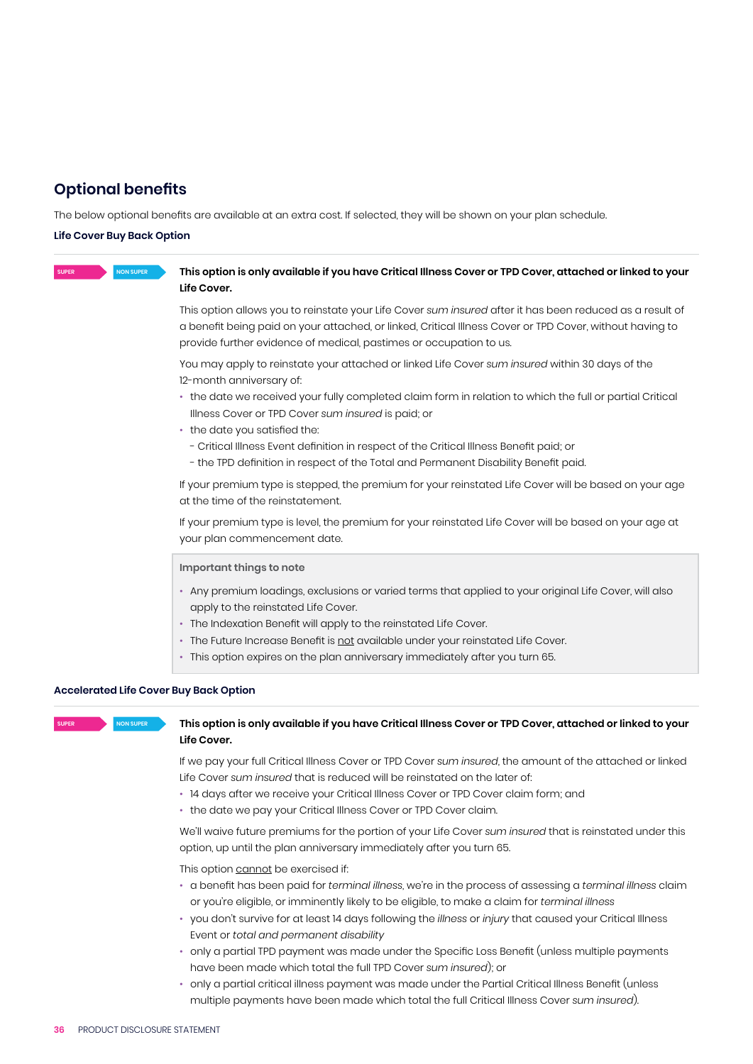## Optional benefits

The below optional benefits are available at an extra cost. If selected, they will be shown on your plan schedule.

### Life Cover Buy Back Option

SUPER NON SUPER

**This option is only available if you have Critical Illness Cover or TPD Cover, attached or linked to your Life Cover.**

This option allows you to reinstate your Life Cover *sum insured* after it has been reduced as a result of a benefit being paid on your attached, or linked, Critical Illness Cover or TPD Cover, without having to provide further evidence of medical, pastimes or occupation to us.

You may apply to reinstate your attached or linked Life Cover *sum insured* within 30 days of the 12-month anniversary of:

- the date we received your fully completed claim form in relation to which the full or partial Critical Illness Cover or TPD Cover *sum insured* is paid; or
- the date you satisfied the:
  - Critical Illness Event definition in respect of the Critical Illness Benefit paid; or
  - the TPD definition in respect of the Total and Permanent Disability Benefit paid.

If your premium type is stepped, the premium for your reinstated Life Cover will be based on your age at the time of the reinstatement.

If your premium type is level, the premium for your reinstated Life Cover will be based on your age at your plan commencement date.

**Important things to note**

- Any premium loadings, exclusions or varied terms that applied to your original Life Cover, will also apply to the reinstated Life Cover.
- The Indexation Benefit will apply to the reinstated Life Cover.
- The Future Increase Benefit is not available under your reinstated Life Cover.
- This option expires on the plan anniversary immediately after you turn 65.

### Accelerated Life Cover Buy Back Option

SUPER NON SUPER

**This option is only available if you have Critical Illness Cover or TPD Cover, attached or linked to your Life Cover.**

If we pay your full Critical Illness Cover or TPD Cover *sum insured*, the amount of the attached or linked Life Cover *sum insured* that is reduced will be reinstated on the later of:

- 14 days after we receive your Critical Illness Cover or TPD Cover claim form; and
- the date we pay your Critical Illness Cover or TPD Cover claim.

We'll waive future premiums for the portion of your Life Cover *sum insured* that is reinstated under this option, up until the plan anniversary immediately after you turn 65.

This option cannot be exercised if:

- a benefit has been paid for *terminal illness*, we're in the process of assessing a *terminal illness* claim or you're eligible, or imminently likely to be eligible, to make a claim for *terminal illness*
- you don't survive for at least 14 days following the *illness* or *injury* that caused your Critical Illness Event or *total and permanent disability*
- only a partial TPD payment was made under the Specific Loss Benefit (unless multiple payments have been made which total the full TPD Cover *sum insured*); or
- only a partial critical illness payment was made under the Partial Critical Illness Benefit (unless multiple payments have been made which total the full Critical Illness Cover *sum insured*).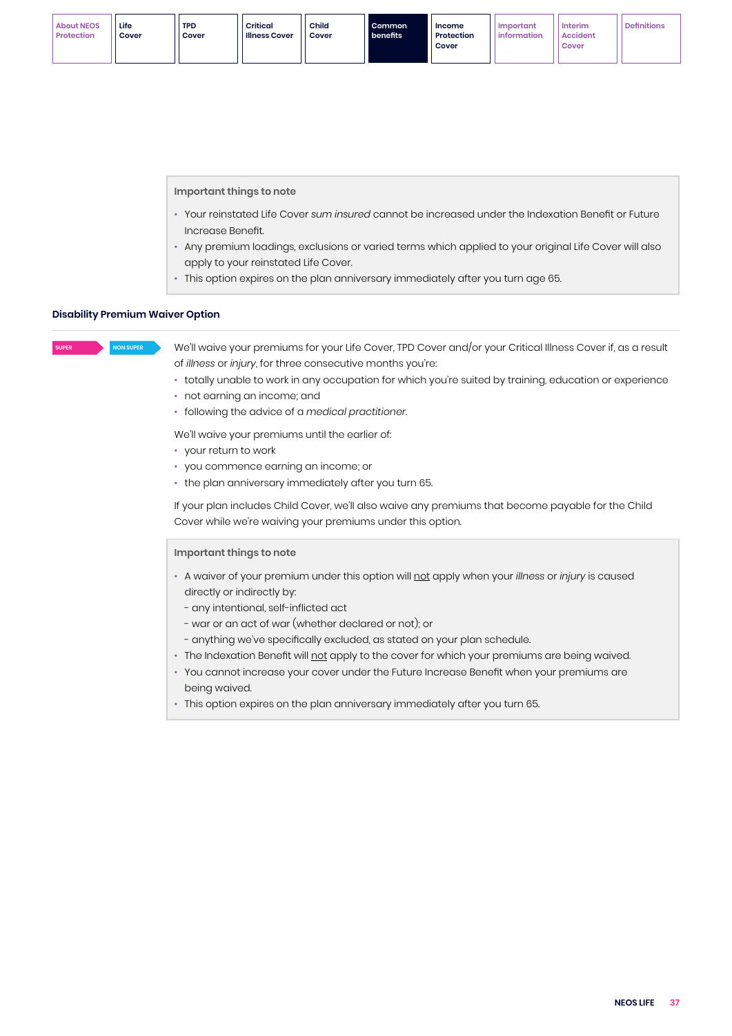**Important things to note**

- Your reinstated Life Cover *sum insured* cannot be increased under the Indexation Benefit or Future Increase Benefit.
- Any premium loadings, exclusions or varied terms which applied to your original Life Cover will also apply to your reinstated Life Cover.
- This option expires on the plan anniversary immediately after you turn age 65.

### Disability Premium Waiver Option

SUPER NON SUPER

We'll waive your premiums for your Life Cover, TPD Cover and/or your Critical Illness Cover if, as a result of *illness* or *injury*, for three consecutive months you're:

- totally unable to work in any occupation for which you're suited by training, education or experience
- not earning an income; and
- following the advice of a *medical practitioner*.

We'll waive your premiums until the earlier of:

- your return to work
- you commence earning an income; or
- the plan anniversary immediately after you turn 65.

If your plan includes Child Cover, we'll also waive any premiums that become payable for the Child Cover while we're waiving your premiums under this option.

**Important things to note**

- A waiver of your premium under this option will not apply when your *illness* or *injury* is caused directly or indirectly by:
  - any intentional, self-inflicted act
  - war or an act of war (whether declared or not); or
  - anything we've specifically excluded, as stated on your plan schedule.
- The Indexation Benefit will not apply to the cover for which your premiums are being waived.
- You cannot increase your cover under the Future Increase Benefit when your premiums are being waived.
- This option expires on the plan anniversary immediately after you turn 65.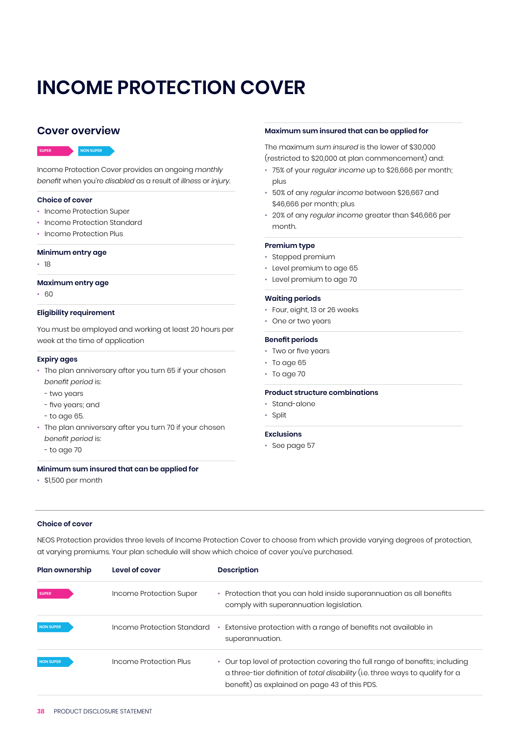# INCOME PROTECTION COVER

## Cover overview

SUPER | NON SUPER

Income Protection Cover provides an ongoing *monthly benefit* when you're *disabled* as a result of *illness* or *injury*.

### Choice of cover

- Income Protection Super
- Income Protection Standard
- Income Protection Plus

### Minimum entry age

- 18

### Maximum entry age

- 60

### Eligibility requirement

You must be employed and working at least 20 hours per week at the time of application

### Expiry ages

- The plan anniversary after you turn 65 if your chosen *benefit period* is:
  - two years
  - five years; and
  - to age 65.
- The plan anniversary after you turn 70 if your chosen *benefit period* is:
  - to age 70

### Minimum sum insured that can be applied for

- $1,500 per month

### Maximum sum insured that can be applied for

The maximum *sum insured* is the lower of $30,000 (restricted to $20,000 at plan commencement) and:

- 75% of your *regular income* up to $26,666 per month; plus
- 50% of any *regular income* between $26,667 and $46,666 per month; plus
- 20% of any *regular income* greater than $46,666 per month.

### Premium type

- Stepped premium
- Level premium to age 65
- Level premium to age 70

### Waiting periods

- Four, eight, 13 or 26 weeks
- One or two years

### Benefit periods

- Two or five years
- To age 65
- To age 70

### Product structure combinations

- Stand-alone
- Split

### Exclusions

- See page 57

### Choice of cover

NEOS Protection provides three levels of Income Protection Cover to choose from which provide varying degrees of protection, at varying premiums. Your plan schedule will show which choice of cover you've purchased.

| Plan ownership | Level of cover | Description |
|---|---|---|
| SUPER | Income Protection Super | • Protection that you can hold inside superannuation as all benefits comply with superannuation legislation. |
| NON SUPER | Income Protection Standard | • Extensive protection with a range of benefits not available in superannuation. |
| NON SUPER | Income Protection Plus | • Our top level of protection covering the full range of benefits; including a three-tier definition of *total disability* (i.e. three ways to qualify for a benefit) as explained on page 43 of this PDS. |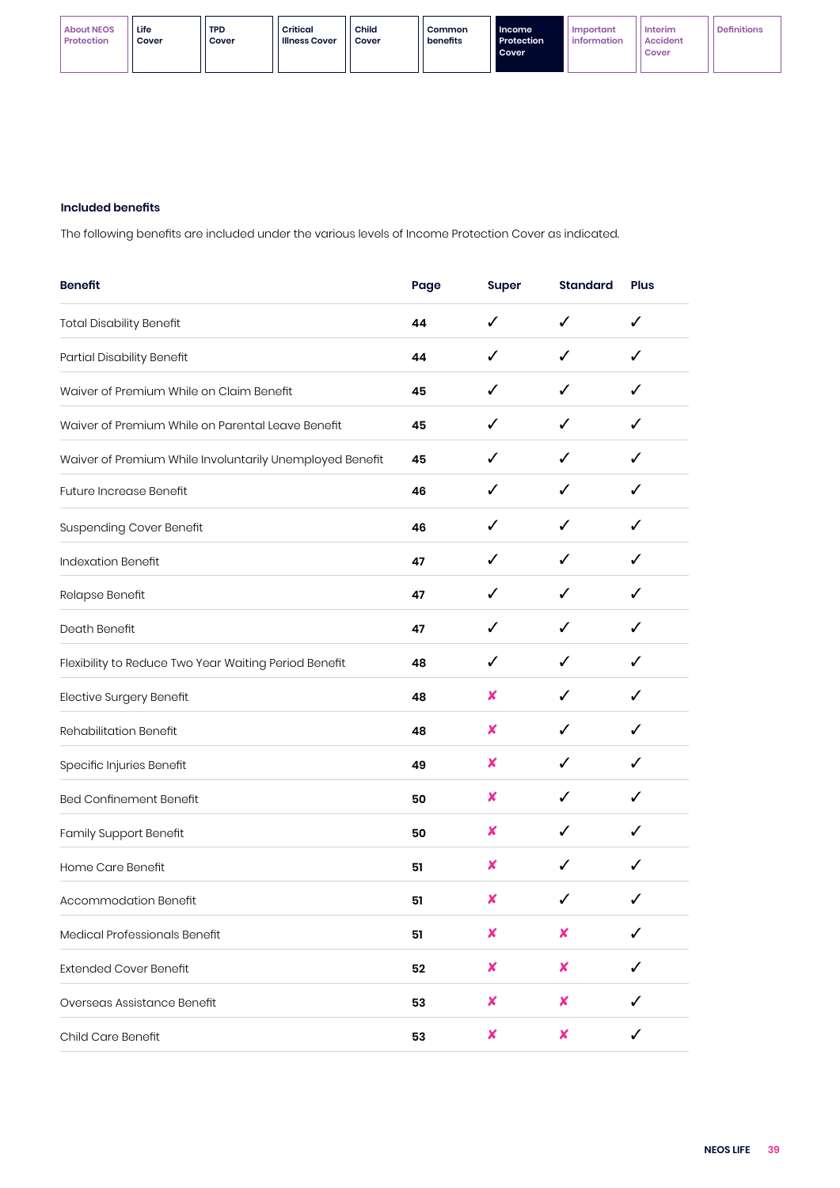### Included benefits

The following benefits are included under the various levels of Income Protection Cover as indicated.

| Benefit | Page | Super | Standard | Plus |
|---|---|---|---|---|
| Total Disability Benefit | 44 | ✓ | ✓ | ✓ |
| Partial Disability Benefit | 44 | ✓ | ✓ | ✓ |
| Waiver of Premium While on Claim Benefit | 45 | ✓ | ✓ | ✓ |
| Waiver of Premium While on Parental Leave Benefit | 45 | ✓ | ✓ | ✓ |
| Waiver of Premium While Involuntarily Unemployed Benefit | 45 | ✓ | ✓ | ✓ |
| Future Increase Benefit | 46 | ✓ | ✓ | ✓ |
| Suspending Cover Benefit | 46 | ✓ | ✓ | ✓ |
| Indexation Benefit | 47 | ✓ | ✓ | ✓ |
| Relapse Benefit | 47 | ✓ | ✓ | ✓ |
| Death Benefit | 47 | ✓ | ✓ | ✓ |
| Flexibility to Reduce Two Year Waiting Period Benefit | 48 | ✓ | ✓ | ✓ |
| Elective Surgery Benefit | 48 | ✘ | ✓ | ✓ |
| Rehabilitation Benefit | 48 | ✘ | ✓ | ✓ |
| Specific Injuries Benefit | 49 | ✘ | ✓ | ✓ |
| Bed Confinement Benefit | 50 | ✘ | ✓ | ✓ |
| Family Support Benefit | 50 | ✘ | ✓ | ✓ |
| Home Care Benefit | 51 | ✘ | ✓ | ✓ |
| Accommodation Benefit | 51 | ✘ | ✓ | ✓ |
| Medical Professionals Benefit | 51 | ✘ | ✘ | ✓ |
| Extended Cover Benefit | 52 | ✘ | ✘ | ✓ |
| Overseas Assistance Benefit | 53 | ✘ | ✘ | ✓ |
| Child Care Benefit | 53 | ✘ | ✘ | ✓ |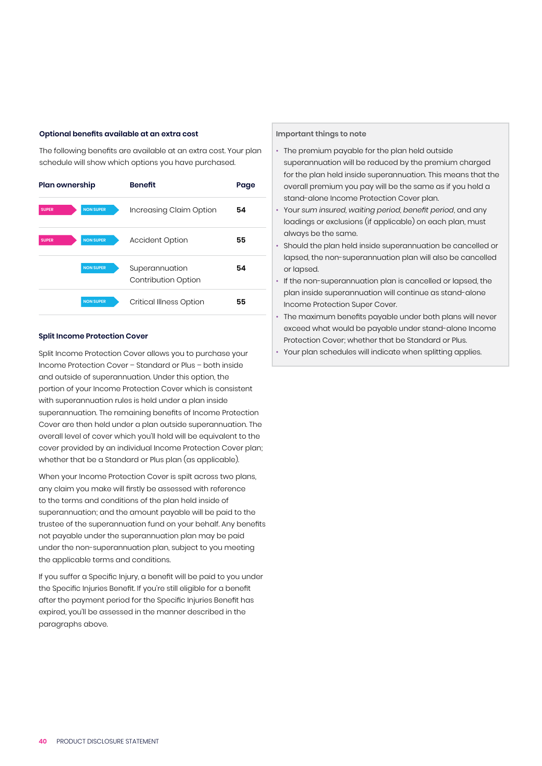### Optional benefits available at an extra cost

The following benefits are available at an extra cost. Your plan schedule will show which options you have purchased.

| Plan ownership | | Benefit | Page |
|---|---|---|---|
| SUPER | NON SUPER | Increasing Claim Option | 54 |
| SUPER | NON SUPER | Accident Option | 55 |
| | NON SUPER | Superannuation Contribution Option | 54 |
| | NON SUPER | Critical Illness Option | 55 |

### Split Income Protection Cover

Split Income Protection Cover allows you to purchase your Income Protection Cover – Standard or Plus – both inside and outside of superannuation. Under this option, the portion of your Income Protection Cover which is consistent with superannuation rules is held under a plan inside superannuation. The remaining benefits of Income Protection Cover are then held under a plan outside superannuation. The overall level of cover which you'll hold will be equivalent to the cover provided by an individual Income Protection Cover plan; whether that be a Standard or Plus plan (as applicable).

When your Income Protection Cover is spilt across two plans, any claim you make will firstly be assessed with reference to the terms and conditions of the plan held inside of superannuation; and the amount payable will be paid to the trustee of the superannuation fund on your behalf. Any benefits not payable under the superannuation plan may be paid under the non-superannuation plan, subject to you meeting the applicable terms and conditions.

If you suffer a Specific Injury, a benefit will be paid to you under the Specific Injuries Benefit. If you're still eligible for a benefit after the payment period for the Specific Injuries Benefit has expired, you'll be assessed in the manner described in the paragraphs above.

#### Important things to note

- The premium payable for the plan held outside superannuation will be reduced by the premium charged for the plan held inside superannuation. This means that the overall premium you pay will be the same as if you held a stand-alone Income Protection Cover plan.
- Your *sum insured*, *waiting period*, *benefit period*, and any loadings or exclusions (if applicable) on each plan, must always be the same.
- Should the plan held inside superannuation be cancelled or lapsed, the non-superannuation plan will also be cancelled or lapsed.
- If the non-superannuation plan is cancelled or lapsed, the plan inside superannuation will continue as stand-alone Income Protection Super Cover.
- The maximum benefits payable under both plans will never exceed what would be payable under stand-alone Income Protection Cover; whether that be Standard or Plus.
- Your plan schedules will indicate when splitting applies.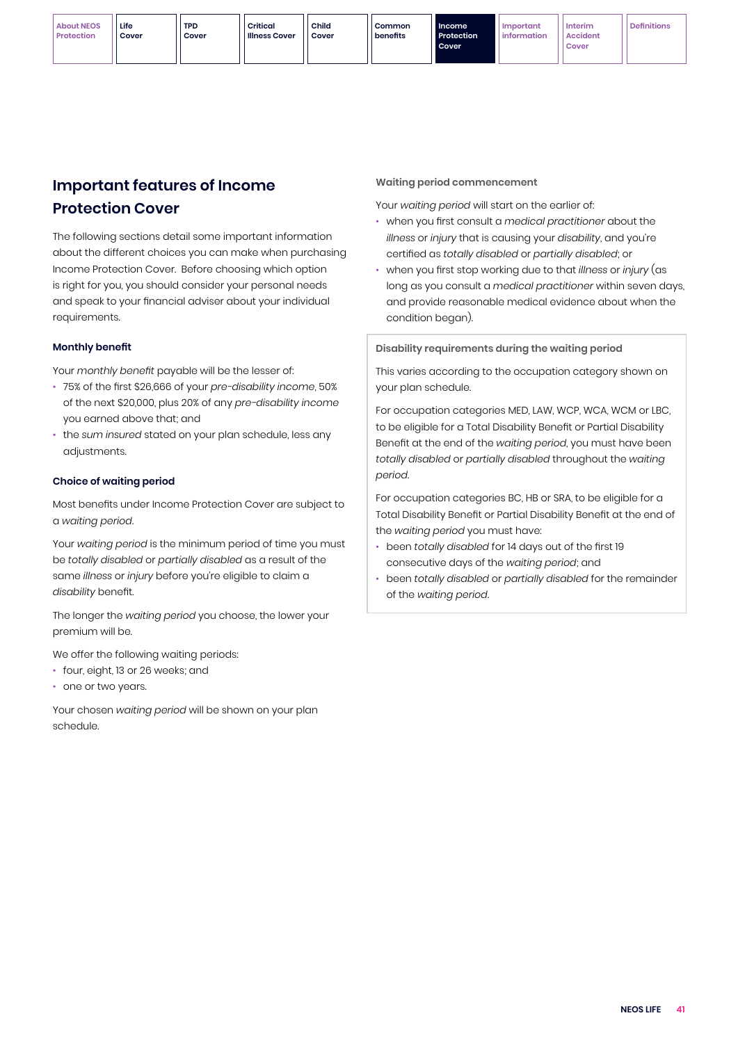## Important features of Income Protection Cover

The following sections detail some important information about the different choices you can make when purchasing Income Protection Cover. Before choosing which option is right for you, you should consider your personal needs and speak to your financial adviser about your individual requirements.

### Monthly benefit

Your *monthly benefit* payable will be the lesser of:

- 75% of the first $26,666 of your *pre-disability income*, 50% of the next $20,000, plus 20% of any *pre-disability income* you earned above that; and
- the *sum insured* stated on your plan schedule, less any adjustments.

### Choice of waiting period

Most benefits under Income Protection Cover are subject to a *waiting period*.

Your *waiting period* is the minimum period of time you must be *totally disabled* or *partially disabled* as a result of the same *illness* or *injury* before you're eligible to claim a *disability* benefit.

The longer the *waiting period* you choose, the lower your premium will be.

We offer the following waiting periods:

- four, eight, 13 or 26 weeks; and
- one or two years.

Your chosen *waiting period* will be shown on your plan schedule.

### Waiting period commencement

Your *waiting period* will start on the earlier of:

- when you first consult a *medical practitioner* about the *illness* or *injury* that is causing your *disability*, and you're certified as *totally disabled* or *partially disabled*; or
- when you first stop working due to that *illness* or *injury* (as long as you consult a *medical practitioner* within seven days, and provide reasonable medical evidence about when the condition began).

### Disability requirements during the waiting period

This varies according to the occupation category shown on your plan schedule.

For occupation categories MED, LAW, WCP, WCA, WCM or LBC, to be eligible for a Total Disability Benefit or Partial Disability Benefit at the end of the *waiting period*, you must have been *totally disabled* or *partially disabled* throughout the *waiting period*.

For occupation categories BC, HB or SRA, to be eligible for a Total Disability Benefit or Partial Disability Benefit at the end of the *waiting period* you must have:

- been *totally disabled* for 14 days out of the first 19 consecutive days of the *waiting period*; and
- been *totally disabled* or *partially disabled* for the remainder of the *waiting period*.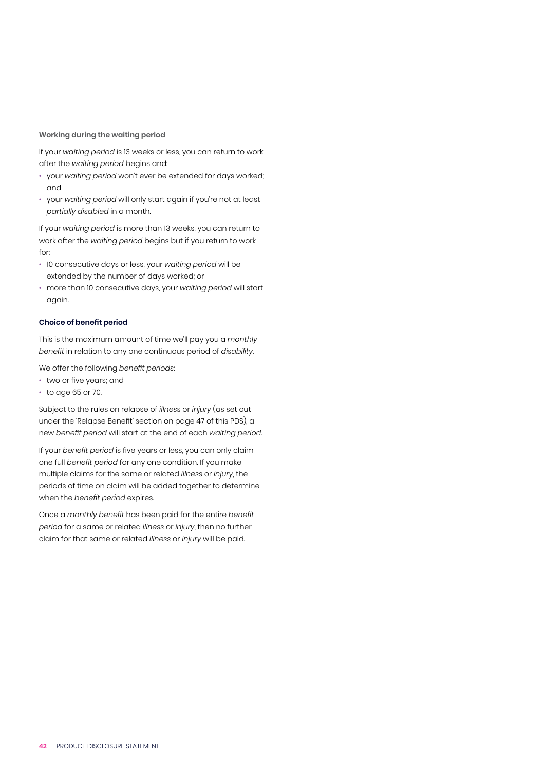### Working during the waiting period

If your *waiting period* is 13 weeks or less, you can return to work after the *waiting period* begins and:

- your *waiting period* won't ever be extended for days worked; and
- your *waiting period* will only start again if you're not at least *partially disabled* in a month.

If your *waiting period* is more than 13 weeks, you can return to work after the *waiting period* begins but if you return to work for:

- 10 consecutive days or less, your *waiting period* will be extended by the number of days worked; or
- more than 10 consecutive days, your *waiting period* will start again.

### Choice of benefit period

This is the maximum amount of time we'll pay you a *monthly benefit* in relation to any one continuous period of *disability*.

We offer the following *benefit periods*:

- two or five years; and
- to age 65 or 70.

Subject to the rules on relapse of *illness* or *injury* (as set out under the 'Relapse Benefit' section on page 47 of this PDS), a new *benefit period* will start at the end of each *waiting period*.

If your *benefit period* is five years or less, you can only claim one full *benefit period* for any one condition. If you make multiple claims for the same or related *illness* or *injury*, the periods of time on claim will be added together to determine when the *benefit period* expires.

Once a *monthly benefit* has been paid for the entire *benefit period* for a same or related *illness* or *injury*, then no further claim for that same or related *illness* or *injury* will be paid.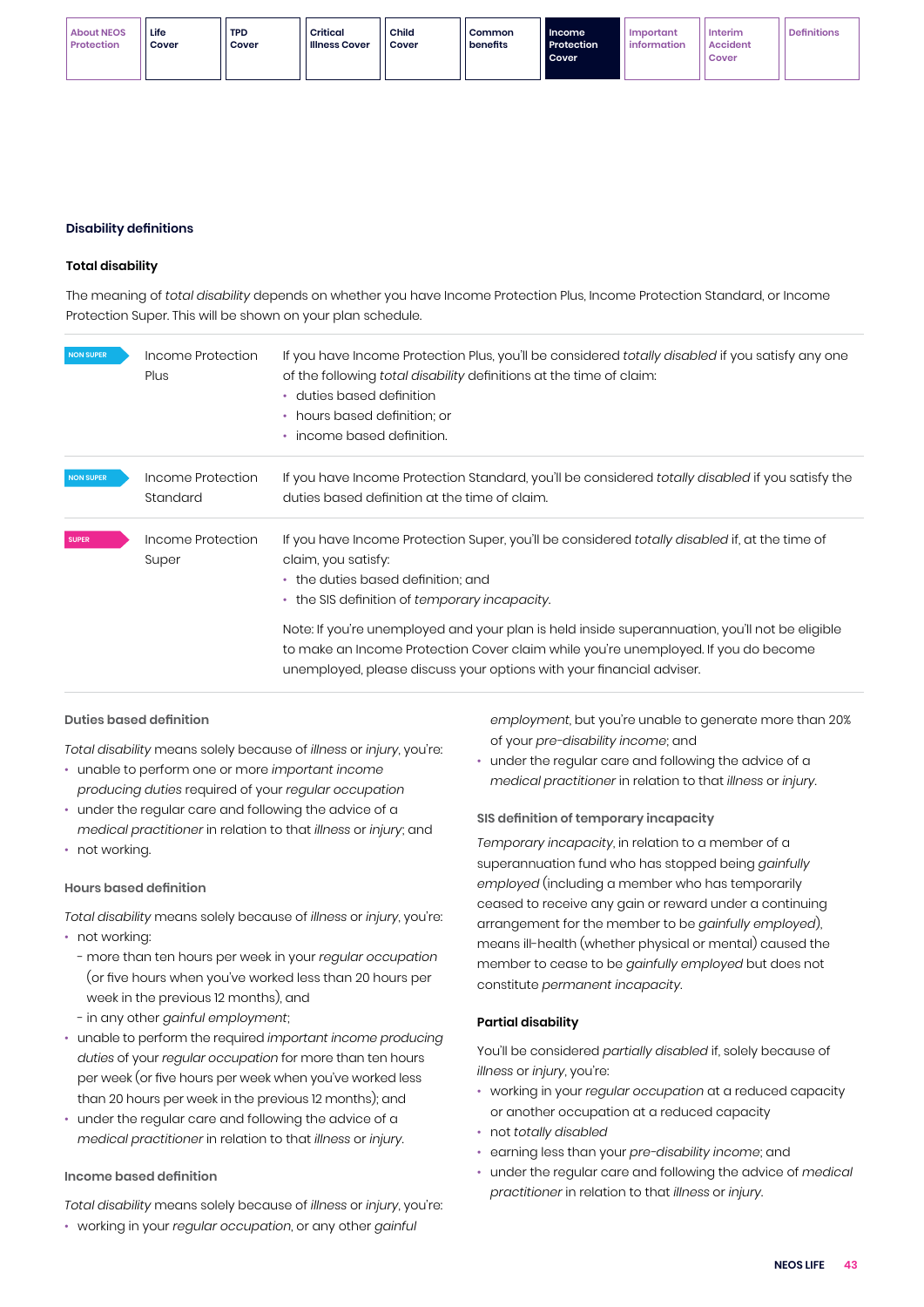## Disability definitions

### Total disability

The meaning of *total disability* depends on whether you have Income Protection Plus, Income Protection Standard, or Income Protection Super. This will be shown on your plan schedule.

| | | |
|---|---|---|
| NON SUPER | Income Protection Plus | If you have Income Protection Plus, you'll be considered *totally disabled* if you satisfy any one of the following *total disability* definitions at the time of claim:<br>• duties based definition<br>• hours based definition; or<br>• income based definition. |
| NON SUPER | Income Protection Standard | If you have Income Protection Standard, you'll be considered *totally disabled* if you satisfy the duties based definition at the time of claim. |
| SUPER | Income Protection Super | If you have Income Protection Super, you'll be considered *totally disabled* if, at the time of claim, you satisfy:<br>• the duties based definition; and<br>• the SIS definition of *temporary incapacity*.<br><br>Note: If you're unemployed and your plan is held inside superannuation, you'll not be eligible to make an Income Protection Cover claim while you're unemployed. If you do become unemployed, please discuss your options with your financial adviser. |

#### Duties based definition

*Total disability* means solely because of *illness* or *injury*, you're:

- unable to perform one or more *important income producing duties* required of your *regular occupation*
- under the regular care and following the advice of a *medical practitioner* in relation to that *illness* or *injury*; and
- not working.

#### Hours based definition

*Total disability* means solely because of *illness* or *injury*, you're:

- not working:
  - more than ten hours per week in your *regular occupation* (or five hours when you've worked less than 20 hours per week in the previous 12 months), and
  - in any other *gainful employment*;
- unable to perform the required *important income producing duties* of your *regular occupation* for more than ten hours per week (or five hours per week when you've worked less than 20 hours per week in the previous 12 months); and
- under the regular care and following the advice of a *medical practitioner* in relation to that *illness* or *injury*.

#### Income based definition

*Total disability* means solely because of *illness* or *injury*, you're:

- working in your *regular occupation*, or any other *gainful employment*, but you're unable to generate more than 20% of your *pre-disability income*; and
- under the regular care and following the advice of a *medical practitioner* in relation to that *illness* or *injury*.

#### SIS definition of temporary incapacity

*Temporary incapacity*, in relation to a member of a superannuation fund who has stopped being *gainfully employed* (including a member who has temporarily ceased to receive any gain or reward under a continuing arrangement for the member to be *gainfully employed*), means ill-health (whether physical or mental) caused the member to cease to be *gainfully employed* but does not constitute *permanent incapacity*.

### Partial disability

You'll be considered *partially disabled* if, solely because of *illness* or *injury*, you're:

- working in your *regular occupation* at a reduced capacity or another occupation at a reduced capacity
- not *totally disabled*
- earning less than your *pre-disability income*; and
- under the regular care and following the advice of *medical practitioner* in relation to that *illness* or *injury*.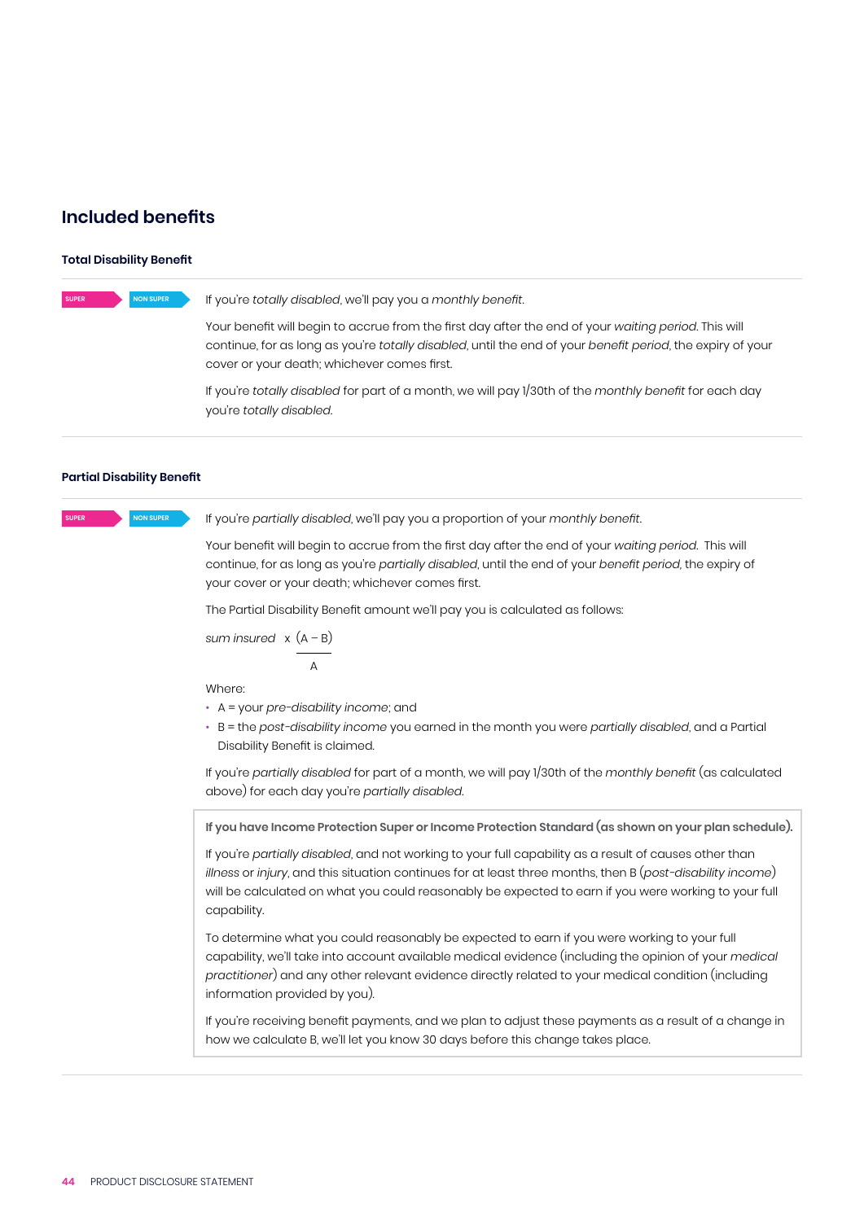## Included benefits

### Total Disability Benefit

SUPER | NON SUPER

If you're *totally disabled*, we'll pay you a *monthly benefit*.

Your benefit will begin to accrue from the first day after the end of your *waiting period*. This will continue, for as long as you're *totally disabled*, until the end of your *benefit period*, the expiry of your cover or your death; whichever comes first.

If you're *totally disabled* for part of a month, we will pay 1/30th of the *monthly benefit* for each day you're *totally disabled*.

### Partial Disability Benefit

SUPER | NON SUPER

If you're *partially disabled*, we'll pay you a proportion of your *monthly benefit*.

Your benefit will begin to accrue from the first day after the end of your *waiting period*. This will continue, for as long as you're *partially disabled*, until the end of your *benefit period*, the expiry of your cover or your death; whichever comes first.

The Partial Disability Benefit amount we'll pay you is calculated as follows:

$$\textit{sum insured} \times \frac{(A - B)}{A}$$

Where:

- A = your *pre-disability income*; and
- B = the *post-disability income* you earned in the month you were *partially disabled*, and a Partial Disability Benefit is claimed.

If you're *partially disabled* for part of a month, we will pay 1/30th of the *monthly benefit* (as calculated above) for each day you're *partially disabled*.

**If you have Income Protection Super or Income Protection Standard (as shown on your plan schedule).**

If you're *partially disabled*, and not working to your full capability as a result of causes other than *illness* or *injury*, and this situation continues for at least three months, then B (*post-disability income*) will be calculated on what you could reasonably be expected to earn if you were working to your full capability.

To determine what you could reasonably be expected to earn if you were working to your full capability, we'll take into account available medical evidence (including the opinion of your *medical practitioner*) and any other relevant evidence directly related to your medical condition (including information provided by you).

If you're receiving benefit payments, and we plan to adjust these payments as a result of a change in how we calculate B, we'll let you know 30 days before this change takes place.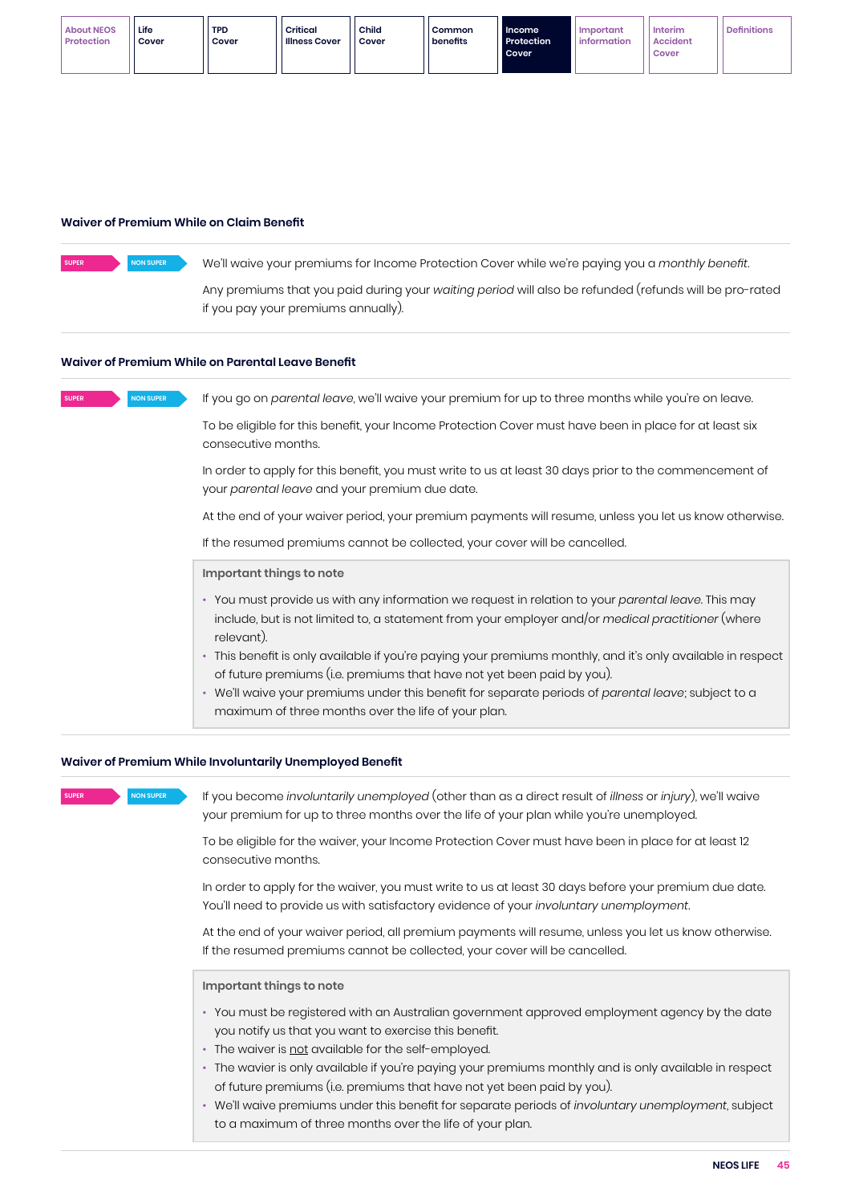### Waiver of Premium While on Claim Benefit

SUPER | NON SUPER

We'll waive your premiums for Income Protection Cover while we're paying you a *monthly benefit*.

Any premiums that you paid during your *waiting period* will also be refunded (refunds will be pro-rated if you pay your premiums annually).

### Waiver of Premium While on Parental Leave Benefit

SUPER | NON SUPER

If you go on *parental leave*, we'll waive your premium for up to three months while you're on leave.

To be eligible for this benefit, your Income Protection Cover must have been in place for at least six consecutive months.

In order to apply for this benefit, you must write to us at least 30 days prior to the commencement of your *parental leave* and your premium due date.

At the end of your waiver period, your premium payments will resume, unless you let us know otherwise.

If the resumed premiums cannot be collected, your cover will be cancelled.

**Important things to note**

- You must provide us with any information we request in relation to your *parental leave*. This may include, but is not limited to, a statement from your employer and/or *medical practitioner* (where relevant).
- This benefit is only available if you're paying your premiums monthly, and it's only available in respect of future premiums (i.e. premiums that have not yet been paid by you).
- We'll waive your premiums under this benefit for separate periods of *parental leave*; subject to a maximum of three months over the life of your plan.

### Waiver of Premium While Involuntarily Unemployed Benefit

SUPER | NON SUPER

If you become *involuntarily unemployed* (other than as a direct result of *illness* or *injury*), we'll waive your premium for up to three months over the life of your plan while you're unemployed.

To be eligible for the waiver, your Income Protection Cover must have been in place for at least 12 consecutive months.

In order to apply for the waiver, you must write to us at least 30 days before your premium due date. You'll need to provide us with satisfactory evidence of your *involuntary unemployment*.

At the end of your waiver period, all premium payments will resume, unless you let us know otherwise. If the resumed premiums cannot be collected, your cover will be cancelled.

**Important things to note**

- You must be registered with an Australian government approved employment agency by the date you notify us that you want to exercise this benefit.
- The waiver is <u>not</u> available for the self-employed.
- The wavier is only available if you're paying your premiums monthly and is only available in respect of future premiums (i.e. premiums that have not yet been paid by you).
- We'll waive premiums under this benefit for separate periods of *involuntary unemployment*, subject to a maximum of three months over the life of your plan.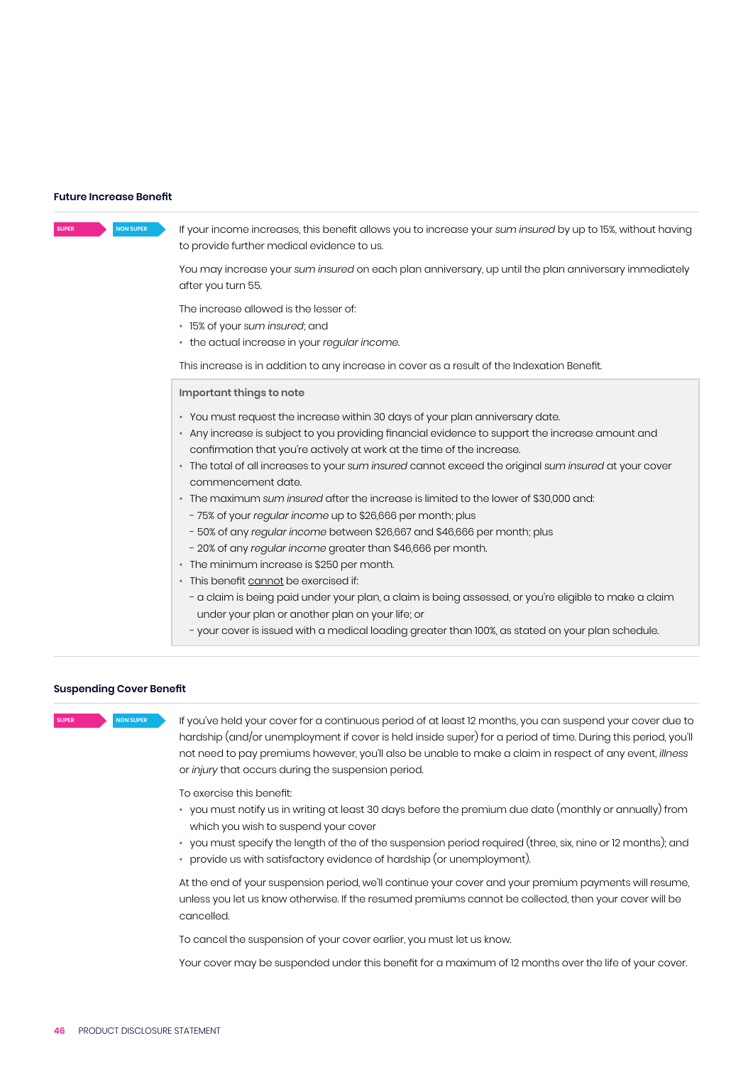### Future Increase Benefit

SUPER NON SUPER

If your income increases, this benefit allows you to increase your *sum insured* by up to 15%, without having to provide further medical evidence to us.

You may increase your *sum insured* on each plan anniversary, up until the plan anniversary immediately after you turn 55.

The increase allowed is the lesser of:

- 15% of your *sum insured*; and
- the actual increase in your *regular income*.

This increase is in addition to any increase in cover as a result of the Indexation Benefit.

**Important things to note**

- You must request the increase within 30 days of your plan anniversary date.
- Any increase is subject to you providing financial evidence to support the increase amount and confirmation that you're actively at work at the time of the increase.
- The total of all increases to your *sum insured* cannot exceed the original *sum insured* at your cover commencement date.
- The maximum *sum insured* after the increase is limited to the lower of $30,000 and:
  - 75% of your *regular income* up to $26,666 per month; plus
  - 50% of any *regular income* between $26,667 and $46,666 per month; plus
  - 20% of any *regular income* greater than $46,666 per month.
- The minimum increase is $250 per month.
- This benefit cannot be exercised if:
  - a claim is being paid under your plan, a claim is being assessed, or you're eligible to make a claim under your plan or another plan on your life; or
  - your cover is issued with a medical loading greater than 100%, as stated on your plan schedule.

### Suspending Cover Benefit

SUPER NON SUPER

If you've held your cover for a continuous period of at least 12 months, you can suspend your cover due to hardship (and/or unemployment if cover is held inside super) for a period of time. During this period, you'll not need to pay premiums however, you'll also be unable to make a claim in respect of any event, *illness* or *injury* that occurs during the suspension period.

To exercise this benefit:

- you must notify us in writing at least 30 days before the premium due date (monthly or annually) from which you wish to suspend your cover
- you must specify the length of the of the suspension period required (three, six, nine or 12 months); and
- provide us with satisfactory evidence of hardship (or unemployment).

At the end of your suspension period, we'll continue your cover and your premium payments will resume, unless you let us know otherwise. If the resumed premiums cannot be collected, then your cover will be cancelled.

To cancel the suspension of your cover earlier, you must let us know.

Your cover may be suspended under this benefit for a maximum of 12 months over the life of your cover.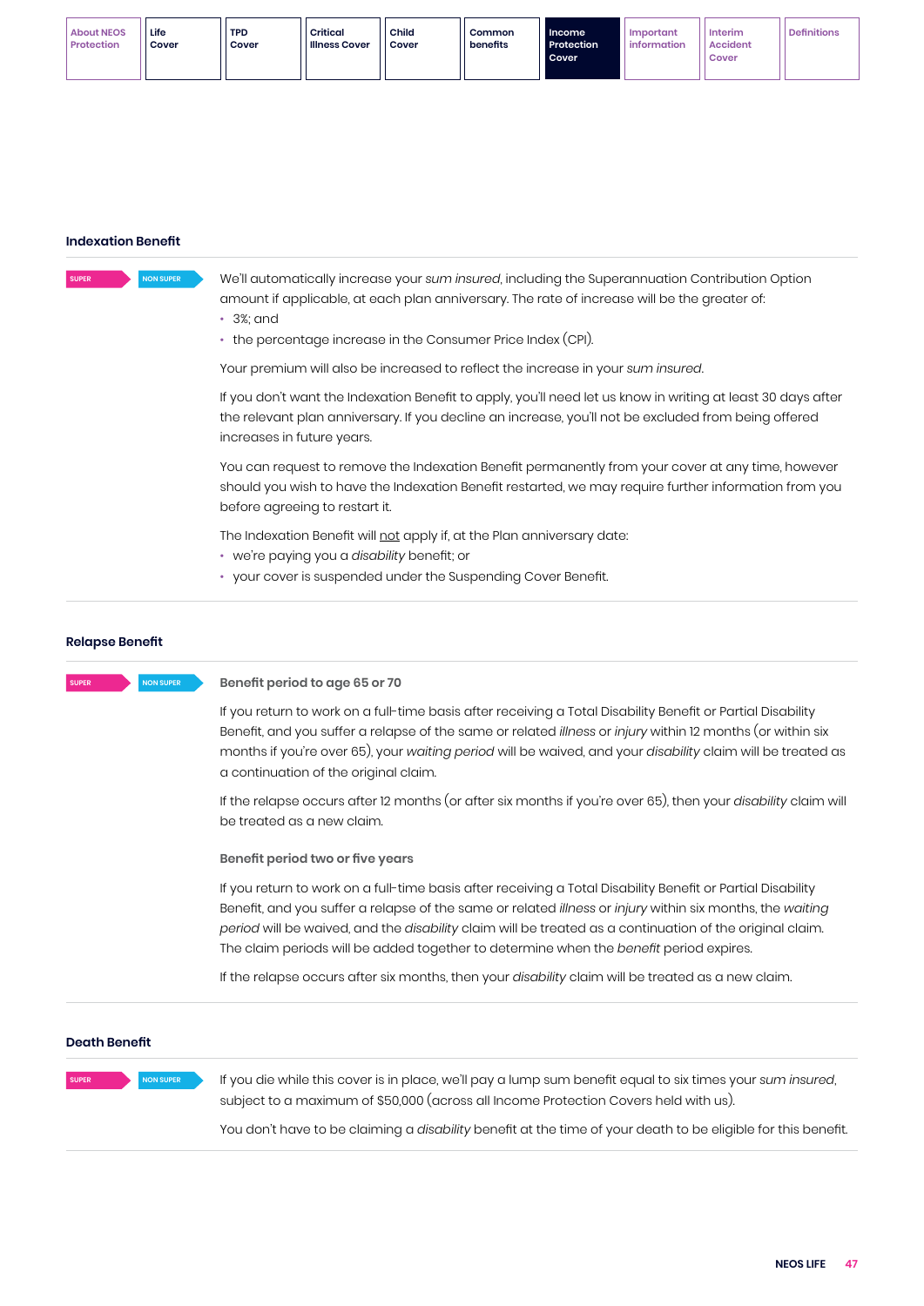## Indexation Benefit

SUPER NON SUPER

We'll automatically increase your *sum insured*, including the Superannuation Contribution Option amount if applicable, at each plan anniversary. The rate of increase will be the greater of:

- 3%; and
- the percentage increase in the Consumer Price Index (CPI).

Your premium will also be increased to reflect the increase in your *sum insured*.

If you don't want the Indexation Benefit to apply, you'll need let us know in writing at least 30 days after the relevant plan anniversary. If you decline an increase, you'll not be excluded from being offered increases in future years.

You can request to remove the Indexation Benefit permanently from your cover at any time, however should you wish to have the Indexation Benefit restarted, we may require further information from you before agreeing to restart it.

The Indexation Benefit will <u>not</u> apply if, at the Plan anniversary date:

- we're paying you a *disability* benefit; or
- your cover is suspended under the Suspending Cover Benefit.

## Relapse Benefit

SUPER NON SUPER

### Benefit period to age 65 or 70

If you return to work on a full-time basis after receiving a Total Disability Benefit or Partial Disability Benefit, and you suffer a relapse of the same or related *illness* or *injury* within 12 months (or within six months if you're over 65), your *waiting period* will be waived, and your *disability* claim will be treated as a continuation of the original claim.

If the relapse occurs after 12 months (or after six months if you're over 65), then your *disability* claim will be treated as a new claim.

### Benefit period two or five years

If you return to work on a full-time basis after receiving a Total Disability Benefit or Partial Disability Benefit, and you suffer a relapse of the same or related *illness* or *injury* within six months, the *waiting period* will be waived, and the *disability* claim will be treated as a continuation of the original claim. The claim periods will be added together to determine when the *benefit* period expires.

If the relapse occurs after six months, then your *disability* claim will be treated as a new claim.

## Death Benefit

SUPER NON SUPER

If you die while this cover is in place, we'll pay a lump sum benefit equal to six times your *sum insured*, subject to a maximum of $50,000 (across all Income Protection Covers held with us).

You don't have to be claiming a *disability* benefit at the time of your death to be eligible for this benefit.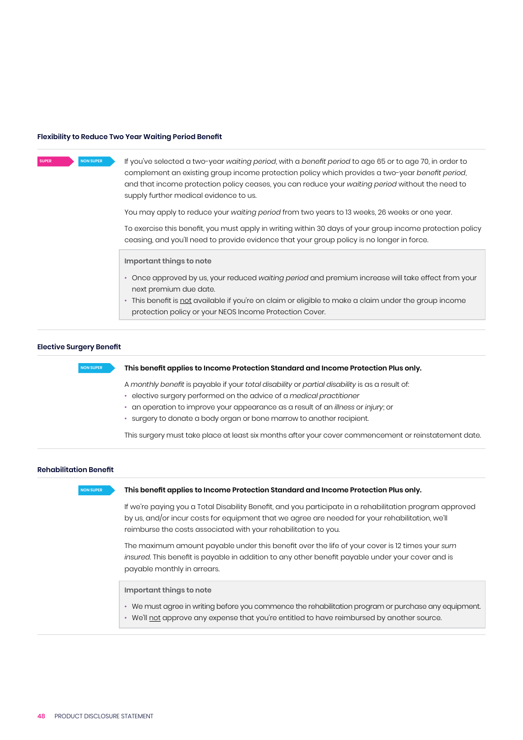### Flexibility to Reduce Two Year Waiting Period Benefit

SUPER NON SUPER

If you've selected a two-year *waiting period*, with a *benefit period* to age 65 or to age 70, in order to complement an existing group income protection policy which provides a two-year *benefit period*, and that income protection policy ceases, you can reduce your *waiting period* without the need to supply further medical evidence to us.

You may apply to reduce your *waiting period* from two years to 13 weeks, 26 weeks or one year.

To exercise this benefit, you must apply in writing within 30 days of your group income protection policy ceasing, and you'll need to provide evidence that your group policy is no longer in force.

**Important things to note**

- Once approved by us, your reduced *waiting period* and premium increase will take effect from your next premium due date.
- This benefit is not available if you're on claim or eligible to make a claim under the group income protection policy or your NEOS Income Protection Cover.

### Elective Surgery Benefit

NON SUPER

**This benefit applies to Income Protection Standard and Income Protection Plus only.**

A *monthly benefit* is payable if your *total disability* or *partial disability* is as a result of:

- elective surgery performed on the advice of a *medical practitioner*
- an operation to improve your appearance as a result of an *illness* or *injury*; or
- surgery to donate a body organ or bone marrow to another recipient.

This surgery must take place at least six months after your cover commencement or reinstatement date.

### Rehabilitation Benefit

NON SUPER

**This benefit applies to Income Protection Standard and Income Protection Plus only.**

If we're paying you a Total Disability Benefit, and you participate in a rehabilitation program approved by us, and/or incur costs for equipment that we agree are needed for your rehabilitation, we'll reimburse the costs associated with your rehabilitation to you.

The maximum amount payable under this benefit over the life of your cover is 12 times your *sum insured*. This benefit is payable in addition to any other benefit payable under your cover and is payable monthly in arrears.

**Important things to note**

- We must agree in writing before you commence the rehabilitation program or purchase any equipment.
- We'll not approve any expense that you're entitled to have reimbursed by another source.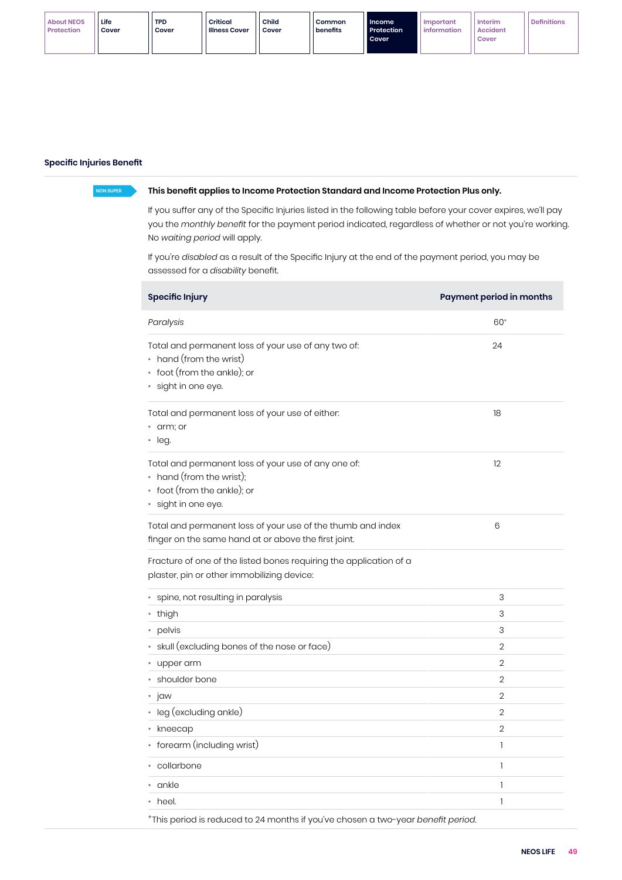About NEOS Protection | Life Cover | TPD Cover | Critical Illness Cover | Child Cover | Common benefits | **Income Protection Cover** | Important information | Interim Accident Cover | Definitions

### Specific Injuries Benefit

NON SUPER

**This benefit applies to Income Protection Standard and Income Protection Plus only.**

If you suffer any of the Specific Injuries listed in the following table before your cover expires, we'll pay you the *monthly benefit* for the payment period indicated, regardless of whether or not you're working. No *waiting period* will apply.

If you're *disabled* as a result of the Specific Injury at the end of the payment period, you may be assessed for a *disability* benefit.

| Specific Injury | Payment period in months |
|---|---|
| *Paralysis* | 60⁺ |
| Total and permanent loss of your use of any two of:<br>• hand (from the wrist)<br>• foot (from the ankle); or<br>• sight in one eye. | 24 |
| Total and permanent loss of your use of either:<br>• arm; or<br>• leg. | 18 |
| Total and permanent loss of your use of any one of:<br>• hand (from the wrist);<br>• foot (from the ankle); or<br>• sight in one eye. | 12 |
| Total and permanent loss of your use of the thumb and index finger on the same hand at or above the first joint. | 6 |
| Fracture of one of the listed bones requiring the application of a plaster, pin or other immobilizing device: | |
| • spine, not resulting in paralysis | 3 |
| • thigh | 3 |
| • pelvis | 3 |
| • skull (excluding bones of the nose or face) | 2 |
| • upper arm | 2 |
| • shoulder bone | 2 |
| • jaw | 2 |
| • leg (excluding ankle) | 2 |
| • kneecap | 2 |
| • forearm (including wrist) | 1 |
| • collarbone | 1 |
| • ankle | 1 |
| • heel. | 1 |

⁺This period is reduced to 24 months if you've chosen a two-year *benefit period.*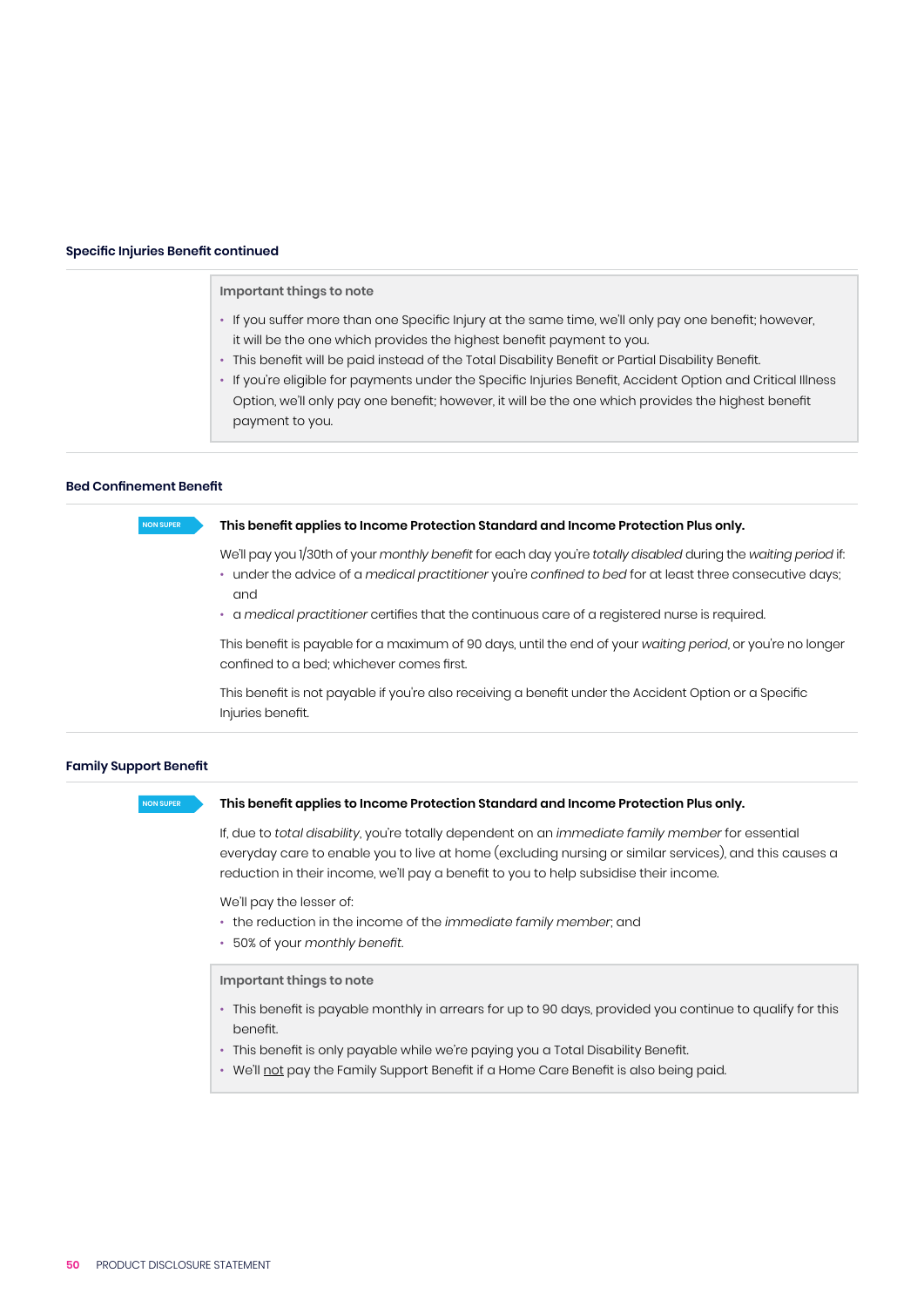### Specific Injuries Benefit continued

**Important things to note**

- If you suffer more than one Specific Injury at the same time, we'll only pay one benefit; however, it will be the one which provides the highest benefit payment to you.
- This benefit will be paid instead of the Total Disability Benefit or Partial Disability Benefit.
- If you're eligible for payments under the Specific Injuries Benefit, Accident Option and Critical Illness Option, we'll only pay one benefit; however, it will be the one which provides the highest benefit payment to you.

### Bed Confinement Benefit

NON SUPER

**This benefit applies to Income Protection Standard and Income Protection Plus only.**

We'll pay you 1/30th of your *monthly benefit* for each day you're *totally disabled* during the *waiting period* if:

- under the advice of a *medical practitioner* you're *confined to bed* for at least three consecutive days; and
- a *medical practitioner* certifies that the continuous care of a registered nurse is required.

This benefit is payable for a maximum of 90 days, until the end of your *waiting period*, or you're no longer confined to a bed; whichever comes first.

This benefit is not payable if you're also receiving a benefit under the Accident Option or a Specific Injuries benefit.

### Family Support Benefit

NON SUPER

**This benefit applies to Income Protection Standard and Income Protection Plus only.**

If, due to *total disability*, you're totally dependent on an *immediate family member* for essential everyday care to enable you to live at home (excluding nursing or similar services), and this causes a reduction in their income, we'll pay a benefit to you to help subsidise their income.

We'll pay the lesser of:

- the reduction in the income of the *immediate family member*; and
- 50% of your *monthly benefit*.

**Important things to note**

- This benefit is payable monthly in arrears for up to 90 days, provided you continue to qualify for this benefit.
- This benefit is only payable while we're paying you a Total Disability Benefit.
- We'll not pay the Family Support Benefit if a Home Care Benefit is also being paid.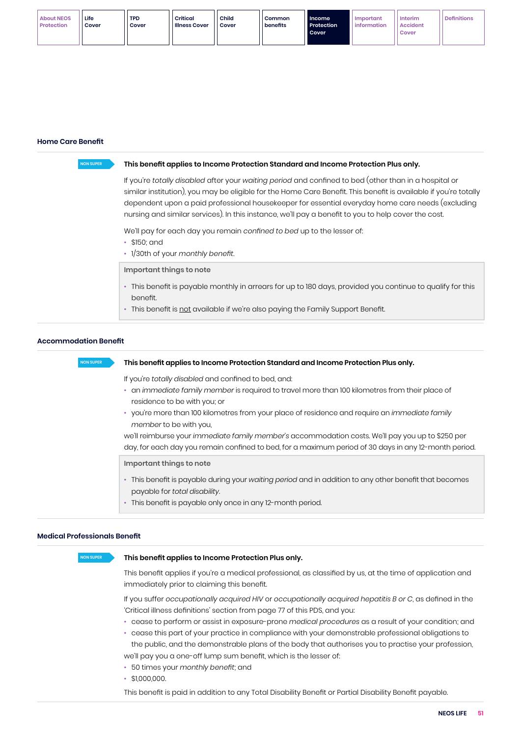### Home Care Benefit

NON SUPER

**This benefit applies to Income Protection Standard and Income Protection Plus only.**

If you're *totally disabled* after your *waiting period* and confined to bed (other than in a hospital or similar institution), you may be eligible for the Home Care Benefit. This benefit is available if you're totally dependent upon a paid professional housekeeper for essential everyday home care needs (excluding nursing and similar services). In this instance, we'll pay a benefit to you to help cover the cost.

We'll pay for each day you remain *confined to bed* up to the lesser of:

- $150; and
- 1/30th of your *monthly benefit*.

**Important things to note**

- This benefit is payable monthly in arrears for up to 180 days, provided you continue to qualify for this benefit.
- This benefit is not available if we're also paying the Family Support Benefit.

### Accommodation Benefit

NON SUPER

**This benefit applies to Income Protection Standard and Income Protection Plus only.**

If you're *totally disabled* and confined to bed, and:

- an *immediate family member* is required to travel more than 100 kilometres from their place of residence to be with you; or
- you're more than 100 kilometres from your place of residence and require an *immediate family member* to be with you,

we'll reimburse your *immediate family member's* accommodation costs. We'll pay you up to $250 per day, for each day you remain confined to bed, for a maximum period of 30 days in any 12-month period.

**Important things to note**

- This benefit is payable during your *waiting period* and in addition to any other benefit that becomes payable for *total disability*.
- This benefit is payable only once in any 12-month period.

### Medical Professionals Benefit

NON SUPER

**This benefit applies to Income Protection Plus only.**

This benefit applies if you're a medical professional, as classified by us, at the time of application and immediately prior to claiming this benefit.

If you suffer *occupationally acquired HIV* or *occupationally acquired hepatitis B or C*, as defined in the 'Critical illness definitions' section from page 77 of this PDS, and you:

- cease to perform or assist in exposure-prone *medical procedures* as a result of your condition; and
- cease this part of your practice in compliance with your demonstrable professional obligations to the public, and the demonstrable plans of the body that authorises you to practise your profession,

we'll pay you a one-off lump sum benefit, which is the lesser of:

- 50 times your *monthly benefit*; and
- $1,000,000.

This benefit is paid in addition to any Total Disability Benefit or Partial Disability Benefit payable.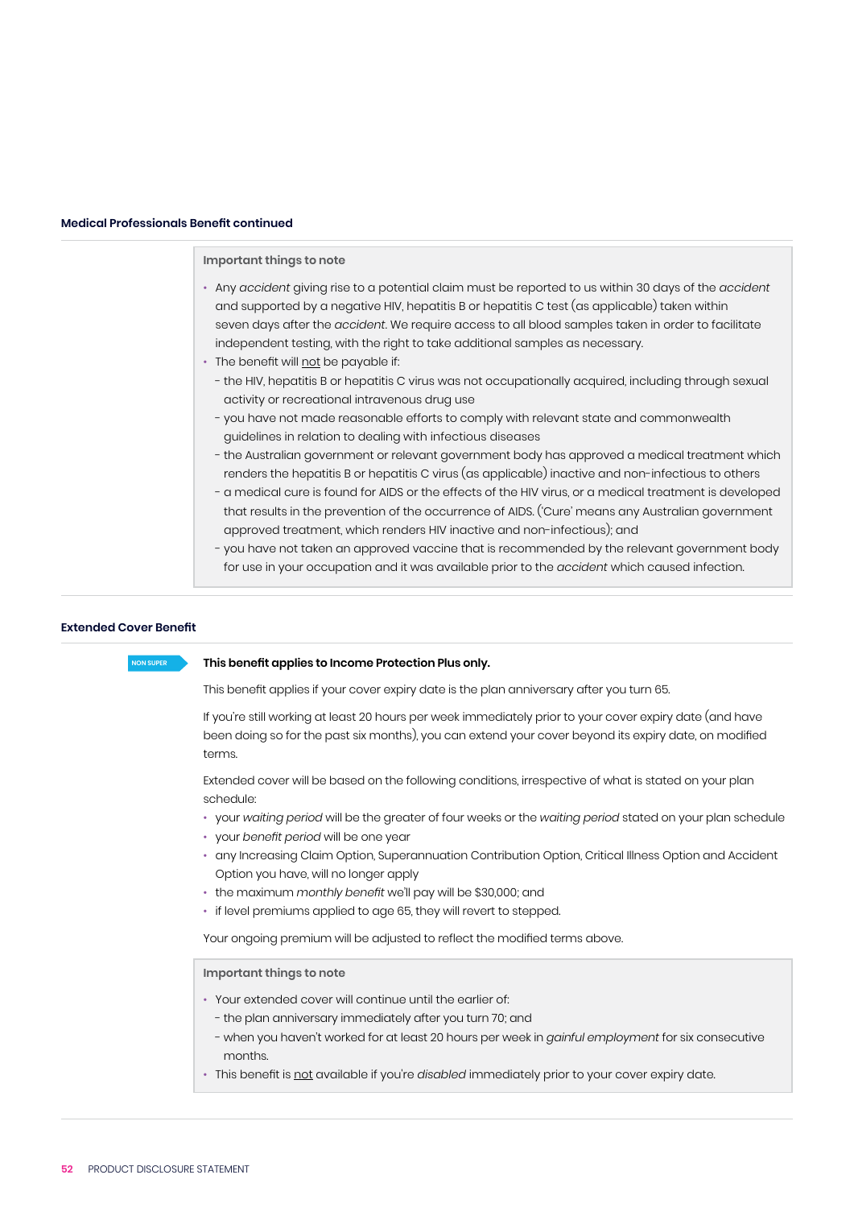### Medical Professionals Benefit continued

**Important things to note**

- Any *accident* giving rise to a potential claim must be reported to us within 30 days of the *accident* and supported by a negative HIV, hepatitis B or hepatitis C test (as applicable) taken within seven days after the *accident*. We require access to all blood samples taken in order to facilitate independent testing, with the right to take additional samples as necessary.
- The benefit will not be payable if:
  - the HIV, hepatitis B or hepatitis C virus was not occupationally acquired, including through sexual activity or recreational intravenous drug use
  - you have not made reasonable efforts to comply with relevant state and commonwealth guidelines in relation to dealing with infectious diseases
  - the Australian government or relevant government body has approved a medical treatment which renders the hepatitis B or hepatitis C virus (as applicable) inactive and non-infectious to others
  - a medical cure is found for AIDS or the effects of the HIV virus, or a medical treatment is developed that results in the prevention of the occurrence of AIDS. ('Cure' means any Australian government approved treatment, which renders HIV inactive and non-infectious); and
  - you have not taken an approved vaccine that is recommended by the relevant government body for use in your occupation and it was available prior to the *accident* which caused infection.

### Extended Cover Benefit

NON SUPER

**This benefit applies to Income Protection Plus only.**

This benefit applies if your cover expiry date is the plan anniversary after you turn 65.

If you're still working at least 20 hours per week immediately prior to your cover expiry date (and have been doing so for the past six months), you can extend your cover beyond its expiry date, on modified terms.

Extended cover will be based on the following conditions, irrespective of what is stated on your plan schedule:

- your *waiting period* will be the greater of four weeks or the *waiting period* stated on your plan schedule
- your *benefit period* will be one year
- any Increasing Claim Option, Superannuation Contribution Option, Critical Illness Option and Accident Option you have, will no longer apply
- the maximum *monthly benefit* we'll pay will be $30,000; and
- if level premiums applied to age 65, they will revert to stepped.

Your ongoing premium will be adjusted to reflect the modified terms above.

**Important things to note**

- Your extended cover will continue until the earlier of:
  - the plan anniversary immediately after you turn 70; and
  - when you haven't worked for at least 20 hours per week in *gainful employment* for six consecutive months.
- This benefit is not available if you're *disabled* immediately prior to your cover expiry date.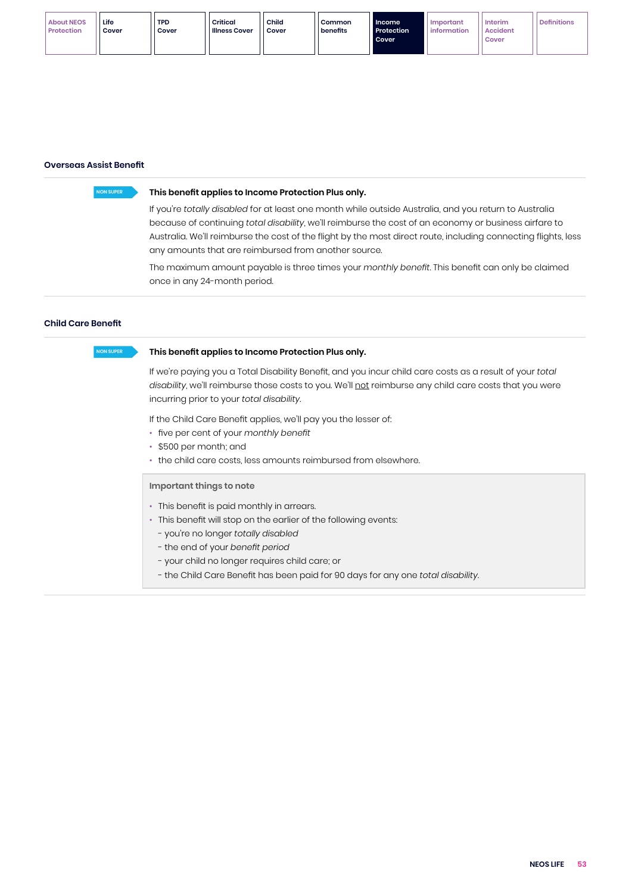## Overseas Assist Benefit

NON SUPER

**This benefit applies to Income Protection Plus only.**

If you're *totally disabled* for at least one month while outside Australia, and you return to Australia because of continuing *total disability*, we'll reimburse the cost of an economy or business airfare to Australia. We'll reimburse the cost of the flight by the most direct route, including connecting flights, less any amounts that are reimbursed from another source.

The maximum amount payable is three times your *monthly benefit*. This benefit can only be claimed once in any 24-month period.

## Child Care Benefit

NON SUPER

**This benefit applies to Income Protection Plus only.**

If we're paying you a Total Disability Benefit, and you incur child care costs as a result of your *total disability*, we'll reimburse those costs to you. We'll not reimburse any child care costs that you were incurring prior to your *total disability*.

If the Child Care Benefit applies, we'll pay you the lesser of:

- five per cent of your *monthly benefit*
- $500 per month; and
- the child care costs, less amounts reimbursed from elsewhere.

**Important things to note**

- This benefit is paid monthly in arrears.
- This benefit will stop on the earlier of the following events:
  - you're no longer *totally disabled*
  - the end of your *benefit period*
  - your child no longer requires child care; or
  - the Child Care Benefit has been paid for 90 days for any one *total disability*.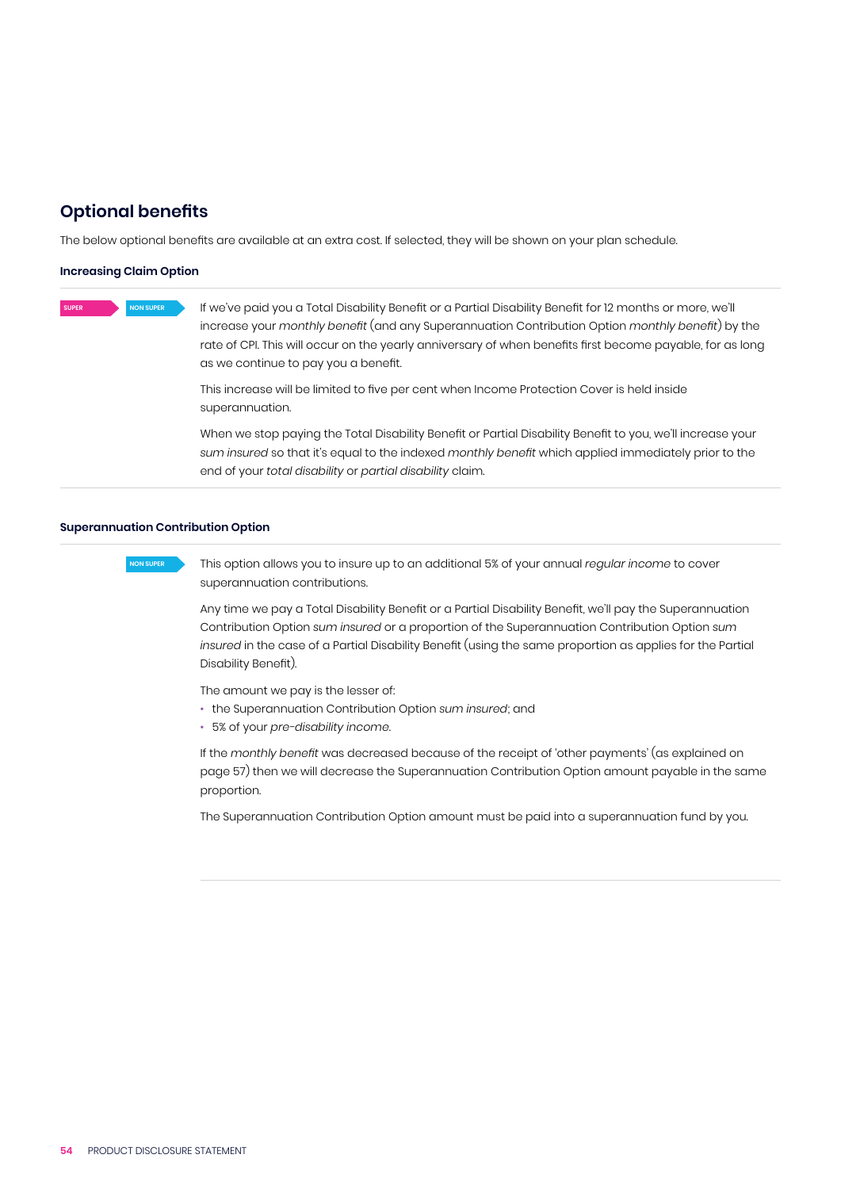## Optional benefits

The below optional benefits are available at an extra cost. If selected, they will be shown on your plan schedule.

### Increasing Claim Option

SUPER NON SUPER

If we've paid you a Total Disability Benefit or a Partial Disability Benefit for 12 months or more, we'll increase your *monthly benefit* (and any Superannuation Contribution Option *monthly benefit*) by the rate of CPI. This will occur on the yearly anniversary of when benefits first become payable, for as long as we continue to pay you a benefit.

This increase will be limited to five per cent when Income Protection Cover is held inside superannuation.

When we stop paying the Total Disability Benefit or Partial Disability Benefit to you, we'll increase your *sum insured* so that it's equal to the indexed *monthly benefit* which applied immediately prior to the end of your *total disability* or *partial disability* claim.

### Superannuation Contribution Option

NON SUPER

This option allows you to insure up to an additional 5% of your annual *regular income* to cover superannuation contributions.

Any time we pay a Total Disability Benefit or a Partial Disability Benefit, we'll pay the Superannuation Contribution Option *sum insured* or a proportion of the Superannuation Contribution Option *sum insured* in the case of a Partial Disability Benefit (using the same proportion as applies for the Partial Disability Benefit).

The amount we pay is the lesser of:

- the Superannuation Contribution Option *sum insured*; and
- 5% of your *pre-disability income*.

If the *monthly benefit* was decreased because of the receipt of 'other payments' (as explained on page 57) then we will decrease the Superannuation Contribution Option amount payable in the same proportion.

The Superannuation Contribution Option amount must be paid into a superannuation fund by you.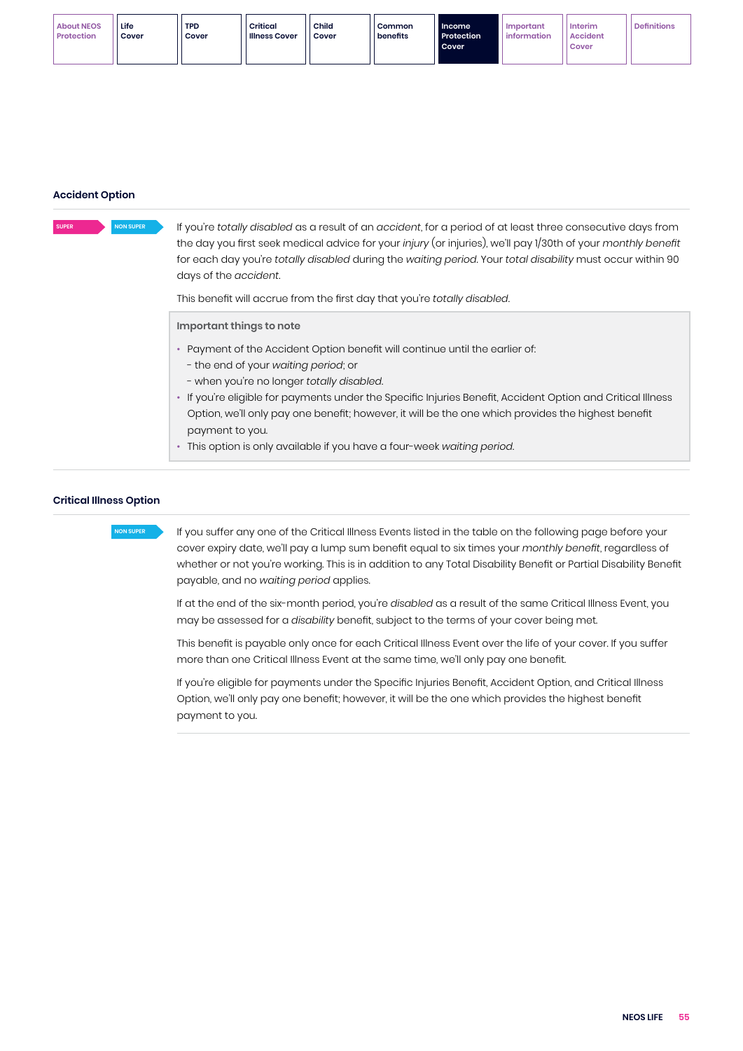## Accident Option

SUPER NON SUPER

If you're *totally disabled* as a result of an *accident*, for a period of at least three consecutive days from the day you first seek medical advice for your *injury* (or injuries), we'll pay 1/30th of your *monthly benefit* for each day you're *totally disabled* during the *waiting period*. Your *total disability* must occur within 90 days of the *accident*.

This benefit will accrue from the first day that you're *totally disabled*.

**Important things to note**

- Payment of the Accident Option benefit will continue until the earlier of:
  - the end of your *waiting period*; or
  - when you're no longer *totally disabled*.
- If you're eligible for payments under the Specific Injuries Benefit, Accident Option and Critical Illness Option, we'll only pay one benefit; however, it will be the one which provides the highest benefit payment to you.
- This option is only available if you have a four-week *waiting period*.

## Critical Illness Option

NON SUPER

If you suffer any one of the Critical Illness Events listed in the table on the following page before your cover expiry date, we'll pay a lump sum benefit equal to six times your *monthly benefit*, regardless of whether or not you're working. This is in addition to any Total Disability Benefit or Partial Disability Benefit payable, and no *waiting period* applies.

If at the end of the six-month period, you're *disabled* as a result of the same Critical Illness Event, you may be assessed for a *disability* benefit, subject to the terms of your cover being met.

This benefit is payable only once for each Critical Illness Event over the life of your cover. If you suffer more than one Critical Illness Event at the same time, we'll only pay one benefit.

If you're eligible for payments under the Specific Injuries Benefit, Accident Option, and Critical Illness Option, we'll only pay one benefit; however, it will be the one which provides the highest benefit payment to you.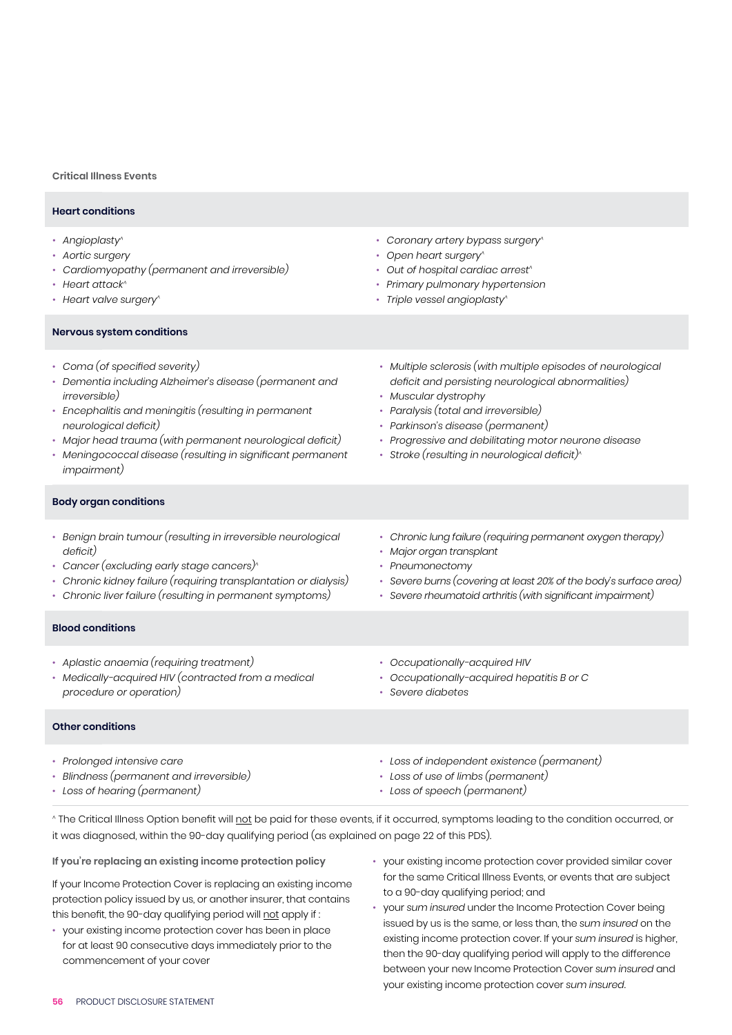**Critical Illness Events**

### Heart conditions

- *Angioplasty^*
- *Aortic surgery*
- *Cardiomyopathy (permanent and irreversible)*
- *Heart attack^*
- *Heart valve surgery^*
- *Coronary artery bypass surgery^*
- *Open heart surgery^*
- *Out of hospital cardiac arrest^*
- *Primary pulmonary hypertension*
- *Triple vessel angioplasty^*

### Nervous system conditions

- *Coma (of specified severity)*
- *Dementia including Alzheimer's disease (permanent and irreversible)*
- *Encephalitis and meningitis (resulting in permanent neurological deficit)*
- *Major head trauma (with permanent neurological deficit)*
- *Meningococcal disease (resulting in significant permanent impairment)*
- *Multiple sclerosis (with multiple episodes of neurological deficit and persisting neurological abnormalities)*
- *Muscular dystrophy*
- *Paralysis (total and irreversible)*
- *Parkinson's disease (permanent)*
- *Progressive and debilitating motor neurone disease*
- *Stroke (resulting in neurological deficit)^*

### Body organ conditions

- *Benign brain tumour (resulting in irreversible neurological deficit)*
- *Cancer (excluding early stage cancers)^*
- *Chronic kidney failure (requiring transplantation or dialysis)*
- *Chronic liver failure (resulting in permanent symptoms)*
- *Chronic lung failure (requiring permanent oxygen therapy)*
- *Major organ transplant*
- *Pneumonectomy*
- *Severe burns (covering at least 20% of the body's surface area)*
- *Severe rheumatoid arthritis (with significant impairment)*

### Blood conditions

- *Aplastic anaemia (requiring treatment)*
- *Medically-acquired HIV (contracted from a medical procedure or operation)*
- *Occupationally-acquired HIV*
- *Occupationally-acquired hepatitis B or C*
- *Severe diabetes*

### Other conditions

- *Prolonged intensive care*
- *Blindness (permanent and irreversible)*
- *Loss of hearing (permanent)*
- *Loss of independent existence (permanent)*
- *Loss of use of limbs (permanent)*
- *Loss of speech (permanent)*

^ The Critical Illness Option benefit will not be paid for these events, if it occurred, symptoms leading to the condition occurred, or it was diagnosed, within the 90-day qualifying period (as explained on page 22 of this PDS).

**If you're replacing an existing income protection policy**

If your Income Protection Cover is replacing an existing income protection policy issued by us, or another insurer, that contains this benefit, the 90-day qualifying period will not apply if :

- your existing income protection cover has been in place for at least 90 consecutive days immediately prior to the commencement of your cover
- your existing income protection cover provided similar cover for the same Critical Illness Events, or events that are subject to a 90-day qualifying period; and
- your *sum insured* under the Income Protection Cover being issued by us is the same, or less than, the *sum insured* on the existing income protection cover. If your *sum insured* is higher, then the 90-day qualifying period will apply to the difference between your new Income Protection Cover *sum insured* and your existing income protection cover *sum insured*.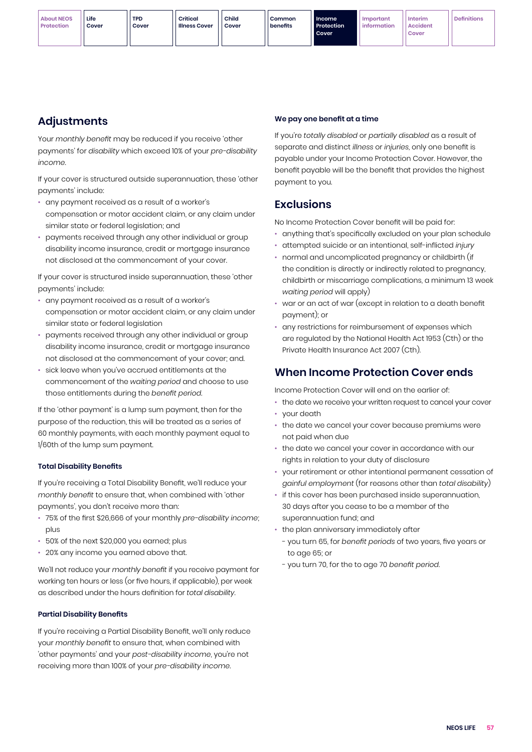## Adjustments

Your *monthly benefit* may be reduced if you receive 'other payments' for *disability* which exceed 10% of your *pre-disability income*.

If your cover is structured outside superannuation, these 'other payments' include:

- any payment received as a result of a worker's compensation or motor accident claim, or any claim under similar state or federal legislation; and
- payments received through any other individual or group disability income insurance, credit or mortgage insurance not disclosed at the commencement of your cover.

If your cover is structured inside superannuation, these 'other payments' include:

- any payment received as a result of a worker's compensation or motor accident claim, or any claim under similar state or federal legislation
- payments received through any other individual or group disability income insurance, credit or mortgage insurance not disclosed at the commencement of your cover; and.
- sick leave when you've accrued entitlements at the commencement of the *waiting period* and choose to use those entitlements during the *benefit period*.

If the 'other payment' is a lump sum payment, then for the purpose of the reduction, this will be treated as a series of 60 monthly payments, with each monthly payment equal to 1/60th of the lump sum payment.

### Total Disability Benefits

If you're receiving a Total Disability Benefit, we'll reduce your *monthly benefit* to ensure that, when combined with 'other payments', you don't receive more than:

- 75% of the first $26,666 of your monthly *pre-disability income*; plus
- 50% of the next $20,000 you earned; plus
- 20% any income you earned above that.

We'll not reduce your *monthly benefit* if you receive payment for working ten hours or less (or five hours, if applicable), per week as described under the hours definition for *total disability*.

### Partial Disability Benefits

If you're receiving a Partial Disability Benefit, we'll only reduce your *monthly benefit* to ensure that, when combined with 'other payments' and your *post-disability income*, you're not receiving more than 100% of your *pre-disability income*.

### We pay one benefit at a time

If you're *totally disabled* or *partially disabled* as a result of separate and distinct *illness* or *injuries*, only one benefit is payable under your Income Protection Cover. However, the benefit payable will be the benefit that provides the highest payment to you.

## Exclusions

No Income Protection Cover benefit will be paid for:

- anything that's specifically excluded on your plan schedule
- attempted suicide or an intentional, self-inflicted *injury*
- normal and uncomplicated pregnancy or childbirth (if the condition is directly or indirectly related to pregnancy, childbirth or miscarriage complications, a minimum 13 week *waiting period* will apply)
- war or an act of war (except in relation to a death benefit payment); or
- any restrictions for reimbursement of expenses which are regulated by the National Health Act 1953 (Cth) or the Private Health Insurance Act 2007 (Cth).

## When Income Protection Cover ends

Income Protection Cover will end on the earlier of:

- the date we receive your written request to cancel your cover
- your death
- the date we cancel your cover because premiums were not paid when due
- the date we cancel your cover in accordance with our rights in relation to your duty of disclosure
- your retirement or other intentional permanent cessation of *gainful employment* (for reasons other than *total disability*)
- if this cover has been purchased inside superannuation, 30 days after you cease to be a member of the superannuation fund; and
- the plan anniversary immediately after
  - you turn 65, for *benefit periods* of two years, five years or to age 65; or
  - you turn 70, for the to age 70 *benefit period*.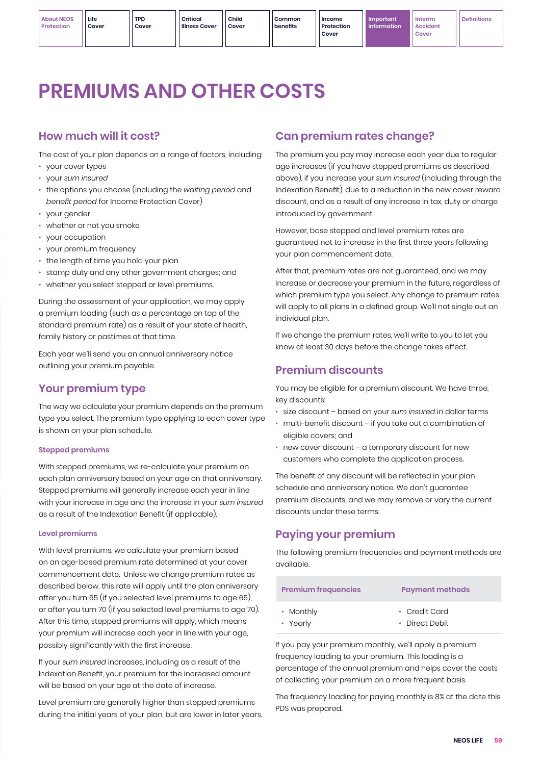# PREMIUMS AND OTHER COSTS

## How much will it cost?

The cost of your plan depends on a range of factors, including:

- your cover types
- your *sum insured*
- the options you choose (including the *waiting period* and *benefit period* for Income Protection Cover)
- your gender
- whether or not you smoke
- your occupation
- your premium frequency
- the length of time you hold your plan
- stamp duty and any other government charges; and
- whether you select stepped or level premiums.

During the assessment of your application, we may apply a premium loading (such as a percentage on top of the standard premium rate) as a result of your state of health, family history or pastimes at that time.

Each year we'll send you an annual anniversary notice outlining your premium payable.

## Your premium type

The way we calculate your premium depends on the premium type you select. The premium type applying to each cover type is shown on your plan schedule.

### Stepped premiums

With stepped premiums, we re-calculate your premium on each plan anniversary based on your age on that anniversary. Stepped premiums will generally increase each year in line with your increase in age and the increase in your *sum insured* as a result of the Indexation Benefit (if applicable).

### Level premiums

With level premiums, we calculate your premium based on an age-based premium rate determined at your cover commencement date. Unless we change premium rates as described below, this rate will apply until the plan anniversary after you turn 65 (if you selected level premiums to age 65), or after you turn 70 (if you selected level premiums to age 70). After this time, stepped premiums will apply, which means your premium will increase each year in line with your age, possibly significantly with the first increase.

If your *sum insured* increases, including as a result of the Indexation Benefit, your premium for the increased amount will be based on your age at the date of increase.

Level premium are generally higher than stepped premiums during the initial years of your plan, but are lower in later years.

## Can premium rates change?

The premium you pay may increase each year due to regular age increases (if you have stepped premiums as described above), if you increase your *sum insured* (including through the Indexation Benefit), due to a reduction in the new cover reward discount, and as a result of any increase in tax, duty or charge introduced by government.

However, base stepped and level premium rates are guaranteed not to increase in the first three years following your plan commencement date.

After that, premium rates are not guaranteed, and we may increase or decrease your premium in the future, regardless of which premium type you select. Any change to premium rates will apply to all plans in a defined group. We'll not single out an individual plan.

If we change the premium rates, we'll write to you to let you know at least 30 days before the change takes effect.

## Premium discounts

You may be eligible for a premium discount. We have three, key discounts:

- size discount – based on your *sum insured* in dollar terms
- multi-benefit discount – if you take out a combination of eligible covers; and
- new cover discount – a temporary discount for new customers who complete the application process.

The benefit of any discount will be reflected in your plan schedule and anniversary notice. We don't guarantee premium discounts, and we may remove or vary the current discounts under these terms.

## Paying your premium

The following premium frequencies and payment methods are available.

| Premium frequencies | Payment methods |
|---|---|
| • Monthly<br>• Yearly | • Credit Card<br>• Direct Debit |

If you pay your premium monthly, we'll apply a premium frequency loading to your premium. This loading is a percentage of the annual premium and helps cover the costs of collecting your premium on a more frequent basis.

The frequency loading for paying monthly is 8% at the date this PDS was prepared.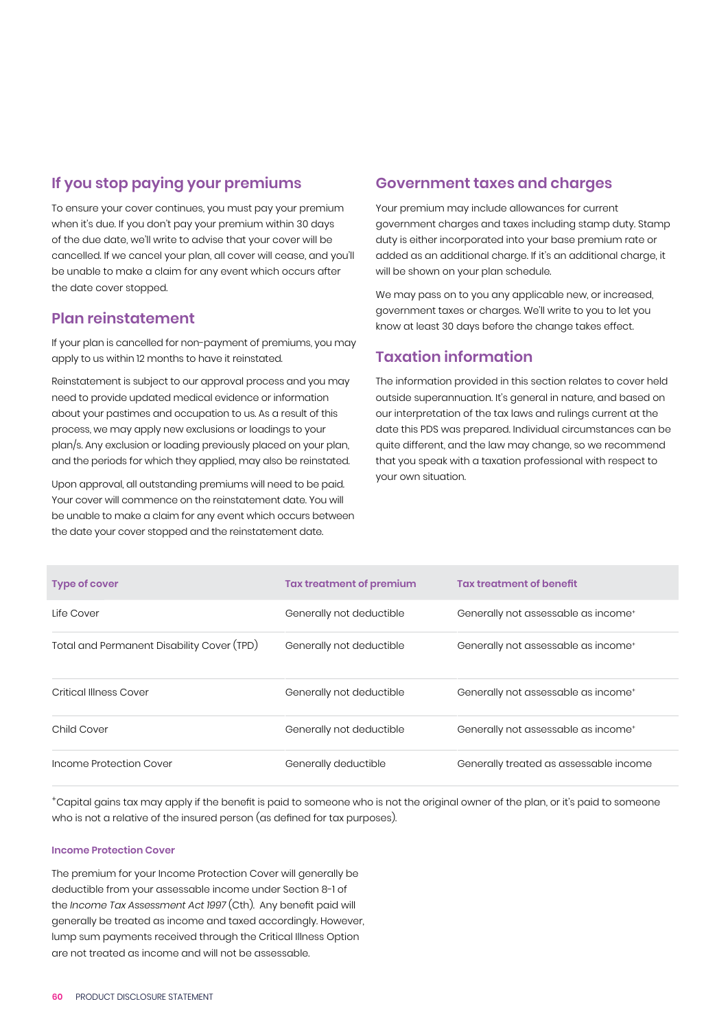## If you stop paying your premiums

To ensure your cover continues, you must pay your premium when it's due. If you don't pay your premium within 30 days of the due date, we'll write to advise that your cover will be cancelled. If we cancel your plan, all cover will cease, and you'll be unable to make a claim for any event which occurs after the date cover stopped.

## Plan reinstatement

If your plan is cancelled for non-payment of premiums, you may apply to us within 12 months to have it reinstated.

Reinstatement is subject to our approval process and you may need to provide updated medical evidence or information about your pastimes and occupation to us. As a result of this process, we may apply new exclusions or loadings to your plan/s. Any exclusion or loading previously placed on your plan, and the periods for which they applied, may also be reinstated.

Upon approval, all outstanding premiums will need to be paid. Your cover will commence on the reinstatement date. You will be unable to make a claim for any event which occurs between the date your cover stopped and the reinstatement date.

## Government taxes and charges

Your premium may include allowances for current government charges and taxes including stamp duty. Stamp duty is either incorporated into your base premium rate or added as an additional charge. If it's an additional charge, it will be shown on your plan schedule.

We may pass on to you any applicable new, or increased, government taxes or charges. We'll write to you to let you know at least 30 days before the change takes effect.

## Taxation information

The information provided in this section relates to cover held outside superannuation. It's general in nature, and based on our interpretation of the tax laws and rulings current at the date this PDS was prepared. Individual circumstances can be quite different, and the law may change, so we recommend that you speak with a taxation professional with respect to your own situation.

| Type of cover | Tax treatment of premium | Tax treatment of benefit |
|---|---|---|
| Life Cover | Generally not deductible | Generally not assessable as income+ |
| Total and Permanent Disability Cover (TPD) | Generally not deductible | Generally not assessable as income+ |
| Critical Illness Cover | Generally not deductible | Generally not assessable as income+ |
| Child Cover | Generally not deductible | Generally not assessable as income+ |
| Income Protection Cover | Generally deductible | Generally treated as assessable income |

+Capital gains tax may apply if the benefit is paid to someone who is not the original owner of the plan, or it's paid to someone who is not a relative of the insured person (as defined for tax purposes).

#### Income Protection Cover

The premium for your Income Protection Cover will generally be deductible from your assessable income under Section 8-1 of the *Income Tax Assessment Act 1997* (Cth). Any benefit paid will generally be treated as income and taxed accordingly. However, lump sum payments received through the Critical Illness Option are not treated as income and will not be assessable.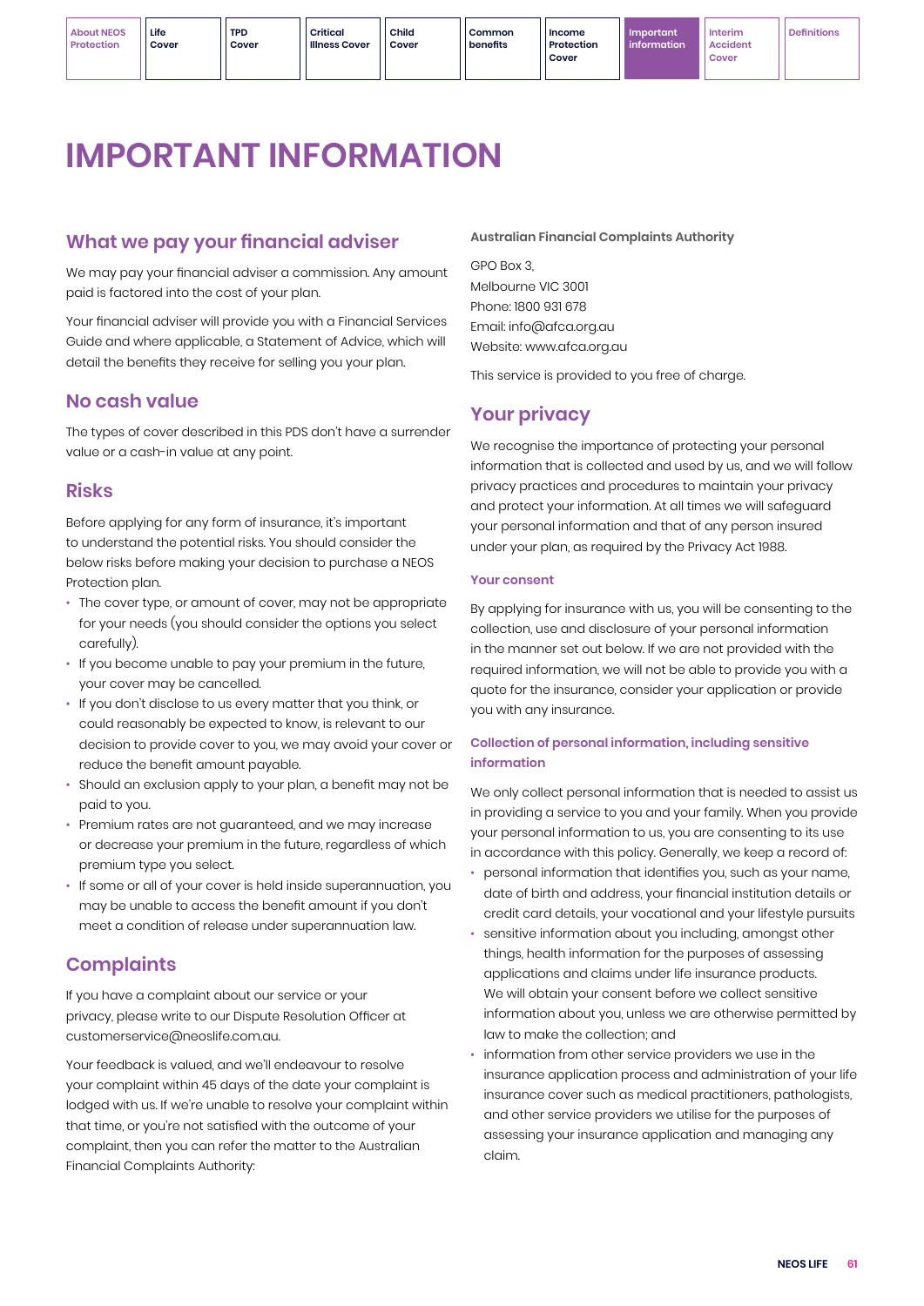# IMPORTANT INFORMATION

## What we pay your financial adviser

We may pay your financial adviser a commission. Any amount paid is factored into the cost of your plan.

Your financial adviser will provide you with a Financial Services Guide and where applicable, a Statement of Advice, which will detail the benefits they receive for selling you your plan.

## No cash value

The types of cover described in this PDS don't have a surrender value or a cash-in value at any point.

## Risks

Before applying for any form of insurance, it's important to understand the potential risks. You should consider the below risks before making your decision to purchase a NEOS Protection plan.

- The cover type, or amount of cover, may not be appropriate for your needs (you should consider the options you select carefully).
- If you become unable to pay your premium in the future, your cover may be cancelled.
- If you don't disclose to us every matter that you think, or could reasonably be expected to know, is relevant to our decision to provide cover to you, we may avoid your cover or reduce the benefit amount payable.
- Should an exclusion apply to your plan, a benefit may not be paid to you.
- Premium rates are not guaranteed, and we may increase or decrease your premium in the future, regardless of which premium type you select.
- If some or all of your cover is held inside superannuation, you may be unable to access the benefit amount if you don't meet a condition of release under superannuation law.

## Complaints

If you have a complaint about our service or your privacy, please write to our Dispute Resolution Officer at customerservice@neoslife.com.au.

Your feedback is valued, and we'll endeavour to resolve your complaint within 45 days of the date your complaint is lodged with us. If we're unable to resolve your complaint within that time, or you're not satisfied with the outcome of your complaint, then you can refer the matter to the Australian Financial Complaints Authority:

**Australian Financial Complaints Authority**

GPO Box 3,
Melbourne VIC 3001
Phone: 1800 931 678
Email: info@afca.org.au
Website: www.afca.org.au

This service is provided to you free of charge.

## Your privacy

We recognise the importance of protecting your personal information that is collected and used by us, and we will follow privacy practices and procedures to maintain your privacy and protect your information. At all times we will safeguard your personal information and that of any person insured under your plan, as required by the Privacy Act 1988.

### Your consent

By applying for insurance with us, you will be consenting to the collection, use and disclosure of your personal information in the manner set out below. If we are not provided with the required information, we will not be able to provide you with a quote for the insurance, consider your application or provide you with any insurance.

### Collection of personal information, including sensitive information

We only collect personal information that is needed to assist us in providing a service to you and your family. When you provide your personal information to us, you are consenting to its use in accordance with this policy. Generally, we keep a record of:

- personal information that identifies you, such as your name, date of birth and address, your financial institution details or credit card details, your vocational and your lifestyle pursuits
- sensitive information about you including, amongst other things, health information for the purposes of assessing applications and claims under life insurance products. We will obtain your consent before we collect sensitive information about you, unless we are otherwise permitted by law to make the collection; and
- information from other service providers we use in the insurance application process and administration of your life insurance cover such as medical practitioners, pathologists, and other service providers we utilise for the purposes of assessing your insurance application and managing any claim.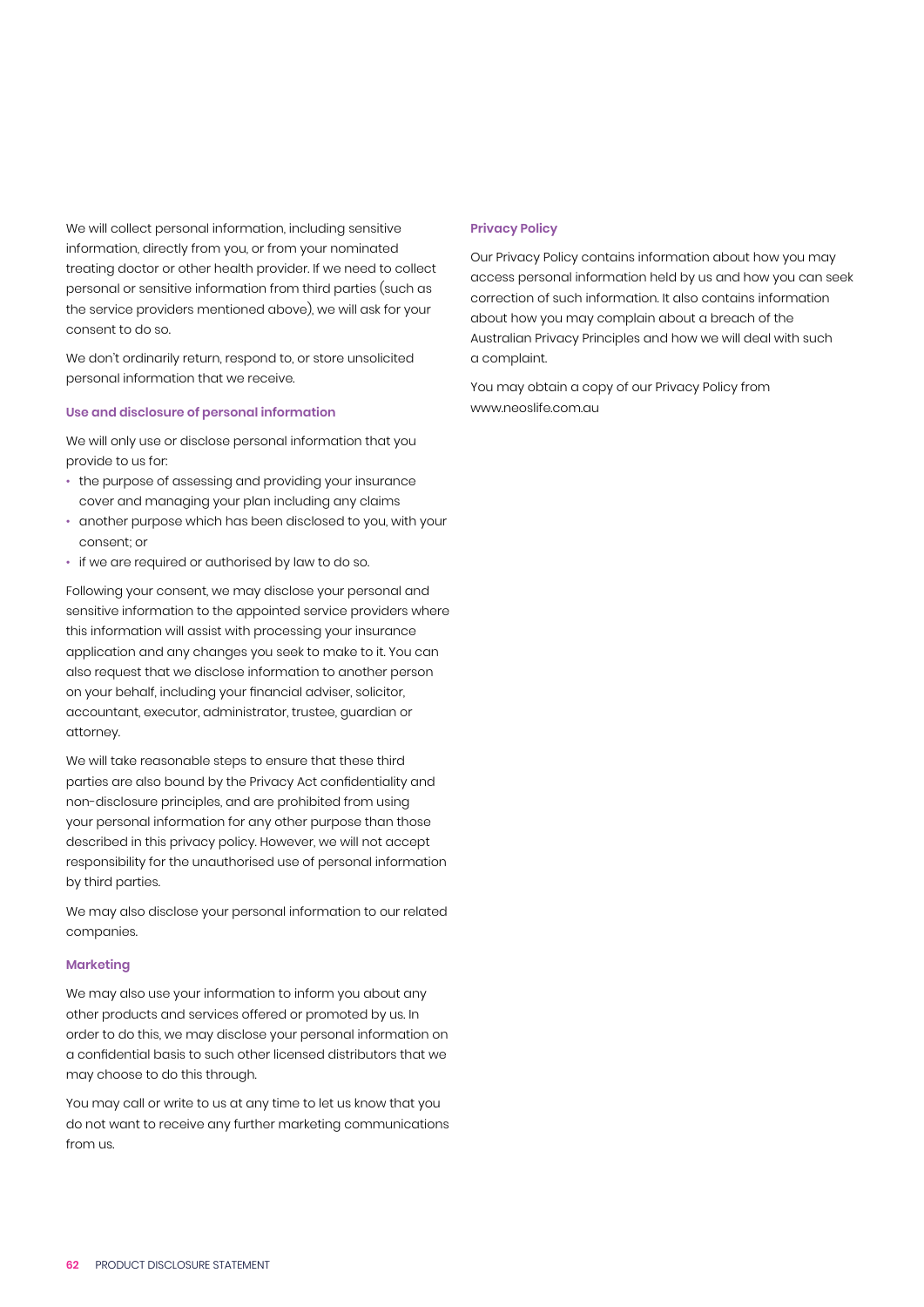We will collect personal information, including sensitive information, directly from you, or from your nominated treating doctor or other health provider. If we need to collect personal or sensitive information from third parties (such as the service providers mentioned above), we will ask for your consent to do so.

We don't ordinarily return, respond to, or store unsolicited personal information that we receive.

### Use and disclosure of personal information

We will only use or disclose personal information that you provide to us for:

- the purpose of assessing and providing your insurance cover and managing your plan including any claims
- another purpose which has been disclosed to you, with your consent; or
- if we are required or authorised by law to do so.

Following your consent, we may disclose your personal and sensitive information to the appointed service providers where this information will assist with processing your insurance application and any changes you seek to make to it. You can also request that we disclose information to another person on your behalf, including your financial adviser, solicitor, accountant, executor, administrator, trustee, guardian or attorney.

We will take reasonable steps to ensure that these third parties are also bound by the Privacy Act confidentiality and non-disclosure principles, and are prohibited from using your personal information for any other purpose than those described in this privacy policy. However, we will not accept responsibility for the unauthorised use of personal information by third parties.

We may also disclose your personal information to our related companies.

### Marketing

We may also use your information to inform you about any other products and services offered or promoted by us. In order to do this, we may disclose your personal information on a confidential basis to such other licensed distributors that we may choose to do this through.

You may call or write to us at any time to let us know that you do not want to receive any further marketing communications from us.

### Privacy Policy

Our Privacy Policy contains information about how you may access personal information held by us and how you can seek correction of such information. It also contains information about how you may complain about a breach of the Australian Privacy Principles and how we will deal with such a complaint.

You may obtain a copy of our Privacy Policy from www.neoslife.com.au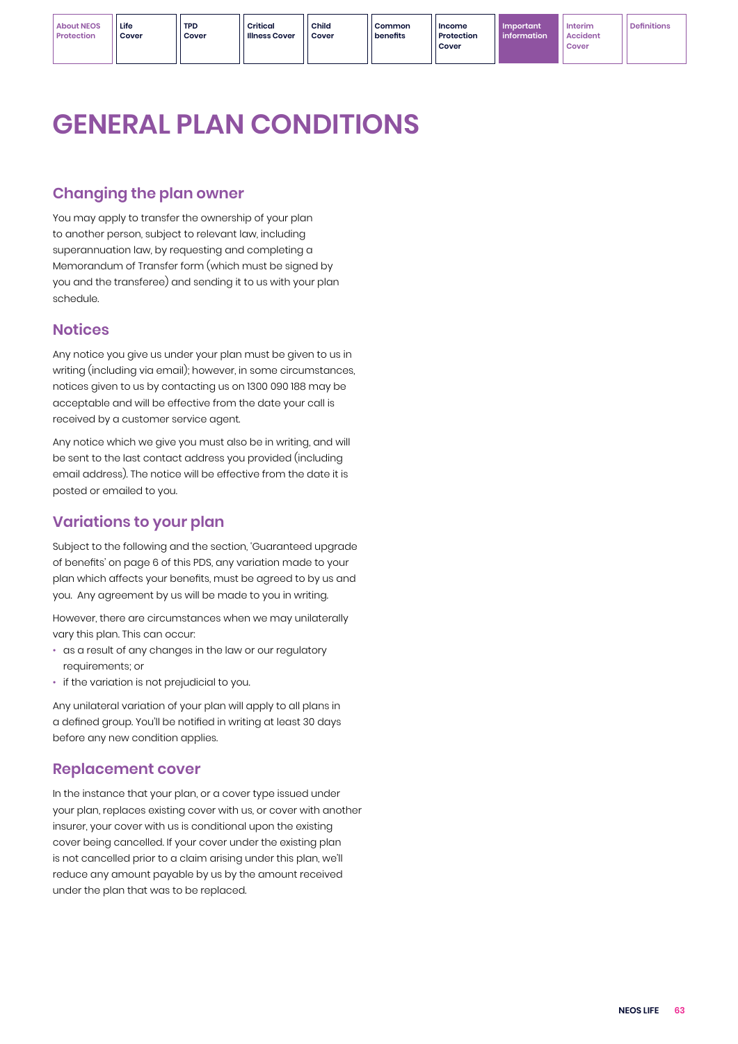# GENERAL PLAN CONDITIONS

## Changing the plan owner

You may apply to transfer the ownership of your plan to another person, subject to relevant law, including superannuation law, by requesting and completing a Memorandum of Transfer form (which must be signed by you and the transferee) and sending it to us with your plan schedule.

## Notices

Any notice you give us under your plan must be given to us in writing (including via email); however, in some circumstances, notices given to us by contacting us on 1300 090 188 may be acceptable and will be effective from the date your call is received by a customer service agent.

Any notice which we give you must also be in writing, and will be sent to the last contact address you provided (including email address). The notice will be effective from the date it is posted or emailed to you.

## Variations to your plan

Subject to the following and the section, 'Guaranteed upgrade of benefits' on page 6 of this PDS, any variation made to your plan which affects your benefits, must be agreed to by us and you. Any agreement by us will be made to you in writing.

However, there are circumstances when we may unilaterally vary this plan. This can occur:

- as a result of any changes in the law or our regulatory requirements; or
- if the variation is not prejudicial to you.

Any unilateral variation of your plan will apply to all plans in a defined group. You'll be notified in writing at least 30 days before any new condition applies.

## Replacement cover

In the instance that your plan, or a cover type issued under your plan, replaces existing cover with us, or cover with another insurer, your cover with us is conditional upon the existing cover being cancelled. If your cover under the existing plan is not cancelled prior to a claim arising under this plan, we'll reduce any amount payable by us by the amount received under the plan that was to be replaced.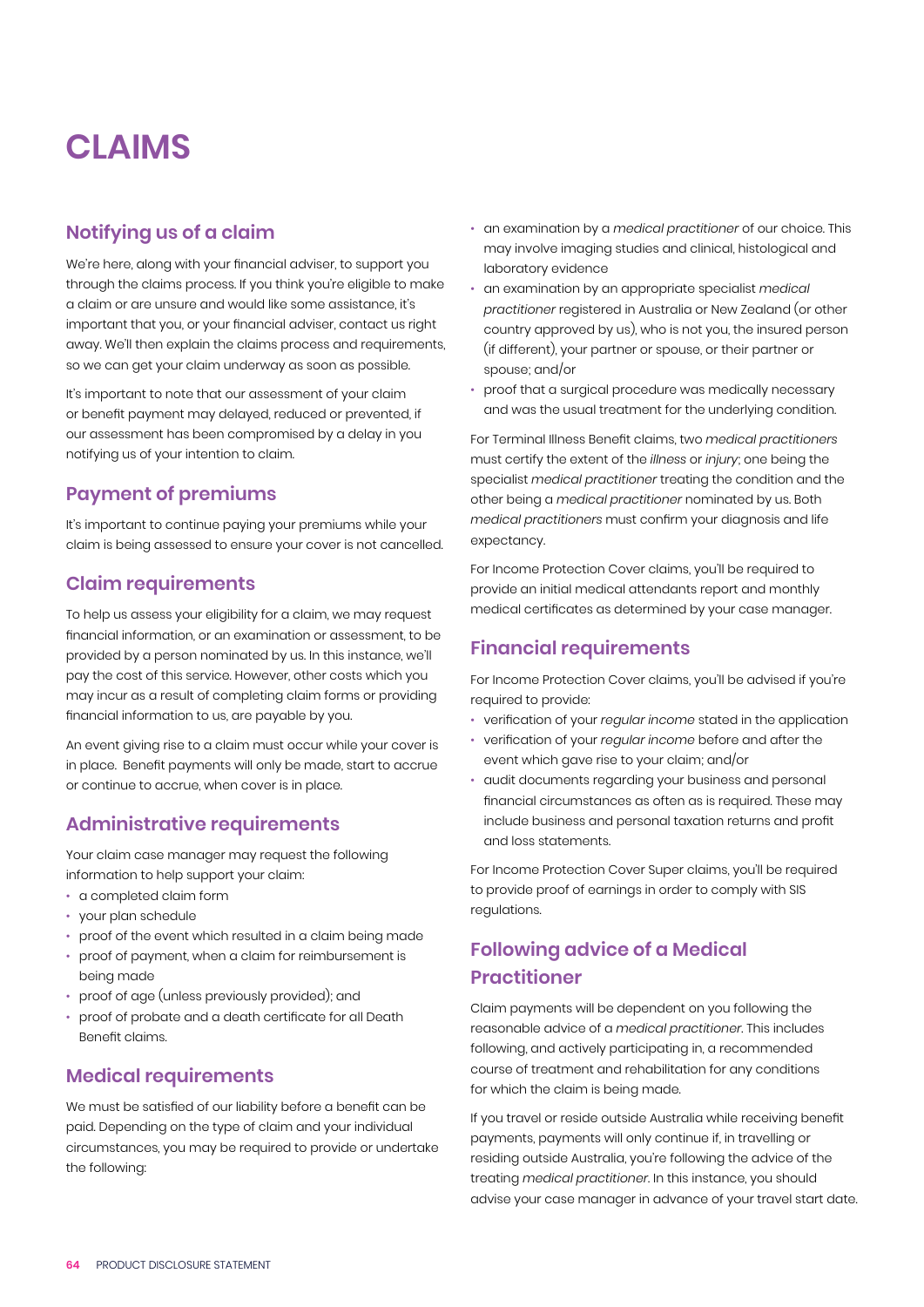# CLAIMS

## Notifying us of a claim

We're here, along with your financial adviser, to support you through the claims process. If you think you're eligible to make a claim or are unsure and would like some assistance, it's important that you, or your financial adviser, contact us right away. We'll then explain the claims process and requirements, so we can get your claim underway as soon as possible.

It's important to note that our assessment of your claim or benefit payment may delayed, reduced or prevented, if our assessment has been compromised by a delay in you notifying us of your intention to claim.

## Payment of premiums

It's important to continue paying your premiums while your claim is being assessed to ensure your cover is not cancelled.

## Claim requirements

To help us assess your eligibility for a claim, we may request financial information, or an examination or assessment, to be provided by a person nominated by us. In this instance, we'll pay the cost of this service. However, other costs which you may incur as a result of completing claim forms or providing financial information to us, are payable by you.

An event giving rise to a claim must occur while your cover is in place. Benefit payments will only be made, start to accrue or continue to accrue, when cover is in place.

## Administrative requirements

Your claim case manager may request the following information to help support your claim:

- a completed claim form
- your plan schedule
- proof of the event which resulted in a claim being made
- proof of payment, when a claim for reimbursement is being made
- proof of age (unless previously provided); and
- proof of probate and a death certificate for all Death Benefit claims.

## Medical requirements

We must be satisfied of our liability before a benefit can be paid. Depending on the type of claim and your individual circumstances, you may be required to provide or undertake the following:

- an examination by a *medical practitioner* of our choice. This may involve imaging studies and clinical, histological and laboratory evidence
- an examination by an appropriate specialist *medical practitioner* registered in Australia or New Zealand (or other country approved by us), who is not you, the insured person (if different), your partner or spouse, or their partner or spouse; and/or
- proof that a surgical procedure was medically necessary and was the usual treatment for the underlying condition.

For Terminal Illness Benefit claims, two *medical practitioners* must certify the extent of the *illness* or *injury*; one being the specialist *medical practitioner* treating the condition and the other being a *medical practitioner* nominated by us. Both *medical practitioners* must confirm your diagnosis and life expectancy.

For Income Protection Cover claims, you'll be required to provide an initial medical attendants report and monthly medical certificates as determined by your case manager.

## Financial requirements

For Income Protection Cover claims, you'll be advised if you're required to provide:

- verification of your *regular income* stated in the application
- verification of your *regular income* before and after the event which gave rise to your claim; and/or
- audit documents regarding your business and personal financial circumstances as often as is required. These may include business and personal taxation returns and profit and loss statements.

For Income Protection Cover Super claims, you'll be required to provide proof of earnings in order to comply with SIS regulations.

## Following advice of a Medical Practitioner

Claim payments will be dependent on you following the reasonable advice of a *medical practitioner*. This includes following, and actively participating in, a recommended course of treatment and rehabilitation for any conditions for which the claim is being made.

If you travel or reside outside Australia while receiving benefit payments, payments will only continue if, in travelling or residing outside Australia, you're following the advice of the treating *medical practitioner*. In this instance, you should advise your case manager in advance of your travel start date.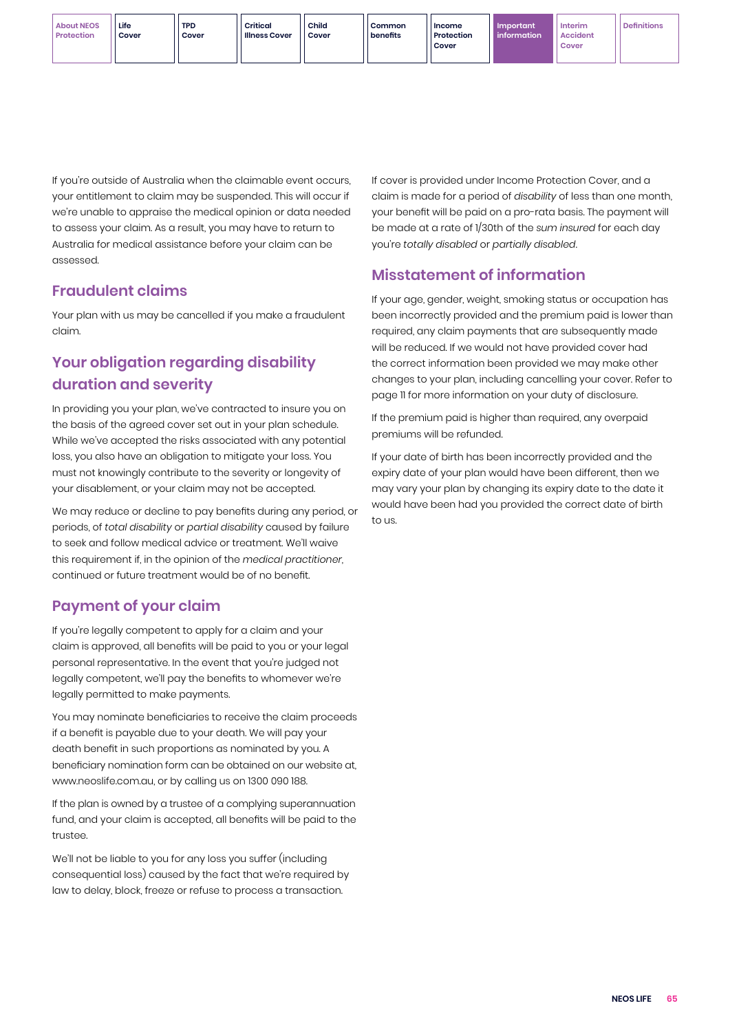If you're outside of Australia when the claimable event occurs, your entitlement to claim may be suspended. This will occur if we're unable to appraise the medical opinion or data needed to assess your claim. As a result, you may have to return to Australia for medical assistance before your claim can be assessed.

## Fraudulent claims

Your plan with us may be cancelled if you make a fraudulent claim.

## Your obligation regarding disability duration and severity

In providing you your plan, we've contracted to insure you on the basis of the agreed cover set out in your plan schedule. While we've accepted the risks associated with any potential loss, you also have an obligation to mitigate your loss. You must not knowingly contribute to the severity or longevity of your disablement, or your claim may not be accepted.

We may reduce or decline to pay benefits during any period, or periods, of *total disability* or *partial disability* caused by failure to seek and follow medical advice or treatment. We'll waive this requirement if, in the opinion of the *medical practitioner*, continued or future treatment would be of no benefit.

## Payment of your claim

If you're legally competent to apply for a claim and your claim is approved, all benefits will be paid to you or your legal personal representative. In the event that you're judged not legally competent, we'll pay the benefits to whomever we're legally permitted to make payments.

You may nominate beneficiaries to receive the claim proceeds if a benefit is payable due to your death. We will pay your death benefit in such proportions as nominated by you. A beneficiary nomination form can be obtained on our website at, www.neoslife.com.au, or by calling us on 1300 090 188.

If the plan is owned by a trustee of a complying superannuation fund, and your claim is accepted, all benefits will be paid to the trustee.

We'll not be liable to you for any loss you suffer (including consequential loss) caused by the fact that we're required by law to delay, block, freeze or refuse to process a transaction.

If cover is provided under Income Protection Cover, and a claim is made for a period of *disability* of less than one month, your benefit will be paid on a pro-rata basis. The payment will be made at a rate of 1/30th of the *sum insured* for each day you're *totally disabled* or *partially disabled*.

## Misstatement of information

If your age, gender, weight, smoking status or occupation has been incorrectly provided and the premium paid is lower than required, any claim payments that are subsequently made will be reduced. If we would not have provided cover had the correct information been provided we may make other changes to your plan, including cancelling your cover. Refer to page 11 for more information on your duty of disclosure.

If the premium paid is higher than required, any overpaid premiums will be refunded.

If your date of birth has been incorrectly provided and the expiry date of your plan would have been different, then we may vary your plan by changing its expiry date to the date it would have been had you provided the correct date of birth to us.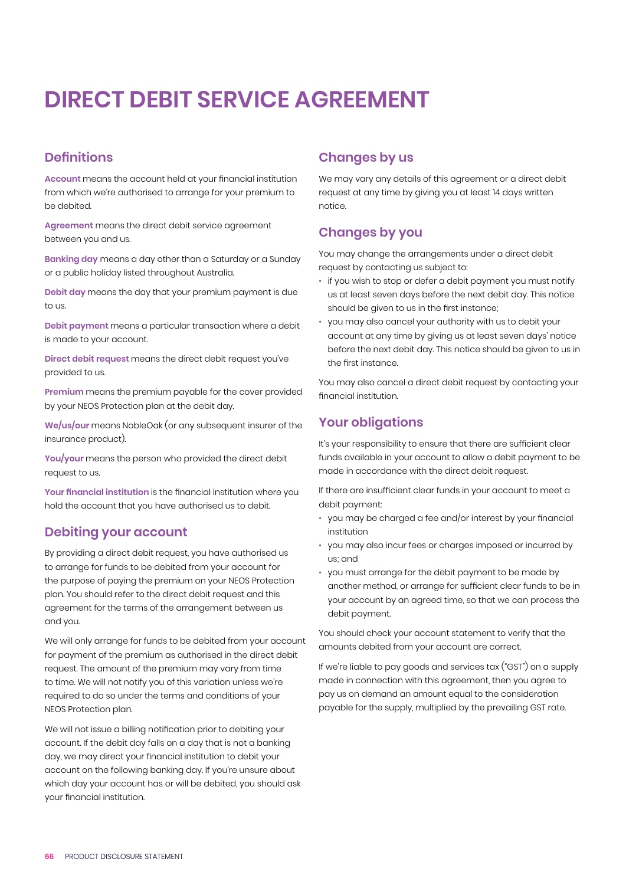# DIRECT DEBIT SERVICE AGREEMENT

## Definitions

**Account** means the account held at your financial institution from which we're authorised to arrange for your premium to be debited.

**Agreement** means the direct debit service agreement between you and us.

**Banking day** means a day other than a Saturday or a Sunday or a public holiday listed throughout Australia.

**Debit day** means the day that your premium payment is due to us.

**Debit payment** means a particular transaction where a debit is made to your account.

**Direct debit request** means the direct debit request you've provided to us.

**Premium** means the premium payable for the cover provided by your NEOS Protection plan at the debit day.

**We/us/our** means NobleOak (or any subsequent insurer of the insurance product).

**You/your** means the person who provided the direct debit request to us.

**Your financial institution** is the financial institution where you hold the account that you have authorised us to debit.

## Debiting your account

By providing a direct debit request, you have authorised us to arrange for funds to be debited from your account for the purpose of paying the premium on your NEOS Protection plan. You should refer to the direct debit request and this agreement for the terms of the arrangement between us and you.

We will only arrange for funds to be debited from your account for payment of the premium as authorised in the direct debit request. The amount of the premium may vary from time to time. We will not notify you of this variation unless we're required to do so under the terms and conditions of your NEOS Protection plan.

We will not issue a billing notification prior to debiting your account. If the debit day falls on a day that is not a banking day, we may direct your financial institution to debit your account on the following banking day. If you're unsure about which day your account has or will be debited, you should ask your financial institution.

## Changes by us

We may vary any details of this agreement or a direct debit request at any time by giving you at least 14 days written notice.

## Changes by you

You may change the arrangements under a direct debit request by contacting us subject to:

- if you wish to stop or defer a debit payment you must notify us at least seven days before the next debit day. This notice should be given to us in the first instance;
- you may also cancel your authority with us to debit your account at any time by giving us at least seven days' notice before the next debit day. This notice should be given to us in the first instance.

You may also cancel a direct debit request by contacting your financial institution.

## Your obligations

It's your responsibility to ensure that there are sufficient clear funds available in your account to allow a debit payment to be made in accordance with the direct debit request.

If there are insufficient clear funds in your account to meet a debit payment:

- you may be charged a fee and/or interest by your financial institution
- you may also incur fees or charges imposed or incurred by us; and
- you must arrange for the debit payment to be made by another method, or arrange for sufficient clear funds to be in your account by an agreed time, so that we can process the debit payment.

You should check your account statement to verify that the amounts debited from your account are correct.

If we're liable to pay goods and services tax ("GST") on a supply made in connection with this agreement, then you agree to pay us on demand an amount equal to the consideration payable for the supply, multiplied by the prevailing GST rate.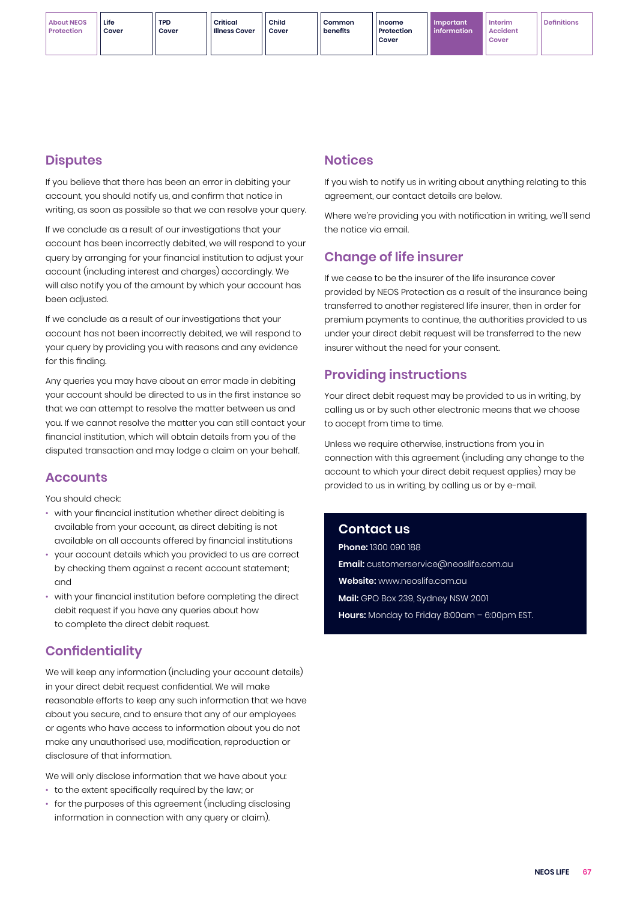## Disputes

If you believe that there has been an error in debiting your account, you should notify us, and confirm that notice in writing, as soon as possible so that we can resolve your query.

If we conclude as a result of our investigations that your account has been incorrectly debited, we will respond to your query by arranging for your financial institution to adjust your account (including interest and charges) accordingly. We will also notify you of the amount by which your account has been adjusted.

If we conclude as a result of our investigations that your account has not been incorrectly debited, we will respond to your query by providing you with reasons and any evidence for this finding.

Any queries you may have about an error made in debiting your account should be directed to us in the first instance so that we can attempt to resolve the matter between us and you. If we cannot resolve the matter you can still contact your financial institution, which will obtain details from you of the disputed transaction and may lodge a claim on your behalf.

## Accounts

You should check:

- with your financial institution whether direct debiting is available from your account, as direct debiting is not available on all accounts offered by financial institutions
- your account details which you provided to us are correct by checking them against a recent account statement; and
- with your financial institution before completing the direct debit request if you have any queries about how to complete the direct debit request.

## Confidentiality

We will keep any information (including your account details) in your direct debit request confidential. We will make reasonable efforts to keep any such information that we have about you secure, and to ensure that any of our employees or agents who have access to information about you do not make any unauthorised use, modification, reproduction or disclosure of that information.

We will only disclose information that we have about you:

- to the extent specifically required by the law; or
- for the purposes of this agreement (including disclosing information in connection with any query or claim).

## Notices

If you wish to notify us in writing about anything relating to this agreement, our contact details are below.

Where we're providing you with notification in writing, we'll send the notice via email.

## Change of life insurer

If we cease to be the insurer of the life insurance cover provided by NEOS Protection as a result of the insurance being transferred to another registered life insurer, then in order for premium payments to continue, the authorities provided to us under your direct debit request will be transferred to the new insurer without the need for your consent.

## Providing instructions

Your direct debit request may be provided to us in writing, by calling us or by such other electronic means that we choose to accept from time to time.

Unless we require otherwise, instructions from you in connection with this agreement (including any change to the account to which your direct debit request applies) may be provided to us in writing, by calling us or by e-mail.

## Contact us

**Phone:** 1300 090 188

**Email:** customerservice@neoslife.com.au

**Website:** www.neoslife.com.au

**Mail:** GPO Box 239, Sydney NSW 2001

**Hours:** Monday to Friday 8:00am – 6:00pm EST.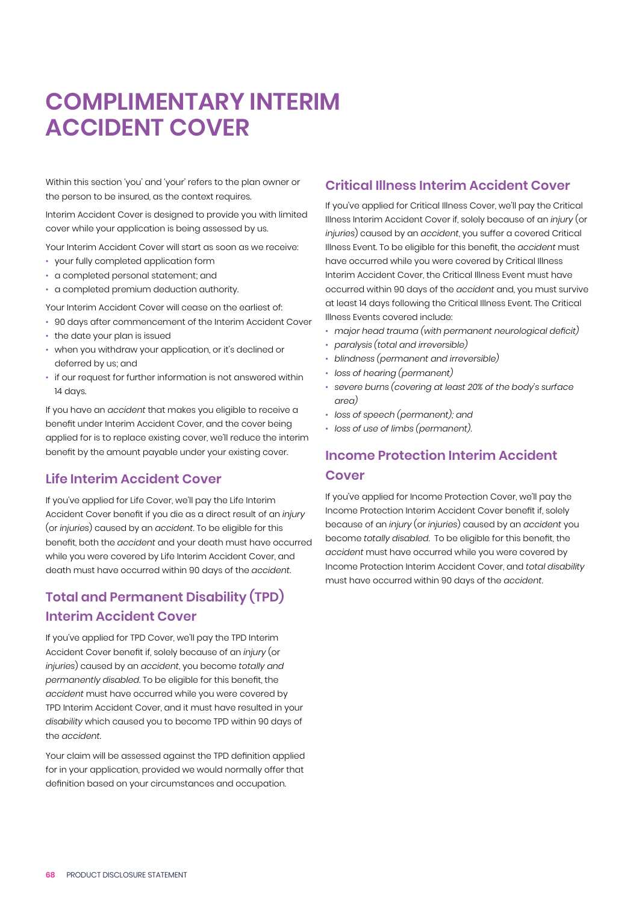# COMPLIMENTARY INTERIM ACCIDENT COVER

Within this section 'you' and 'your' refers to the plan owner or the person to be insured, as the context requires.

Interim Accident Cover is designed to provide you with limited cover while your application is being assessed by us.

Your Interim Accident Cover will start as soon as we receive:

- your fully completed application form
- a completed personal statement; and
- a completed premium deduction authority.

Your Interim Accident Cover will cease on the earliest of:

- 90 days after commencement of the Interim Accident Cover
- the date your plan is issued
- when you withdraw your application, or it's declined or deferred by us; and
- if our request for further information is not answered within 14 days.

If you have an *accident* that makes you eligible to receive a benefit under Interim Accident Cover, and the cover being applied for is to replace existing cover, we'll reduce the interim benefit by the amount payable under your existing cover.

## Life Interim Accident Cover

If you've applied for Life Cover, we'll pay the Life Interim Accident Cover benefit if you die as a direct result of an *injury* (or *injuries*) caused by an *accident*. To be eligible for this benefit, both the *accident* and your death must have occurred while you were covered by Life Interim Accident Cover, and death must have occurred within 90 days of the *accident*.

## Total and Permanent Disability (TPD) Interim Accident Cover

If you've applied for TPD Cover, we'll pay the TPD Interim Accident Cover benefit if, solely because of an *injury* (or *injuries*) caused by an *accident*, you become *totally and permanently disabled*. To be eligible for this benefit, the *accident* must have occurred while you were covered by TPD Interim Accident Cover, and it must have resulted in your *disability* which caused you to become TPD within 90 days of the *accident*.

Your claim will be assessed against the TPD definition applied for in your application, provided we would normally offer that definition based on your circumstances and occupation.

## Critical Illness Interim Accident Cover

If you've applied for Critical Illness Cover, we'll pay the Critical Illness Interim Accident Cover if, solely because of an *injury* (or *injuries*) caused by an *accident*, you suffer a covered Critical Illness Event. To be eligible for this benefit, the *accident* must have occurred while you were covered by Critical Illness Interim Accident Cover, the Critical Illness Event must have occurred within 90 days of the *accident* and, you must survive at least 14 days following the Critical Illness Event. The Critical Illness Events covered include:

- *major head trauma (with permanent neurological deficit)*
- *paralysis (total and irreversible)*
- *blindness (permanent and irreversible)*
- *loss of hearing (permanent)*
- *severe burns (covering at least 20% of the body's surface area)*
- *loss of speech (permanent); and*
- *loss of use of limbs (permanent).*

## Income Protection Interim Accident Cover

If you've applied for Income Protection Cover, we'll pay the Income Protection Interim Accident Cover benefit if, solely because of an *injury* (or *injuries*) caused by an *accident* you become *totally disabled*. To be eligible for this benefit, the *accident* must have occurred while you were covered by Income Protection Interim Accident Cover, and *total disability* must have occurred within 90 days of the *accident*.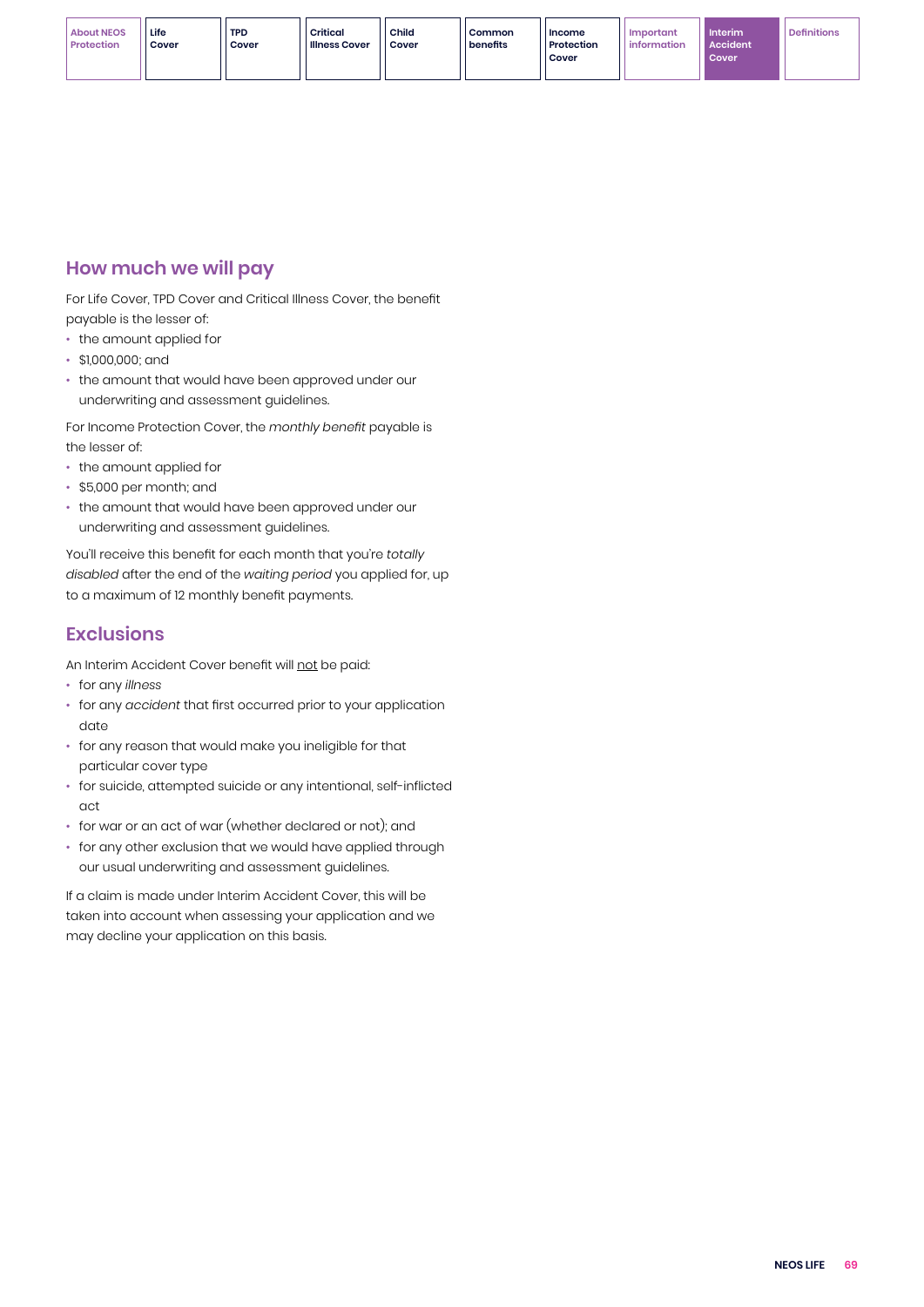## How much we will pay

For Life Cover, TPD Cover and Critical Illness Cover, the benefit payable is the lesser of:

- the amount applied for
- $1,000,000; and
- the amount that would have been approved under our underwriting and assessment guidelines.

For Income Protection Cover, the *monthly benefit* payable is the lesser of:

- the amount applied for
- $5,000 per month; and
- the amount that would have been approved under our underwriting and assessment guidelines.

You'll receive this benefit for each month that you're *totally disabled* after the end of the *waiting period* you applied for, up to a maximum of 12 monthly benefit payments.

## Exclusions

An Interim Accident Cover benefit will not be paid:

- for any *illness*
- for any *accident* that first occurred prior to your application date
- for any reason that would make you ineligible for that particular cover type
- for suicide, attempted suicide or any intentional, self-inflicted act
- for war or an act of war (whether declared or not); and
- for any other exclusion that we would have applied through our usual underwriting and assessment guidelines.

If a claim is made under Interim Accident Cover, this will be taken into account when assessing your application and we may decline your application on this basis.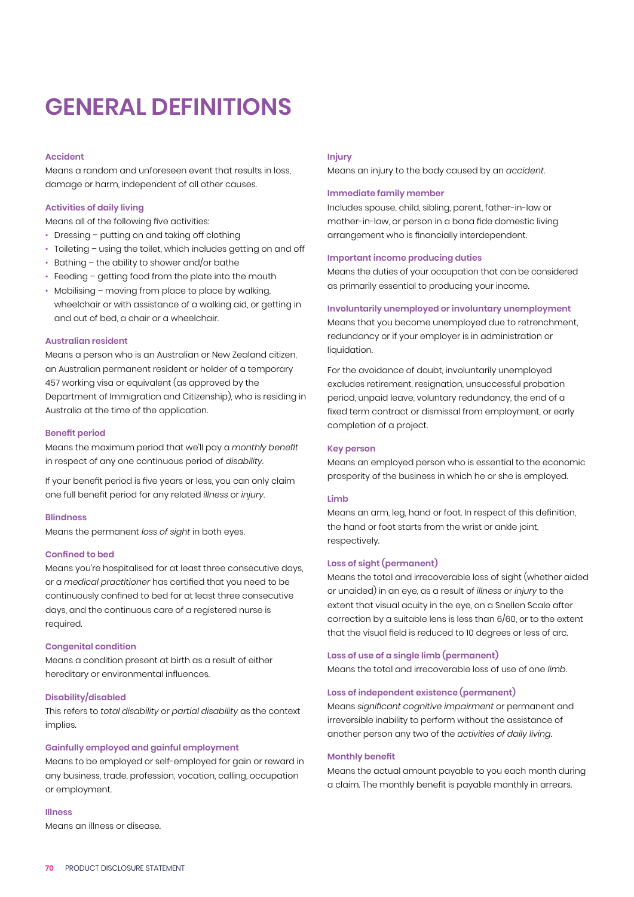# GENERAL DEFINITIONS

### Accident

Means a random and unforeseen event that results in loss, damage or harm, independent of all other causes.

### Activities of daily living

Means all of the following five activities:

- Dressing – putting on and taking off clothing
- Toileting – using the toilet, which includes getting on and off
- Bathing – the ability to shower and/or bathe
- Feeding – getting food from the plate into the mouth
- Mobilising – moving from place to place by walking, wheelchair or with assistance of a walking aid, or getting in and out of bed, a chair or a wheelchair.

### Australian resident

Means a person who is an Australian or New Zealand citizen, an Australian permanent resident or holder of a temporary 457 working visa or equivalent (as approved by the Department of Immigration and Citizenship), who is residing in Australia at the time of the application.

### Benefit period

Means the maximum period that we'll pay a *monthly benefit* in respect of any one continuous period of *disability*.

If your benefit period is five years or less, you can only claim one full benefit period for any related *illness* or *injury*.

### Blindness

Means the permanent *loss of sight* in both eyes.

### Confined to bed

Means you're hospitalised for at least three consecutive days, or a *medical practitioner* has certified that you need to be continuously confined to bed for at least three consecutive days, and the continuous care of a registered nurse is required.

### Congenital condition

Means a condition present at birth as a result of either hereditary or environmental influences.

### Disability/disabled

This refers to *total disability* or *partial disability* as the context implies.

### Gainfully employed and gainful employment

Means to be employed or self-employed for gain or reward in any business, trade, profession, vocation, calling, occupation or employment.

### Illness

Means an illness or disease.

### Injury

Means an injury to the body caused by an *accident*.

### Immediate family member

Includes spouse, child, sibling, parent, father-in-law or mother-in-law, or person in a bona fide domestic living arrangement who is financially interdependent.

### Important income producing duties

Means the duties of your occupation that can be considered as primarily essential to producing your income.

### Involuntarily unemployed or involuntary unemployment

Means that you become unemployed due to retrenchment, redundancy or if your employer is in administration or liquidation.

For the avoidance of doubt, involuntarily unemployed excludes retirement, resignation, unsuccessful probation period, unpaid leave, voluntary redundancy, the end of a fixed term contract or dismissal from employment, or early completion of a project.

### Key person

Means an employed person who is essential to the economic prosperity of the business in which he or she is employed.

### Limb

Means an arm, leg, hand or foot. In respect of this definition, the hand or foot starts from the wrist or ankle joint, respectively.

### Loss of sight (permanent)

Means the total and irrecoverable loss of sight (whether aided or unaided) in an eye, as a result of *illness* or *injury* to the extent that visual acuity in the eye, on a Snellen Scale after correction by a suitable lens is less than 6/60, or to the extent that the visual field is reduced to 10 degrees or less of arc.

### Loss of use of a single limb (permanent)

Means the total and irrecoverable loss of use of one *limb*.

### Loss of independent existence (permanent)

Means *significant cognitive impairment* or permanent and irreversible inability to perform without the assistance of another person any two of the *activities of daily living*.

### Monthly benefit

Means the actual amount payable to you each month during a claim. The monthly benefit is payable monthly in arrears.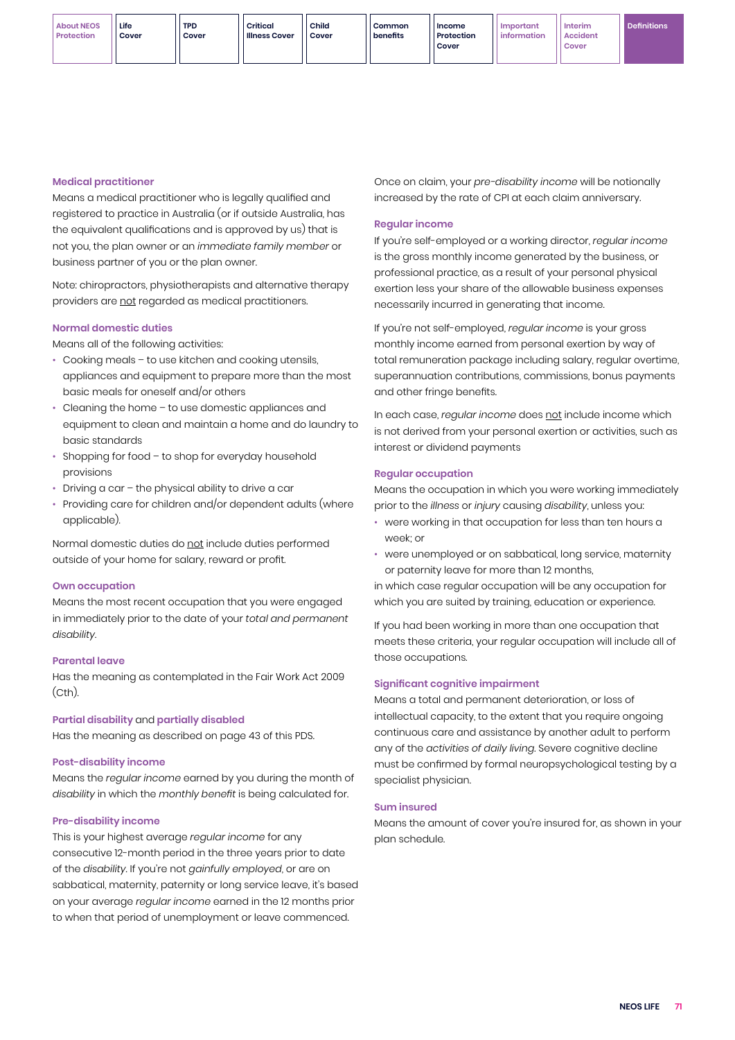### Medical practitioner

Means a medical practitioner who is legally qualified and registered to practice in Australia (or if outside Australia, has the equivalent qualifications and is approved by us) that is not you, the plan owner or an *immediate family member* or business partner of you or the plan owner.

Note: chiropractors, physiotherapists and alternative therapy providers are not regarded as medical practitioners.

### Normal domestic duties

Means all of the following activities:

- Cooking meals – to use kitchen and cooking utensils, appliances and equipment to prepare more than the most basic meals for oneself and/or others
- Cleaning the home – to use domestic appliances and equipment to clean and maintain a home and do laundry to basic standards
- Shopping for food – to shop for everyday household provisions
- Driving a car – the physical ability to drive a car
- Providing care for children and/or dependent adults (where applicable).

Normal domestic duties do not include duties performed outside of your home for salary, reward or profit.

### Own occupation

Means the most recent occupation that you were engaged in immediately prior to the date of your *total and permanent disability*.

### Parental leave

Has the meaning as contemplated in the Fair Work Act 2009 (Cth).

### Partial disability and partially disabled

Has the meaning as described on page 43 of this PDS.

### Post-disability income

Means the *regular income* earned by you during the month of *disability* in which the *monthly benefit* is being calculated for.

### Pre-disability income

This is your highest average *regular income* for any consecutive 12-month period in the three years prior to date of the *disability*. If you're not *gainfully employed*, or are on sabbatical, maternity, paternity or long service leave, it's based on your average *regular income* earned in the 12 months prior to when that period of unemployment or leave commenced.

Once on claim, your *pre-disability income* will be notionally increased by the rate of CPI at each claim anniversary.

### Regular income

If you're self-employed or a working director, *regular income* is the gross monthly income generated by the business, or professional practice, as a result of your personal physical exertion less your share of the allowable business expenses necessarily incurred in generating that income.

If you're not self-employed, *regular income* is your gross monthly income earned from personal exertion by way of total remuneration package including salary, regular overtime, superannuation contributions, commissions, bonus payments and other fringe benefits.

In each case, *regular income* does not include income which is not derived from your personal exertion or activities, such as interest or dividend payments

### Regular occupation

Means the occupation in which you were working immediately prior to the *illness* or *injury* causing *disability*, unless you:

- were working in that occupation for less than ten hours a week; or
- were unemployed or on sabbatical, long service, maternity or paternity leave for more than 12 months,

in which case regular occupation will be any occupation for which you are suited by training, education or experience.

If you had been working in more than one occupation that meets these criteria, your regular occupation will include all of those occupations.

### Significant cognitive impairment

Means a total and permanent deterioration, or loss of intellectual capacity, to the extent that you require ongoing continuous care and assistance by another adult to perform any of the *activities of daily living*. Severe cognitive decline must be confirmed by formal neuropsychological testing by a specialist physician.

### Sum insured

Means the amount of cover you're insured for, as shown in your plan schedule.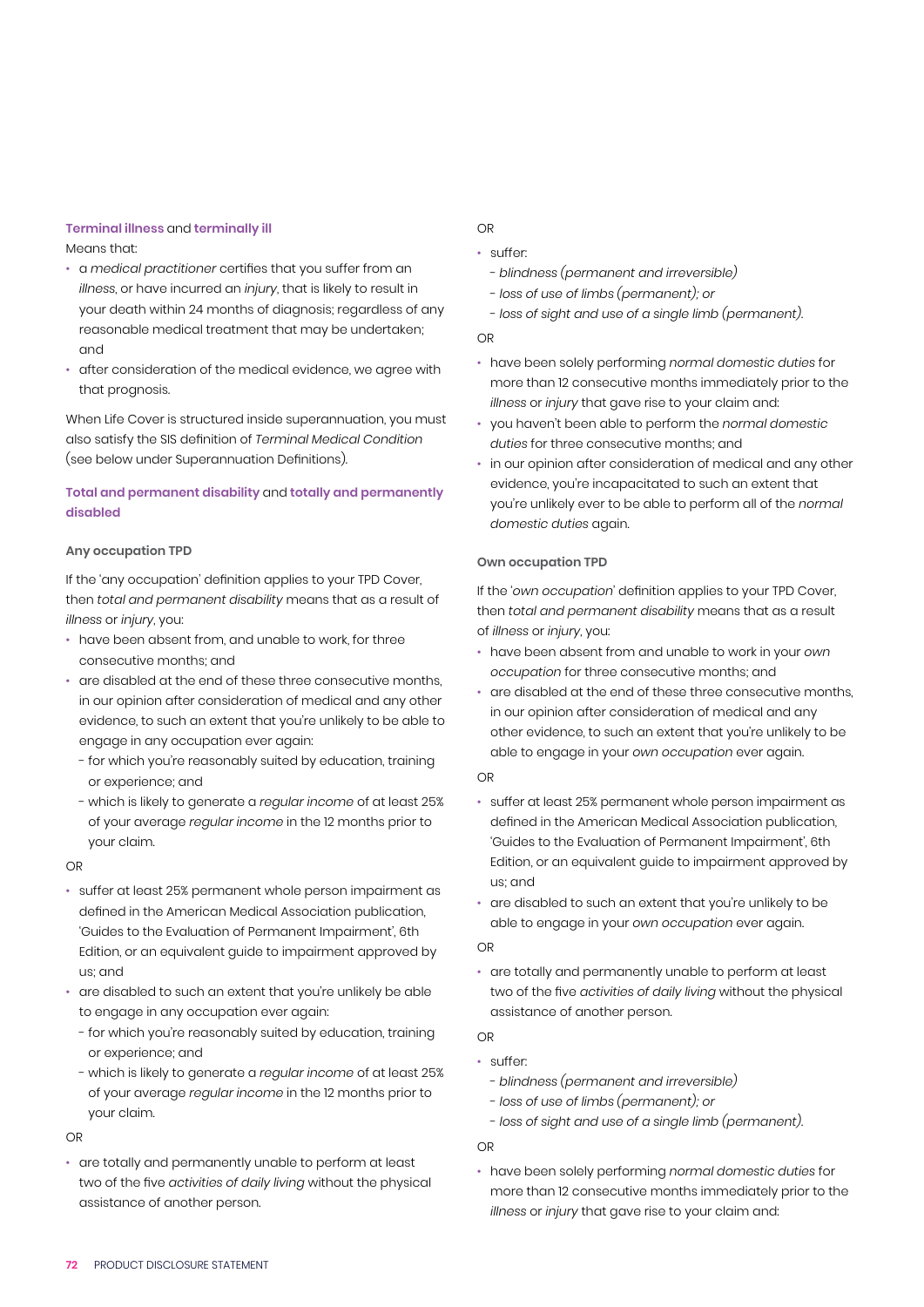**Terminal illness** and **terminally ill**

Means that:

- a *medical practitioner* certifies that you suffer from an *illness*, or have incurred an *injury*, that is likely to result in your death within 24 months of diagnosis; regardless of any reasonable medical treatment that may be undertaken; and
- after consideration of the medical evidence, we agree with that prognosis.

When Life Cover is structured inside superannuation, you must also satisfy the SIS definition of *Terminal Medical Condition* (see below under Superannuation Definitions).

**Total and permanent disability** and **totally and permanently disabled**

#### Any occupation TPD

If the 'any occupation' definition applies to your TPD Cover, then *total and permanent disability* means that as a result of *illness* or *injury*, you:

- have been absent from, and unable to work, for three consecutive months; and
- are disabled at the end of these three consecutive months, in our opinion after consideration of medical and any other evidence, to such an extent that you're unlikely to be able to engage in any occupation ever again:
  - for which you're reasonably suited by education, training or experience; and
  - which is likely to generate a *regular income* of at least 25% of your average *regular income* in the 12 months prior to your claim.

OR

- suffer at least 25% permanent whole person impairment as defined in the American Medical Association publication, 'Guides to the Evaluation of Permanent Impairment', 6th Edition, or an equivalent guide to impairment approved by us; and
- are disabled to such an extent that you're unlikely be able to engage in any occupation ever again:
  - for which you're reasonably suited by education, training or experience; and
  - which is likely to generate a *regular income* of at least 25% of your average *regular income* in the 12 months prior to your claim.

OR

- are totally and permanently unable to perform at least two of the five *activities of daily living* without the physical assistance of another person.

OR

- suffer:
  - *blindness (permanent and irreversible)*
  - *loss of use of limbs (permanent); or*
  - *loss of sight and use of a single limb (permanent).*

OR

- have been solely performing *normal domestic duties* for more than 12 consecutive months immediately prior to the *illness* or *injury* that gave rise to your claim and:
- you haven't been able to perform the *normal domestic duties* for three consecutive months; and
- in our opinion after consideration of medical and any other evidence, you're incapacitated to such an extent that you're unlikely ever to be able to perform all of the *normal domestic duties* again.

#### Own occupation TPD

If the '*own occupation*' definition applies to your TPD Cover, then *total and permanent disability* means that as a result of *illness* or *injury*, you:

- have been absent from and unable to work in your *own occupation* for three consecutive months; and
- are disabled at the end of these three consecutive months, in our opinion after consideration of medical and any other evidence, to such an extent that you're unlikely to be able to engage in your *own occupation* ever again.

OR

- suffer at least 25% permanent whole person impairment as defined in the American Medical Association publication, 'Guides to the Evaluation of Permanent Impairment', 6th Edition, or an equivalent guide to impairment approved by us; and
- are disabled to such an extent that you're unlikely to be able to engage in your *own occupation* ever again.

OR

- are totally and permanently unable to perform at least two of the five *activities of daily living* without the physical assistance of another person.

OR

- suffer:
  - *blindness (permanent and irreversible)*
  - *loss of use of limbs (permanent); or*
  - *loss of sight and use of a single limb (permanent).*

OR

- have been solely performing *normal domestic duties* for more than 12 consecutive months immediately prior to the *illness* or *injury* that gave rise to your claim and: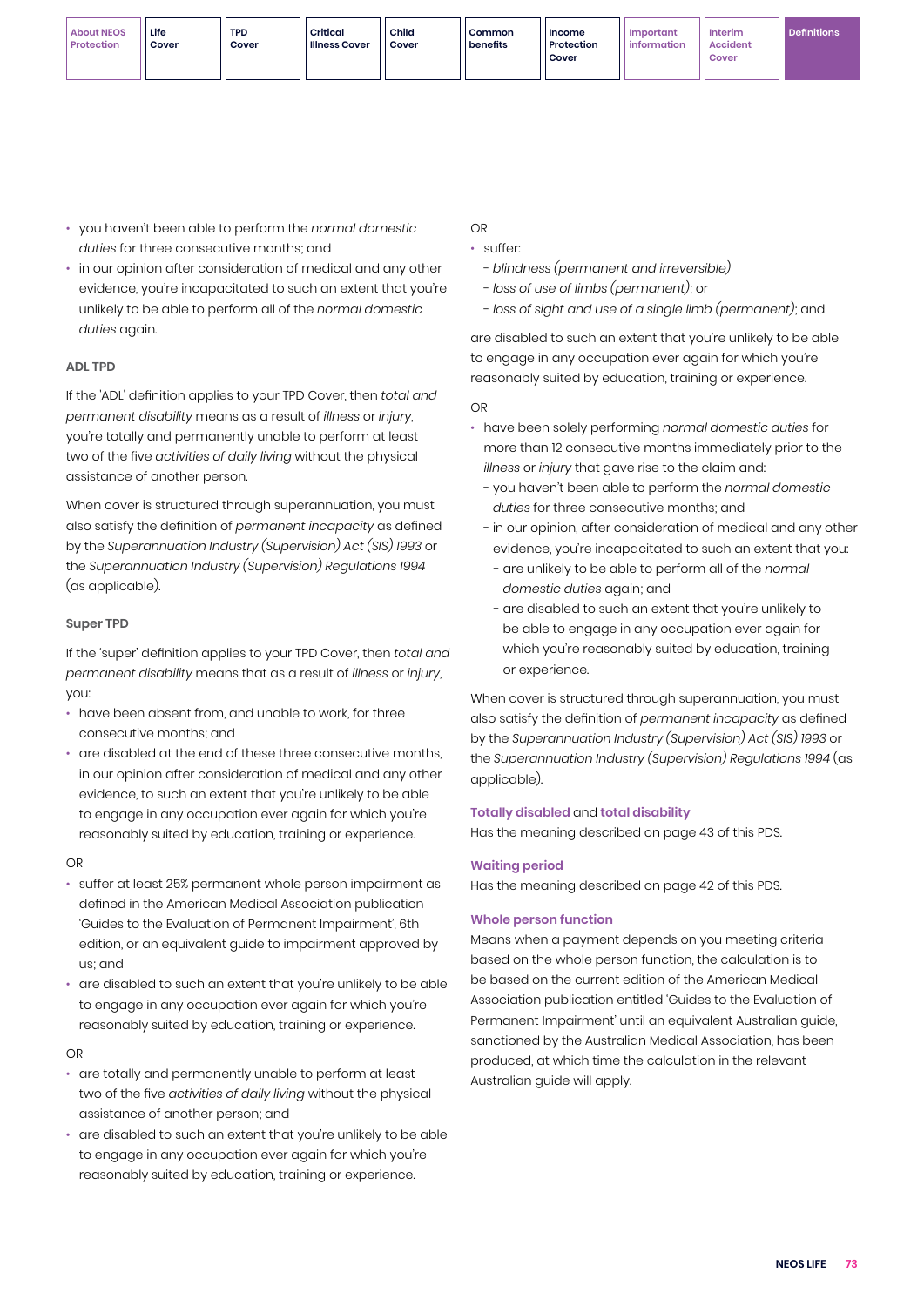- you haven't been able to perform the *normal domestic duties* for three consecutive months; and
- in our opinion after consideration of medical and any other evidence, you're incapacitated to such an extent that you're unlikely to be able to perform all of the *normal domestic duties* again.

#### ADL TPD

If the 'ADL' definition applies to your TPD Cover, then *total and permanent disability* means as a result of *illness* or *injury*, you're totally and permanently unable to perform at least two of the five *activities of daily living* without the physical assistance of another person.

When cover is structured through superannuation, you must also satisfy the definition of *permanent incapacity* as defined by the *Superannuation Industry (Supervision) Act (SIS) 1993* or the *Superannuation Industry (Supervision) Regulations 1994* (as applicable).

#### Super TPD

If the 'super' definition applies to your TPD Cover, then *total and permanent disability* means that as a result of *illness* or *injury*, you:

- have been absent from, and unable to work, for three consecutive months; and
- are disabled at the end of these three consecutive months, in our opinion after consideration of medical and any other evidence, to such an extent that you're unlikely to be able to engage in any occupation ever again for which you're reasonably suited by education, training or experience.

OR

- suffer at least 25% permanent whole person impairment as defined in the American Medical Association publication 'Guides to the Evaluation of Permanent Impairment', 6th edition, or an equivalent guide to impairment approved by us; and
- are disabled to such an extent that you're unlikely to be able to engage in any occupation ever again for which you're reasonably suited by education, training or experience.

OR

- are totally and permanently unable to perform at least two of the five *activities of daily living* without the physical assistance of another person; and
- are disabled to such an extent that you're unlikely to be able to engage in any occupation ever again for which you're reasonably suited by education, training or experience.

OR

- suffer:
  - *blindness (permanent and irreversible)*
  - *loss of use of limbs (permanent)*; or
  - *loss of sight and use of a single limb (permanent)*; and

are disabled to such an extent that you're unlikely to be able to engage in any occupation ever again for which you're reasonably suited by education, training or experience.

OR

- have been solely performing *normal domestic duties* for more than 12 consecutive months immediately prior to the *illness* or *injury* that gave rise to the claim and:
  - you haven't been able to perform the *normal domestic duties* for three consecutive months; and
  - in our opinion, after consideration of medical and any other evidence, you're incapacitated to such an extent that you:
    - are unlikely to be able to perform all of the *normal domestic duties* again; and
    - are disabled to such an extent that you're unlikely to be able to engage in any occupation ever again for which you're reasonably suited by education, training or experience.

When cover is structured through superannuation, you must also satisfy the definition of *permanent incapacity* as defined by the *Superannuation Industry (Supervision) Act (SIS) 1993* or the *Superannuation Industry (Supervision) Regulations 1994* (as applicable).

**Totally disabled** and **total disability**

Has the meaning described on page 43 of this PDS.

**Waiting period**

Has the meaning described on page 42 of this PDS.

**Whole person function**

Means when a payment depends on you meeting criteria based on the whole person function, the calculation is to be based on the current edition of the American Medical Association publication entitled 'Guides to the Evaluation of Permanent Impairment' until an equivalent Australian guide, sanctioned by the Australian Medical Association, has been produced, at which time the calculation in the relevant Australian guide will apply.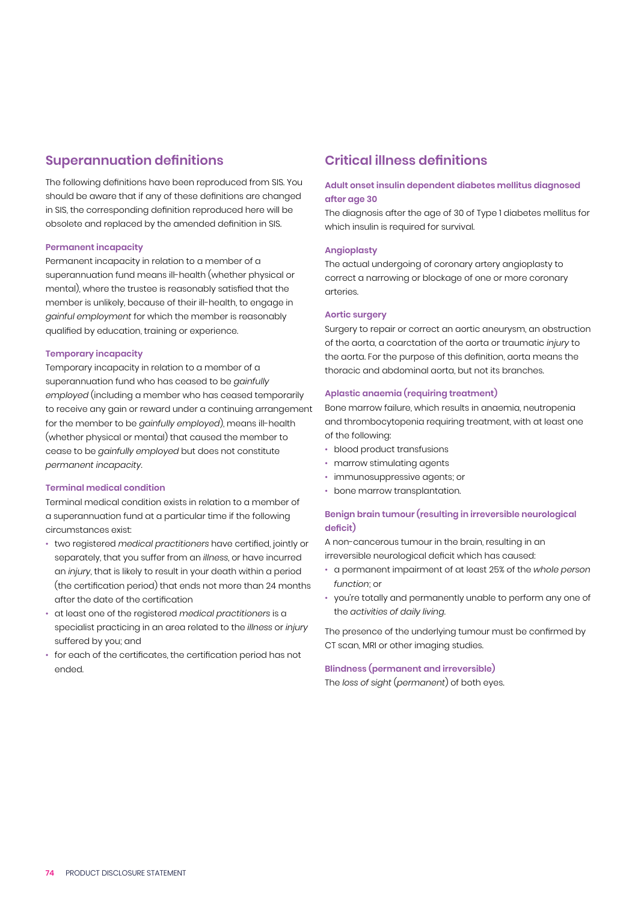## Superannuation definitions

The following definitions have been reproduced from SIS. You should be aware that if any of these definitions are changed in SIS, the corresponding definition reproduced here will be obsolete and replaced by the amended definition in SIS.

### Permanent incapacity

Permanent incapacity in relation to a member of a superannuation fund means ill-health (whether physical or mental), where the trustee is reasonably satisfied that the member is unlikely, because of their ill-health, to engage in *gainful employment* for which the member is reasonably qualified by education, training or experience.

### Temporary incapacity

Temporary incapacity in relation to a member of a superannuation fund who has ceased to be *gainfully employed* (including a member who has ceased temporarily to receive any gain or reward under a continuing arrangement for the member to be *gainfully employed*), means ill-health (whether physical or mental) that caused the member to cease to be *gainfully employed* but does not constitute *permanent incapacity*.

### Terminal medical condition

Terminal medical condition exists in relation to a member of a superannuation fund at a particular time if the following circumstances exist:

- two registered *medical practitioners* have certified, jointly or separately, that you suffer from an *illness*, or have incurred an *injury*, that is likely to result in your death within a period (the certification period) that ends not more than 24 months after the date of the certification
- at least one of the registered *medical practitioners* is a specialist practicing in an area related to the *illness* or *injury* suffered by you; and
- for each of the certificates, the certification period has not ended.

## Critical illness definitions

### Adult onset insulin dependent diabetes mellitus diagnosed after age 30

The diagnosis after the age of 30 of Type 1 diabetes mellitus for which insulin is required for survival.

### Angioplasty

The actual undergoing of coronary artery angioplasty to correct a narrowing or blockage of one or more coronary arteries.

### Aortic surgery

Surgery to repair or correct an aortic aneurysm, an obstruction of the aorta, a coarctation of the aorta or traumatic *injury* to the aorta. For the purpose of this definition, aorta means the thoracic and abdominal aorta, but not its branches.

### Aplastic anaemia (requiring treatment)

Bone marrow failure, which results in anaemia, neutropenia and thrombocytopenia requiring treatment, with at least one of the following:

- blood product transfusions
- marrow stimulating agents
- immunosuppressive agents; or
- bone marrow transplantation.

### Benign brain tumour (resulting in irreversible neurological deficit)

A non-cancerous tumour in the brain, resulting in an irreversible neurological deficit which has caused:

- a permanent impairment of at least 25% of the *whole person function*; or
- you're totally and permanently unable to perform any one of the *activities of daily living*.

The presence of the underlying tumour must be confirmed by CT scan, MRI or other imaging studies.

### Blindness (permanent and irreversible)

The *loss of sight* (*permanent*) of both eyes.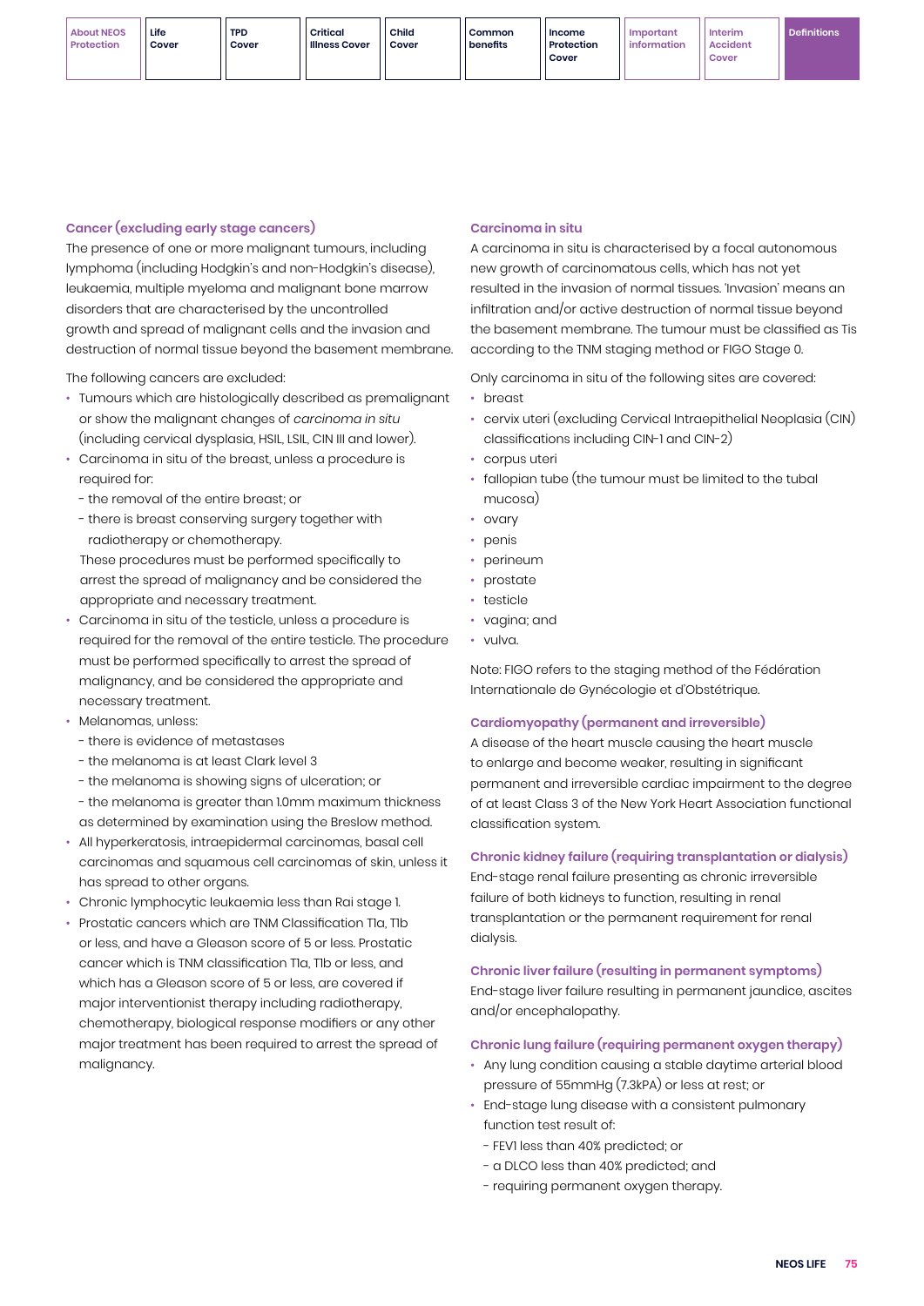### Cancer (excluding early stage cancers)

The presence of one or more malignant tumours, including lymphoma (including Hodgkin's and non-Hodgkin's disease), leukaemia, multiple myeloma and malignant bone marrow disorders that are characterised by the uncontrolled growth and spread of malignant cells and the invasion and destruction of normal tissue beyond the basement membrane.

The following cancers are excluded:

- Tumours which are histologically described as premalignant or show the malignant changes of *carcinoma in situ* (including cervical dysplasia, HSIL, LSIL, CIN III and lower).
- Carcinoma in situ of the breast, unless a procedure is required for:
  - the removal of the entire breast; or
  - there is breast conserving surgery together with radiotherapy or chemotherapy.

  These procedures must be performed specifically to arrest the spread of malignancy and be considered the appropriate and necessary treatment.
- Carcinoma in situ of the testicle, unless a procedure is required for the removal of the entire testicle. The procedure must be performed specifically to arrest the spread of malignancy, and be considered the appropriate and necessary treatment.
- Melanomas, unless:
  - there is evidence of metastases
  - the melanoma is at least Clark level 3
  - the melanoma is showing signs of ulceration; or
  - the melanoma is greater than 1.0mm maximum thickness as determined by examination using the Breslow method.
- All hyperkeratosis, intraepidermal carcinomas, basal cell carcinomas and squamous cell carcinomas of skin, unless it has spread to other organs.
- Chronic lymphocytic leukaemia less than Rai stage 1.
- Prostatic cancers which are TNM Classification T1a, T1b or less, and have a Gleason score of 5 or less. Prostatic cancer which is TNM classification T1a, T1b or less, and which has a Gleason score of 5 or less, are covered if major interventionist therapy including radiotherapy, chemotherapy, biological response modifiers or any other major treatment has been required to arrest the spread of malignancy.

### Carcinoma in situ

A carcinoma in situ is characterised by a focal autonomous new growth of carcinomatous cells, which has not yet resulted in the invasion of normal tissues. 'Invasion' means an infiltration and/or active destruction of normal tissue beyond the basement membrane. The tumour must be classified as Tis according to the TNM staging method or FIGO Stage 0.

Only carcinoma in situ of the following sites are covered:

- breast
- cervix uteri (excluding Cervical Intraepithelial Neoplasia (CIN) classifications including CIN-1 and CIN-2)
- corpus uteri
- fallopian tube (the tumour must be limited to the tubal mucosa)
- ovary
- penis
- perineum
- prostate
- testicle
- vagina; and
- vulva.

Note: FIGO refers to the staging method of the Fédération Internationale de Gynécologie et d'Obstétrique.

### Cardiomyopathy (permanent and irreversible)

A disease of the heart muscle causing the heart muscle to enlarge and become weaker, resulting in significant permanent and irreversible cardiac impairment to the degree of at least Class 3 of the New York Heart Association functional classification system.

### Chronic kidney failure (requiring transplantation or dialysis)

End-stage renal failure presenting as chronic irreversible failure of both kidneys to function, resulting in renal transplantation or the permanent requirement for renal dialysis.

### Chronic liver failure (resulting in permanent symptoms)

End-stage liver failure resulting in permanent jaundice, ascites and/or encephalopathy.

### Chronic lung failure (requiring permanent oxygen therapy)

- Any lung condition causing a stable daytime arterial blood pressure of 55mmHg (7.3kPA) or less at rest; or
- End-stage lung disease with a consistent pulmonary function test result of:
  - FEV1 less than 40% predicted; or
  - a DLCO less than 40% predicted; and
  - requiring permanent oxygen therapy.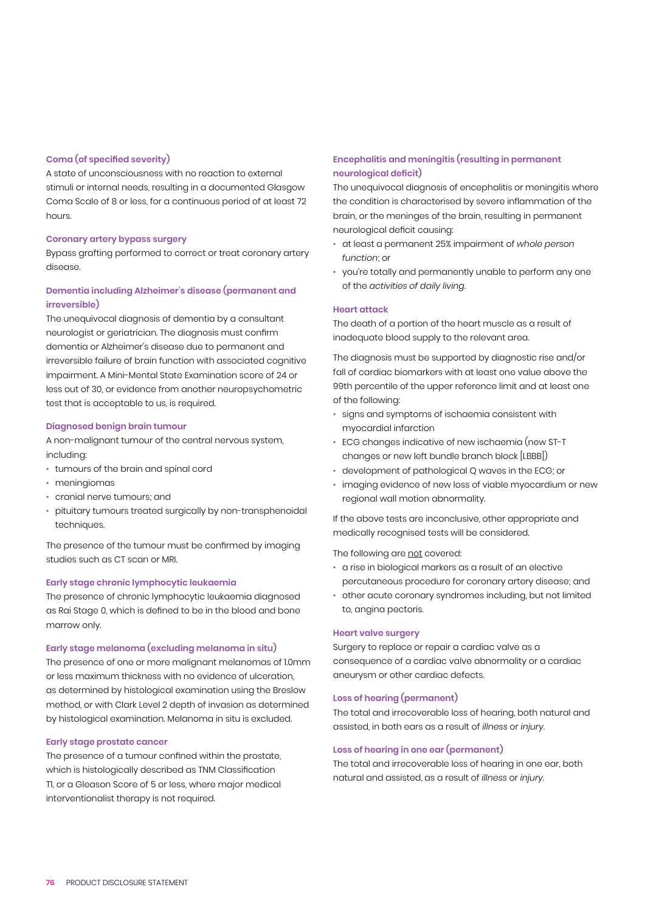### Coma (of specified severity)

A state of unconsciousness with no reaction to external stimuli or internal needs, resulting in a documented Glasgow Coma Scale of 8 or less, for a continuous period of at least 72 hours.

### Coronary artery bypass surgery

Bypass grafting performed to correct or treat coronary artery disease.

### Dementia including Alzheimer's disease (permanent and irreversible)

The unequivocal diagnosis of dementia by a consultant neurologist or geriatrician. The diagnosis must confirm dementia or Alzheimer's disease due to permanent and irreversible failure of brain function with associated cognitive impairment. A Mini-Mental State Examination score of 24 or less out of 30, or evidence from another neuropsychometric test that is acceptable to us, is required.

### Diagnosed benign brain tumour

A non-malignant tumour of the central nervous system, including:

- tumours of the brain and spinal cord
- meningiomas
- cranial nerve tumours; and
- pituitary tumours treated surgically by non-transphenoidal techniques.

The presence of the tumour must be confirmed by imaging studies such as CT scan or MRI.

### Early stage chronic lymphocytic leukaemia

The presence of chronic lymphocytic leukaemia diagnosed as Rai Stage 0, which is defined to be in the blood and bone marrow only.

### Early stage melanoma (excluding melanoma in situ)

The presence of one or more malignant melanomas of 1.0mm or less maximum thickness with no evidence of ulceration, as determined by histological examination using the Breslow method, or with Clark Level 2 depth of invasion as determined by histological examination. Melanoma in situ is excluded.

### Early stage prostate cancer

The presence of a tumour confined within the prostate, which is histologically described as TNM Classification T1, or a Gleason Score of 5 or less, where major medical interventionalist therapy is not required.

### Encephalitis and meningitis (resulting in permanent neurological deficit)

The unequivocal diagnosis of encephalitis or meningitis where the condition is characterised by severe inflammation of the brain, or the meninges of the brain, resulting in permanent neurological deficit causing:

- at least a permanent 25% impairment of *whole person function*; or
- you're totally and permanently unable to perform any one of the *activities of daily living*.

### Heart attack

The death of a portion of the heart muscle as a result of inadequate blood supply to the relevant area.

The diagnosis must be supported by diagnostic rise and/or fall of cardiac biomarkers with at least one value above the 99th percentile of the upper reference limit and at least one of the following:

- signs and symptoms of ischaemia consistent with myocardial infarction
- ECG changes indicative of new ischaemia (new ST-T changes or new left bundle branch block [LBBB])
- development of pathological Q waves in the ECG; or
- imaging evidence of new loss of viable myocardium or new regional wall motion abnormality.

If the above tests are inconclusive, other appropriate and medically recognised tests will be considered.

The following are not covered:

- a rise in biological markers as a result of an elective percutaneous procedure for coronary artery disease; and
- other acute coronary syndromes including, but not limited to, angina pectoris.

### Heart valve surgery

Surgery to replace or repair a cardiac valve as a consequence of a cardiac valve abnormality or a cardiac aneurysm or other cardiac defects.

### Loss of hearing (permanent)

The total and irrecoverable loss of hearing, both natural and assisted, in both ears as a result of *illness* or *injury*.

### Loss of hearing in one ear (permanent)

The total and irrecoverable loss of hearing in one ear, both natural and assisted, as a result of *illness* or *injury*.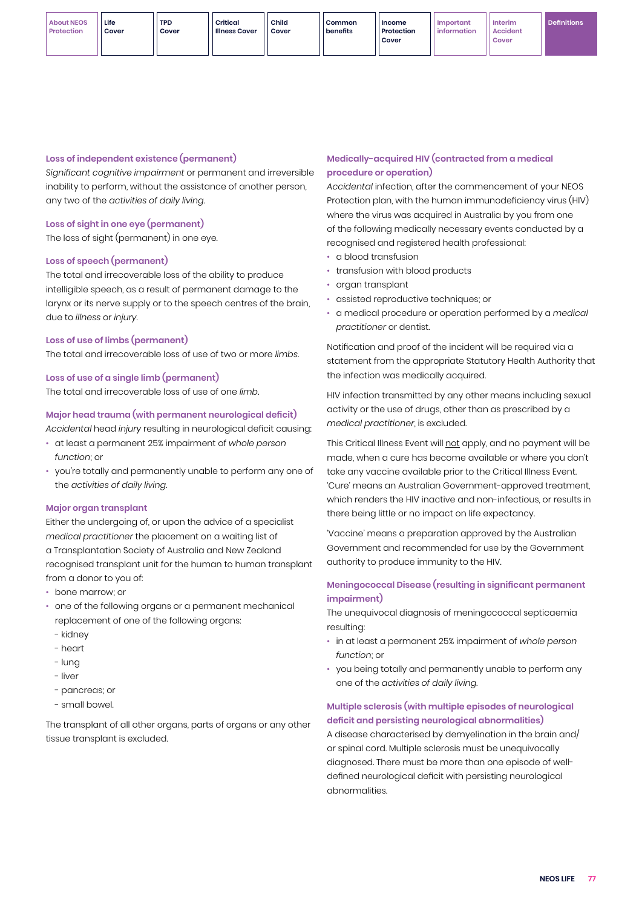### Loss of independent existence (permanent)

*Significant cognitive impairment* or permanent and irreversible inability to perform, without the assistance of another person, any two of the *activities of daily living.*

### Loss of sight in one eye (permanent)

The loss of sight (permanent) in one eye.

### Loss of speech (permanent)

The total and irrecoverable loss of the ability to produce intelligible speech, as a result of permanent damage to the larynx or its nerve supply or to the speech centres of the brain, due to *illness* or *injury*.

### Loss of use of limbs (permanent)

The total and irrecoverable loss of use of two or more *limbs*.

### Loss of use of a single limb (permanent)

The total and irrecoverable loss of use of one *limb*.

### Major head trauma (with permanent neurological deficit)

*Accidental* head *injury* resulting in neurological deficit causing:

- at least a permanent 25% impairment of *whole person function*; or
- you're totally and permanently unable to perform any one of the *activities of daily living.*

### Major organ transplant

Either the undergoing of, or upon the advice of a specialist *medical practitioner* the placement on a waiting list of a Transplantation Society of Australia and New Zealand recognised transplant unit for the human to human transplant from a donor to you of:

- bone marrow; or
- one of the following organs or a permanent mechanical replacement of one of the following organs:
  - kidney
  - heart
  - lung
  - liver
  - pancreas; or
  - small bowel.

The transplant of all other organs, parts of organs or any other tissue transplant is excluded.

### Medically-acquired HIV (contracted from a medical procedure or operation)

*Accidental* infection, after the commencement of your NEOS Protection plan, with the human immunodeficiency virus (HIV) where the virus was acquired in Australia by you from one of the following medically necessary events conducted by a recognised and registered health professional:

- a blood transfusion
- transfusion with blood products
- organ transplant
- assisted reproductive techniques; or
- a medical procedure or operation performed by a *medical practitioner* or dentist.

Notification and proof of the incident will be required via a statement from the appropriate Statutory Health Authority that the infection was medically acquired.

HIV infection transmitted by any other means including sexual activity or the use of drugs, other than as prescribed by a *medical practitioner*, is excluded.

This Critical Illness Event will not apply, and no payment will be made, when a cure has become available or where you don't take any vaccine available prior to the Critical Illness Event. 'Cure' means an Australian Government-approved treatment, which renders the HIV inactive and non-infectious, or results in there being little or no impact on life expectancy.

'Vaccine' means a preparation approved by the Australian Government and recommended for use by the Government authority to produce immunity to the HIV.

### Meningococcal Disease (resulting in significant permanent impairment)

The unequivocal diagnosis of meningococcal septicaemia resulting:

- in at least a permanent 25% impairment of *whole person function*; or
- you being totally and permanently unable to perform any one of the *activities of daily living.*

### Multiple sclerosis (with multiple episodes of neurological deficit and persisting neurological abnormalities)

A disease characterised by demyelination in the brain and/or spinal cord. Multiple sclerosis must be unequivocally diagnosed. There must be more than one episode of well-defined neurological deficit with persisting neurological abnormalities.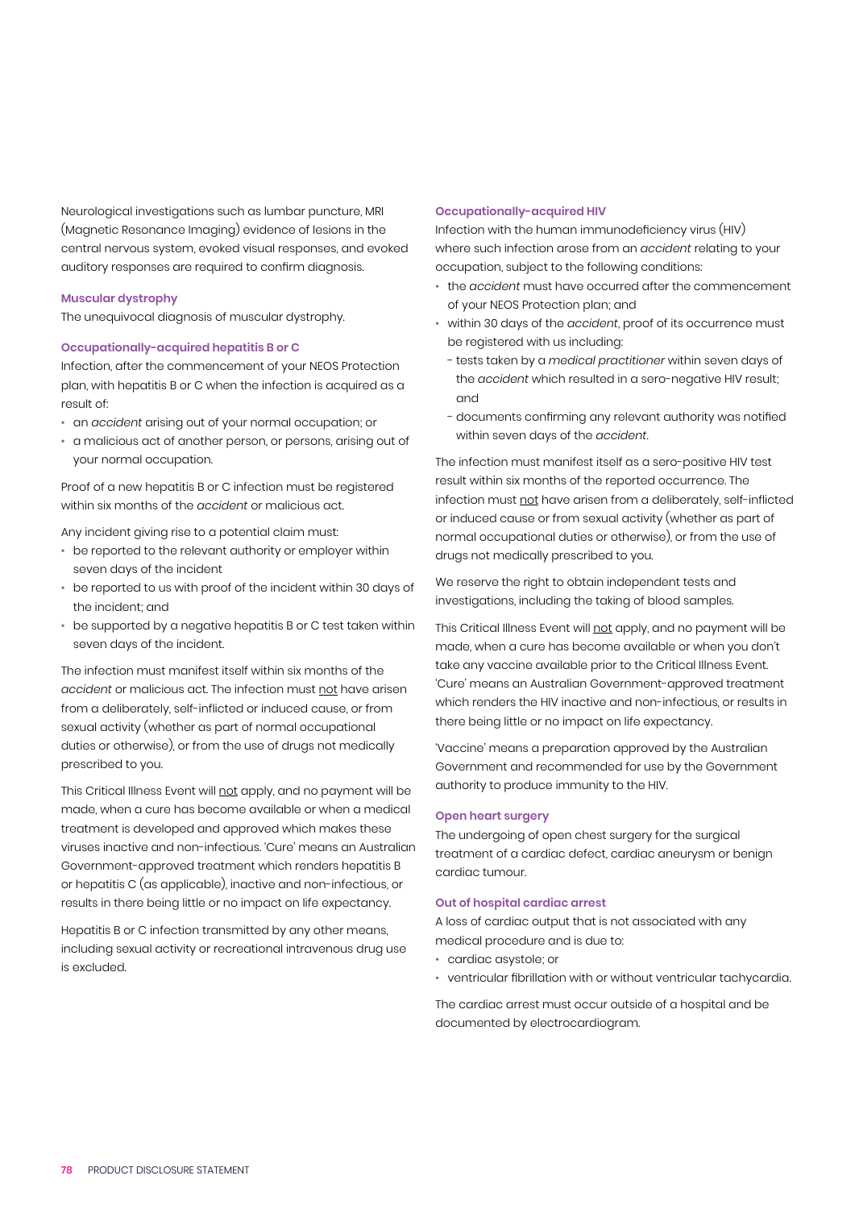Neurological investigations such as lumbar puncture, MRI (Magnetic Resonance Imaging) evidence of lesions in the central nervous system, evoked visual responses, and evoked auditory responses are required to confirm diagnosis.

#### Muscular dystrophy

The unequivocal diagnosis of muscular dystrophy.

#### Occupationally-acquired hepatitis B or C

Infection, after the commencement of your NEOS Protection plan, with hepatitis B or C when the infection is acquired as a result of:

- an *accident* arising out of your normal occupation; or
- a malicious act of another person, or persons, arising out of your normal occupation.

Proof of a new hepatitis B or C infection must be registered within six months of the *accident* or malicious act.

Any incident giving rise to a potential claim must:

- be reported to the relevant authority or employer within seven days of the incident
- be reported to us with proof of the incident within 30 days of the incident; and
- be supported by a negative hepatitis B or C test taken within seven days of the incident.

The infection must manifest itself within six months of the *accident* or malicious act. The infection must not have arisen from a deliberately, self-inflicted or induced cause, or from sexual activity (whether as part of normal occupational duties or otherwise), or from the use of drugs not medically prescribed to you.

This Critical Illness Event will not apply, and no payment will be made, when a cure has become available or when a medical treatment is developed and approved which makes these viruses inactive and non-infectious. 'Cure' means an Australian Government-approved treatment which renders hepatitis B or hepatitis C (as applicable), inactive and non-infectious, or results in there being little or no impact on life expectancy.

Hepatitis B or C infection transmitted by any other means, including sexual activity or recreational intravenous drug use is excluded.

#### Occupationally-acquired HIV

Infection with the human immunodeficiency virus (HIV) where such infection arose from an *accident* relating to your occupation, subject to the following conditions:

- the *accident* must have occurred after the commencement of your NEOS Protection plan; and
- within 30 days of the *accident*, proof of its occurrence must be registered with us including:
  - tests taken by a *medical practitioner* within seven days of the *accident* which resulted in a sero-negative HIV result; and
  - documents confirming any relevant authority was notified within seven days of the *accident*.

The infection must manifest itself as a sero-positive HIV test result within six months of the reported occurrence. The infection must not have arisen from a deliberately, self-inflicted or induced cause or from sexual activity (whether as part of normal occupational duties or otherwise), or from the use of drugs not medically prescribed to you.

We reserve the right to obtain independent tests and investigations, including the taking of blood samples.

This Critical Illness Event will not apply, and no payment will be made, when a cure has become available or when you don't take any vaccine available prior to the Critical Illness Event. 'Cure' means an Australian Government-approved treatment which renders the HIV inactive and non-infectious, or results in there being little or no impact on life expectancy.

'Vaccine' means a preparation approved by the Australian Government and recommended for use by the Government authority to produce immunity to the HIV.

#### Open heart surgery

The undergoing of open chest surgery for the surgical treatment of a cardiac defect, cardiac aneurysm or benign cardiac tumour.

#### Out of hospital cardiac arrest

A loss of cardiac output that is not associated with any medical procedure and is due to:

- cardiac asystole; or
- ventricular fibrillation with or without ventricular tachycardia.

The cardiac arrest must occur outside of a hospital and be documented by electrocardiogram.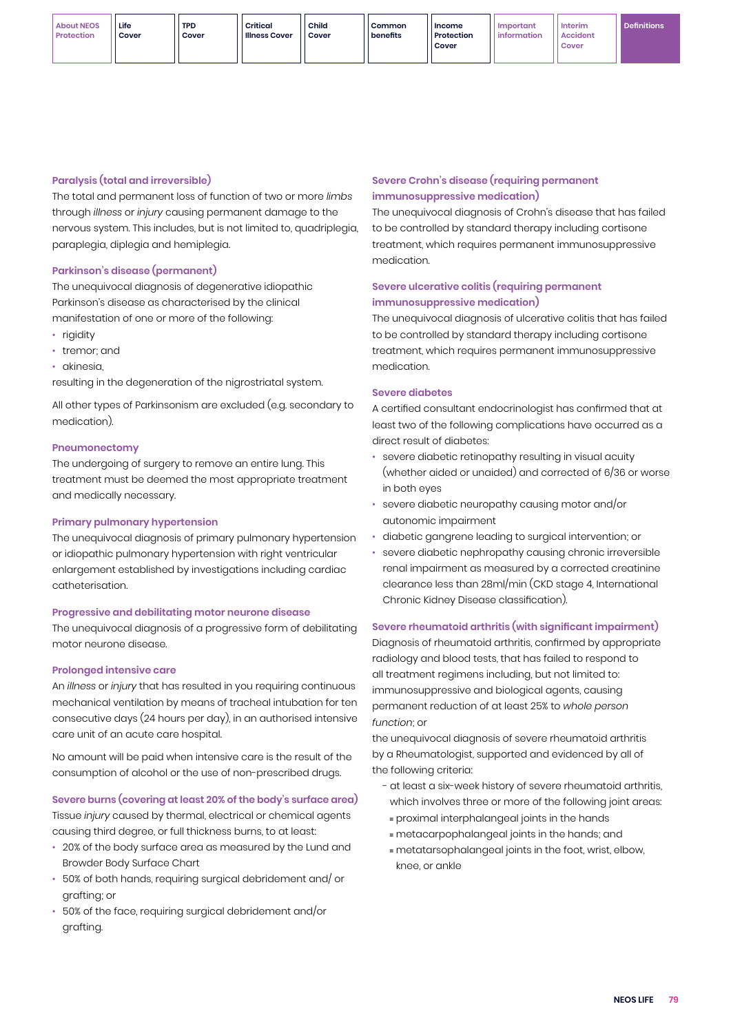### Paralysis (total and irreversible)

The total and permanent loss of function of two or more *limbs* through *illness* or *injury* causing permanent damage to the nervous system. This includes, but is not limited to, quadriplegia, paraplegia, diplegia and hemiplegia.

### Parkinson's disease (permanent)

The unequivocal diagnosis of degenerative idiopathic Parkinson's disease as characterised by the clinical manifestation of one or more of the following:

- rigidity
- tremor; and
- akinesia,

resulting in the degeneration of the nigrostriatal system.

All other types of Parkinsonism are excluded (e.g. secondary to medication).

### Pneumonectomy

The undergoing of surgery to remove an entire lung. This treatment must be deemed the most appropriate treatment and medically necessary.

### Primary pulmonary hypertension

The unequivocal diagnosis of primary pulmonary hypertension or idiopathic pulmonary hypertension with right ventricular enlargement established by investigations including cardiac catheterisation.

### Progressive and debilitating motor neurone disease

The unequivocal diagnosis of a progressive form of debilitating motor neurone disease.

### Prolonged intensive care

An *illness* or *injury* that has resulted in you requiring continuous mechanical ventilation by means of tracheal intubation for ten consecutive days (24 hours per day), in an authorised intensive care unit of an acute care hospital.

No amount will be paid when intensive care is the result of the consumption of alcohol or the use of non-prescribed drugs.

### Severe burns (covering at least 20% of the body's surface area)

Tissue *injury* caused by thermal, electrical or chemical agents causing third degree, or full thickness burns, to at least:

- 20% of the body surface area as measured by the Lund and Browder Body Surface Chart
- 50% of both hands, requiring surgical debridement and/ or grafting; or
- 50% of the face, requiring surgical debridement and/or grafting.

### Severe Crohn's disease (requiring permanent immunosuppressive medication)

The unequivocal diagnosis of Crohn's disease that has failed to be controlled by standard therapy including cortisone treatment, which requires permanent immunosuppressive medication.

### Severe ulcerative colitis (requiring permanent immunosuppressive medication)

The unequivocal diagnosis of ulcerative colitis that has failed to be controlled by standard therapy including cortisone treatment, which requires permanent immunosuppressive medication.

### Severe diabetes

A certified consultant endocrinologist has confirmed that at least two of the following complications have occurred as a direct result of diabetes:

- severe diabetic retinopathy resulting in visual acuity (whether aided or unaided) and corrected of 6/36 or worse in both eyes
- severe diabetic neuropathy causing motor and/or autonomic impairment
- diabetic gangrene leading to surgical intervention; or
- severe diabetic nephropathy causing chronic irreversible renal impairment as measured by a corrected creatinine clearance less than 28ml/min (CKD stage 4, International Chronic Kidney Disease classification).

### Severe rheumatoid arthritis (with significant impairment)

Diagnosis of rheumatoid arthritis, confirmed by appropriate radiology and blood tests, that has failed to respond to all treatment regimens including, but not limited to: immunosuppressive and biological agents, causing permanent reduction of at least 25% to *whole person function*; or

the unequivocal diagnosis of severe rheumatoid arthritis by a Rheumatologist, supported and evidenced by all of the following criteria:

- at least a six-week history of severe rheumatoid arthritis, which involves three or more of the following joint areas:
  - proximal interphalangeal joints in the hands
  - metacarpophalangeal joints in the hands; and
  - metatarsophalangeal joints in the foot, wrist, elbow, knee, or ankle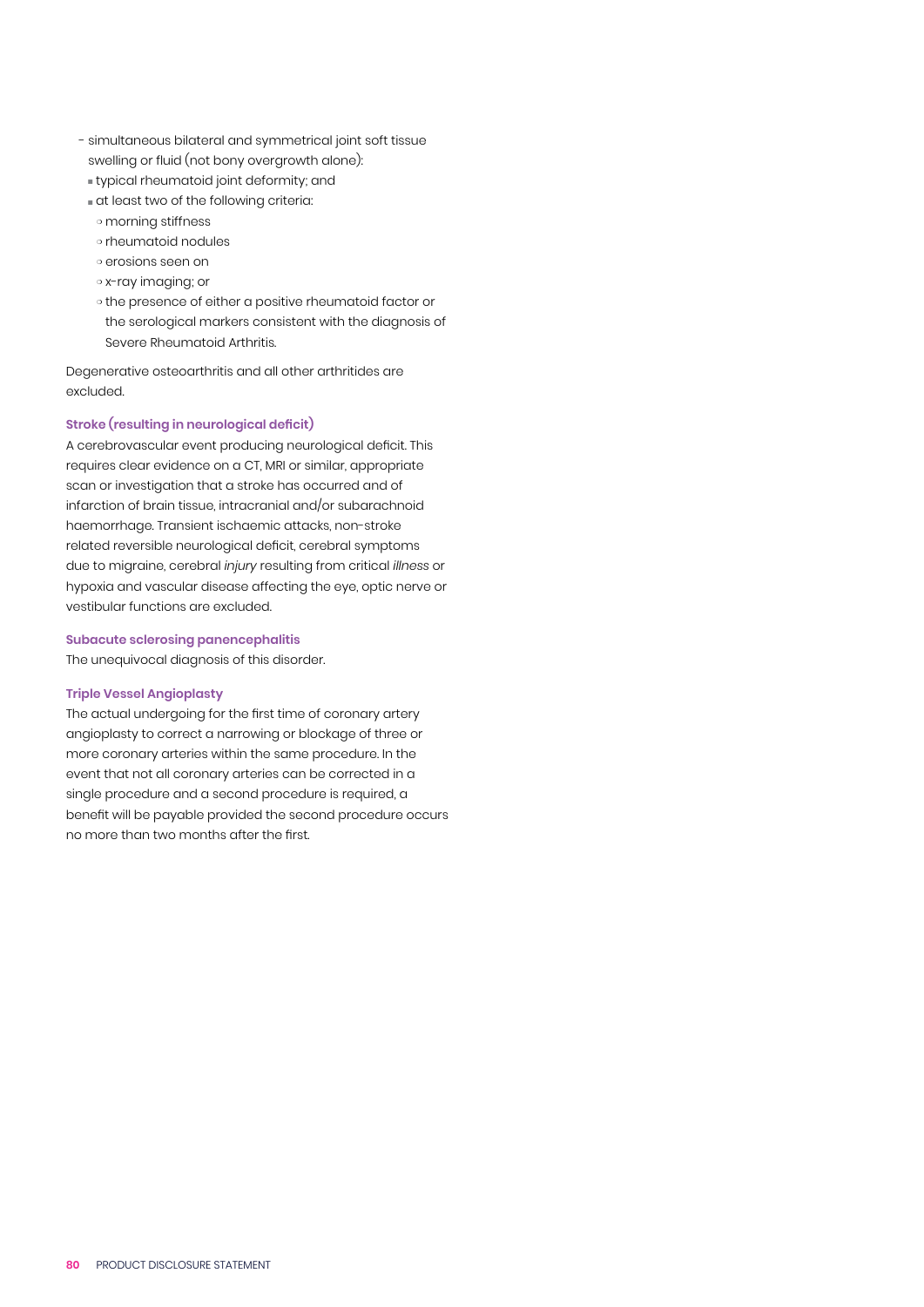- simultaneous bilateral and symmetrical joint soft tissue swelling or fluid (not bony overgrowth alone):
  - typical rheumatoid joint deformity; and
  - at least two of the following criteria:
    - morning stiffness
    - rheumatoid nodules
    - erosions seen on
    - x-ray imaging; or
    - the presence of either a positive rheumatoid factor or the serological markers consistent with the diagnosis of Severe Rheumatoid Arthritis.

Degenerative osteoarthritis and all other arthritides are excluded.

#### Stroke (resulting in neurological deficit)

A cerebrovascular event producing neurological deficit. This requires clear evidence on a CT, MRI or similar, appropriate scan or investigation that a stroke has occurred and of infarction of brain tissue, intracranial and/or subarachnoid haemorrhage. Transient ischaemic attacks, non-stroke related reversible neurological deficit, cerebral symptoms due to migraine, cerebral *injury* resulting from critical *illness* or hypoxia and vascular disease affecting the eye, optic nerve or vestibular functions are excluded.

#### Subacute sclerosing panencephalitis

The unequivocal diagnosis of this disorder.

#### Triple Vessel Angioplasty

The actual undergoing for the first time of coronary artery angioplasty to correct a narrowing or blockage of three or more coronary arteries within the same procedure. In the event that not all coronary arteries can be corrected in a single procedure and a second procedure is required, a benefit will be payable provided the second procedure occurs no more than two months after the first.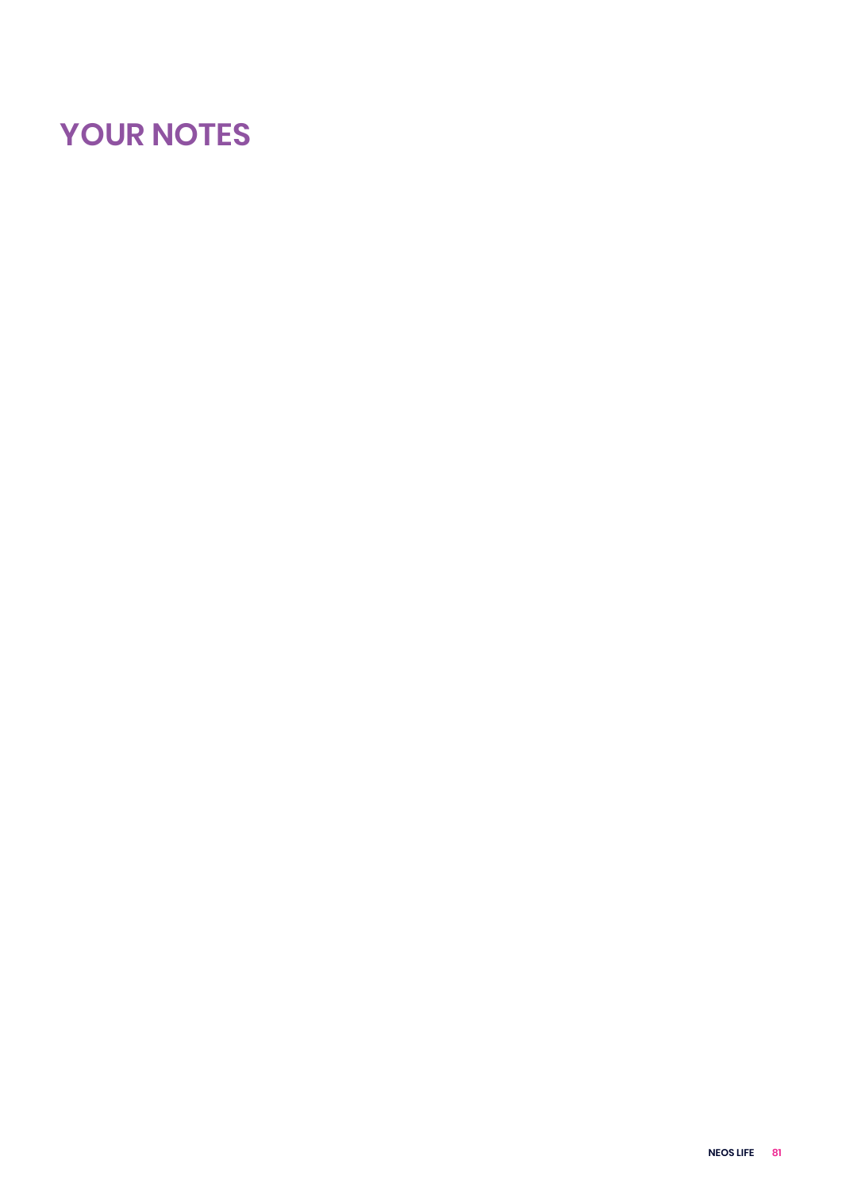# YOUR NOTES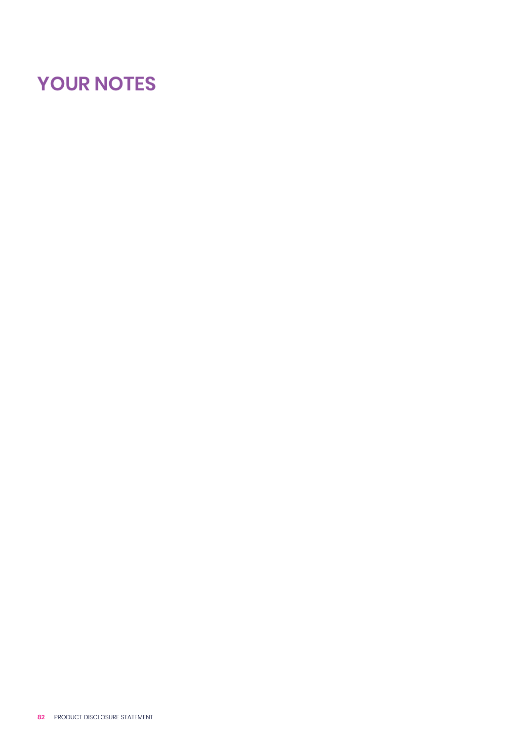# YOUR NOTES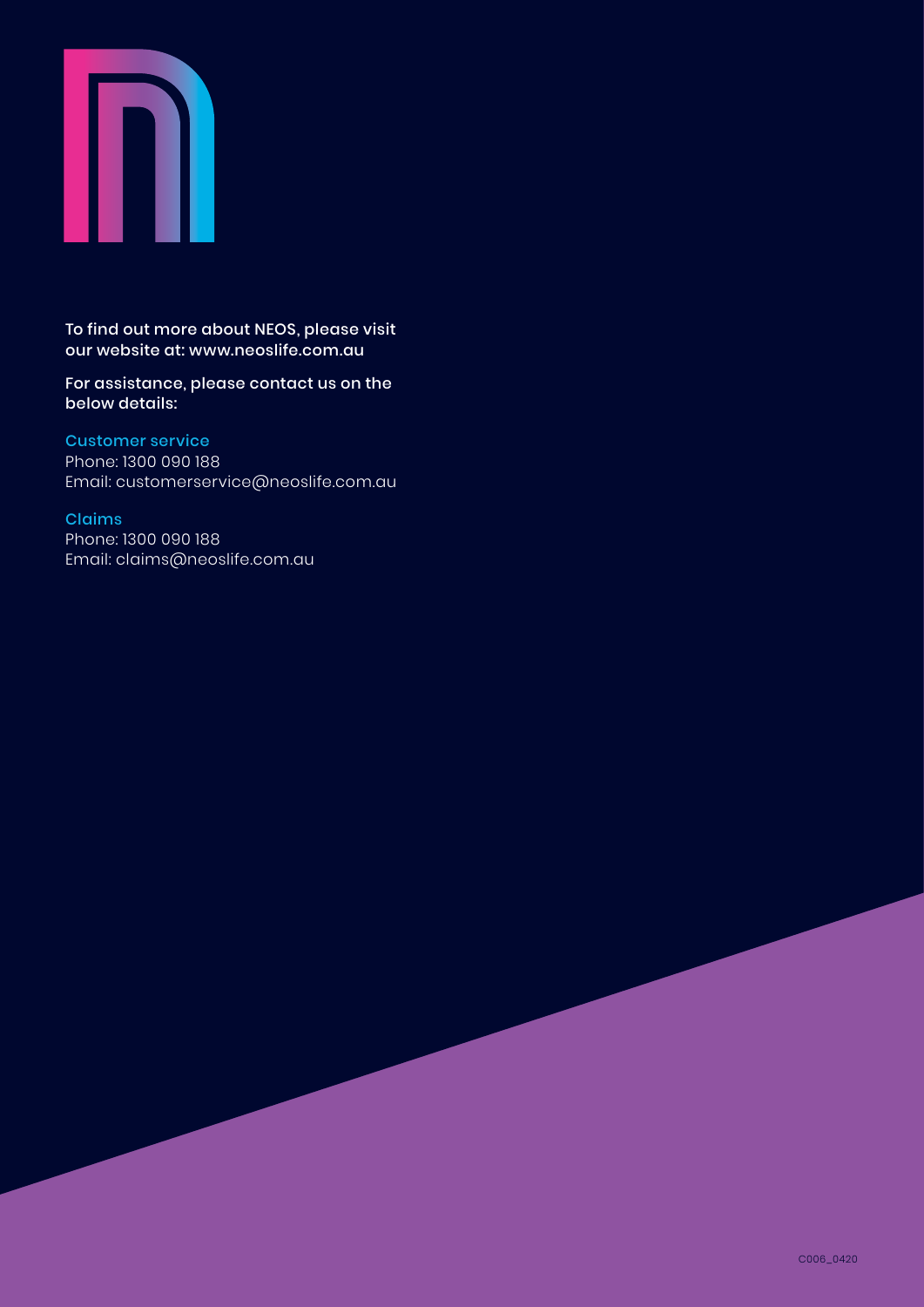To find out more about NEOS, please visit our website at: www.neoslife.com.au

For assistance, please contact us on the below details:

**Customer service**
Phone: 1300 090 188
Email: customerservice@neoslife.com.au

**Claims**
Phone: 1300 090 188
Email: claims@neoslife.com.au

C006_0420